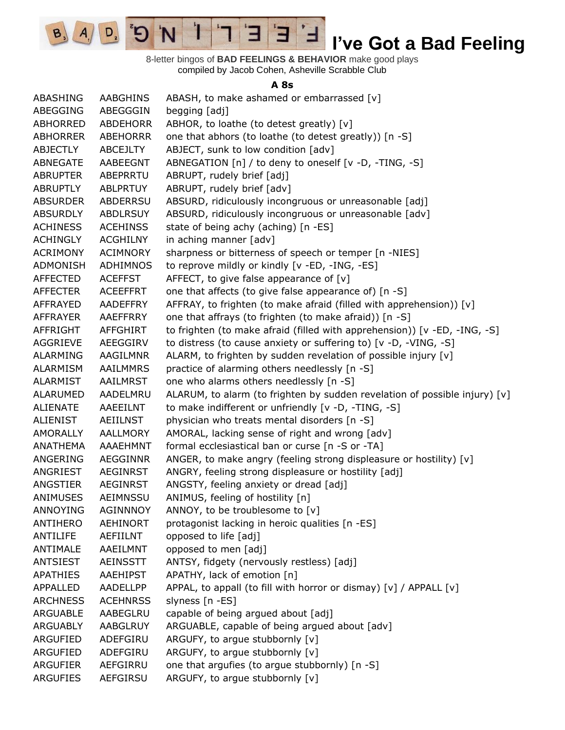# I've Got a Bad Feeling

8-letter bingos of **BAD FEELINGS & BEHAVIOR** make good plays
compiled by Jacob Cohen, Asheville Scrabble Club

### A 8s

| | | |
|---|---|---|
| ABASHING | AABGHINS | ABASH, to make ashamed or embarrassed [v] |
| ABEGGING | ABEGGGIN | begging [adj] |
| ABHORRED | ABDEHORR | ABHOR, to loathe (to detest greatly) [v] |
| ABHORRER | ABEHORRR | one that abhors (to loathe (to detest greatly)) [n -S] |
| ABJECTLY | ABCEJLTY | ABJECT, sunk to low condition [adv] |
| ABNEGATE | AABEEGNT | ABNEGATION [n] / to deny to oneself [v -D, -TING, -S] |
| ABRUPTER | ABEPRRTU | ABRUPT, rudely brief [adj] |
| ABRUPTLY | ABLPRTUY | ABRUPT, rudely brief [adv] |
| ABSURDER | ABDERRSU | ABSURD, ridiculously incongruous or unreasonable [adj] |
| ABSURDLY | ABDLRSUY | ABSURD, ridiculously incongruous or unreasonable [adv] |
| ACHINESS | ACEHINSS | state of being achy (aching) [n -ES] |
| ACHINGLY | ACGHILNY | in aching manner [adv] |
| ACRIMONY | ACIMNORY | sharpness or bitterness of speech or temper [n -NIES] |
| ADMONISH | ADHIMNOS | to reprove mildly or kindly [v -ED, -ING, -ES] |
| AFFECTED | ACEFFST | AFFECT, to give false appearance of [v] |
| AFFECTER | ACEEFFRT | one that affects (to give false appearance of) [n -S] |
| AFFRAYED | AADEFFRY | AFFRAY, to frighten (to make afraid (filled with apprehension)) [v] |
| AFFRAYER | AAEFFRRY | one that affrays (to frighten (to make afraid)) [n -S] |
| AFFRIGHT | AFFGHIRT | to frighten (to make afraid (filled with apprehension)) [v -ED, -ING, -S] |
| AGGRIEVE | AEEGGIRV | to distress (to cause anxiety or suffering to) [v -D, -VING, -S] |
| ALARMING | AAGILMNR | ALARM, to frighten by sudden revelation of possible injury [v] |
| ALARMISM | AAILMMRS | practice of alarming others needlessly [n -S] |
| ALARMIST | AAILMRST | one who alarms others needlessly [n -S] |
| ALARUMED | AADELMRU | ALARUM, to alarm (to frighten by sudden revelation of possible injury) [v] |
| ALIENATE | AAEEILNT | to make indifferent or unfriendly [v -D, -TING, -S] |
| ALIENIST | AEIILNST | physician who treats mental disorders [n -S] |
| AMORALLY | AALLMORY | AMORAL, lacking sense of right and wrong [adv] |
| ANATHEMA | AAAEHMNT | formal ecclesiastical ban or curse [n -S or -TA] |
| ANGERING | AEGGINNR | ANGER, to make angry (feeling strong displeasure or hostility) [v] |
| ANGRIEST | AEGINRST | ANGRY, feeling strong displeasure or hostility [adj] |
| ANGSTIER | AEGINRST | ANGSTY, feeling anxiety or dread [adj] |
| ANIMUSES | AEIMNSSU | ANIMUS, feeling of hostility [n] |
| ANNOYING | AGINNNOY | ANNOY, to be troublesome to [v] |
| ANTIHERO | AEHINORT | protagonist lacking in heroic qualities [n -ES] |
| ANTILIFE | AEFIILNT | opposed to life [adj] |
| ANTIMALE | AAEILMNT | opposed to men [adj] |
| ANTSIEST | AEINSSTT | ANTSY, fidgety (nervously restless) [adj] |
| APATHIES | AAEHIPST | APATHY, lack of emotion [n] |
| APPALLED | AADELLPP | APPAL, to appall (to fill with horror or dismay) [v] / APPALL [v] |
| ARCHNESS | ACEHNRSS | slyness [n -ES] |
| ARGUABLE | AABEGLRU | capable of being argued about [adj] |
| ARGUABLY | AABGLRUY | ARGUABLE, capable of being argued about [adv] |
| ARGUFIED | ADEFGIRU | ARGUFY, to argue stubbornly [v] |
| ARGUFIED | ADEFGIRU | ARGUFY, to argue stubbornly [v] |
| ARGUFIER | AEFGIRRU | one that argufies (to argue stubbornly) [n -S] |
| ARGUFIES | AEFGIRSU | ARGUFY, to argue stubbornly [v] |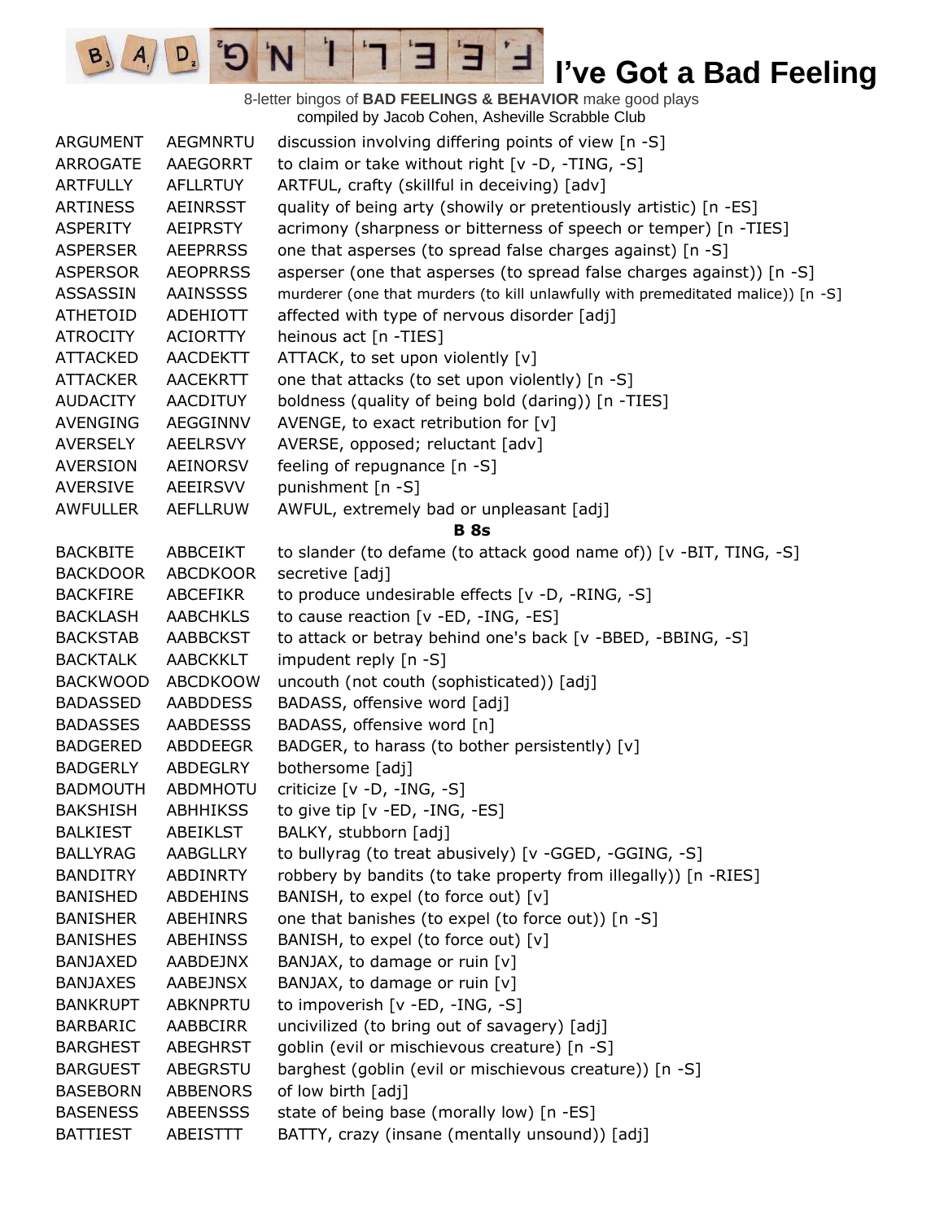# I've Got a Bad Feeling

8-letter bingos of **BAD FEELINGS & BEHAVIOR** make good plays
compiled by Jacob Cohen, Asheville Scrabble Club

| | | |
|---|---|---|
| ARGUMENT | AEGMNRTU | discussion involving differing points of view [n -S] |
| ARROGATE | AAEGORRT | to claim or take without right [v -D, -TING, -S] |
| ARTFULLY | AFLLRTUY | ARTFUL, crafty (skillful in deceiving) [adv] |
| ARTINESS | AEINRSST | quality of being arty (showily or pretentiously artistic) [n -ES] |
| ASPERITY | AEIPRSTY | acrimony (sharpness or bitterness of speech or temper) [n -TIES] |
| ASPERSER | AEEPRRSS | one that asperses (to spread false charges against) [n -S] |
| ASPERSOR | AEOPRRSS | asperser (one that asperses (to spread false charges against)) [n -S] |
| ASSASSIN | AAINSSSS | murderer (one that murders (to kill unlawfully with premeditated malice)) [n -S] |
| ATHETOID | ADEHIOTT | affected with type of nervous disorder [adj] |
| ATROCITY | ACIORTTY | heinous act [n -TIES] |
| ATTACKED | AACDEKTT | ATTACK, to set upon violently [v] |
| ATTACKER | AACEKRTT | one that attacks (to set upon violently) [n -S] |
| AUDACITY | AACDITUY | boldness (quality of being bold (daring)) [n -TIES] |
| AVENGING | AEGGINNV | AVENGE, to exact retribution for [v] |
| AVERSELY | AEELRSVY | AVERSE, opposed; reluctant [adv] |
| AVERSION | AEINORSV | feeling of repugnance [n -S] |
| AVERSIVE | AEEIRSVV | punishment [n -S] |
| AWFULLER | AEFLLRUW | AWFUL, extremely bad or unpleasant [adj] |
| | | **B 8s** |
| BACKBITE | ABBCEIKT | to slander (to defame (to attack good name of)) [v -BIT, TING, -S] |
| BACKDOOR | ABCDKOOR | secretive [adj] |
| BACKFIRE | ABCEFIKR | to produce undesirable effects [v -D, -RING, -S] |
| BACKLASH | AABCHKLS | to cause reaction [v -ED, -ING, -ES] |
| BACKSTAB | AABBCKST | to attack or betray behind one's back [v -BBED, -BBING, -S] |
| BACKTALK | AABCKKLT | impudent reply [n -S] |
| BACKWOOD | ABCDKOOW | uncouth (not couth (sophisticated)) [adj] |
| BADASSED | AABDDESS | BADASS, offensive word [adj] |
| BADASSES | AABDESSS | BADASS, offensive word [n] |
| BADGERED | ABDDEEGR | BADGER, to harass (to bother persistently) [v] |
| BADGERLY | ABDEGLRY | bothersome [adj] |
| BADMOUTH | ABDMHOTU | criticize [v -D, -ING, -S] |
| BAKSHISH | ABHHIKSS | to give tip [v -ED, -ING, -ES] |
| BALKIEST | ABEIKLST | BALKY, stubborn [adj] |
| BALLYRAG | AABGLLRY | to bullyrag (to treat abusively) [v -GGED, -GGING, -S] |
| BANDITRY | ABDINRTY | robbery by bandits (to take property from illegally)) [n -RIES] |
| BANISHED | ABDEHINS | BANISH, to expel (to force out) [v] |
| BANISHER | ABEHINRS | one that banishes (to expel (to force out)) [n -S] |
| BANISHES | ABEHINSS | BANISH, to expel (to force out) [v] |
| BANJAXED | AABDEJNX | BANJAX, to damage or ruin [v] |
| BANJAXES | AABEJNSX | BANJAX, to damage or ruin [v] |
| BANKRUPT | ABKNPRTU | to impoverish [v -ED, -ING, -S] |
| BARBARIC | AABBCIRR | uncivilized (to bring out of savagery) [adj] |
| BARGHEST | ABEGHRST | goblin (evil or mischievous creature) [n -S] |
| BARGUEST | ABEGRSTU | barghest (goblin (evil or mischievous creature)) [n -S] |
| BASEBORN | ABBENORS | of low birth [adj] |
| BASENESS | ABEENSSS | state of being base (morally low) [n -ES] |
| BATTIEST | ABEISTTT | BATTY, crazy (insane (mentally unsound)) [adj] |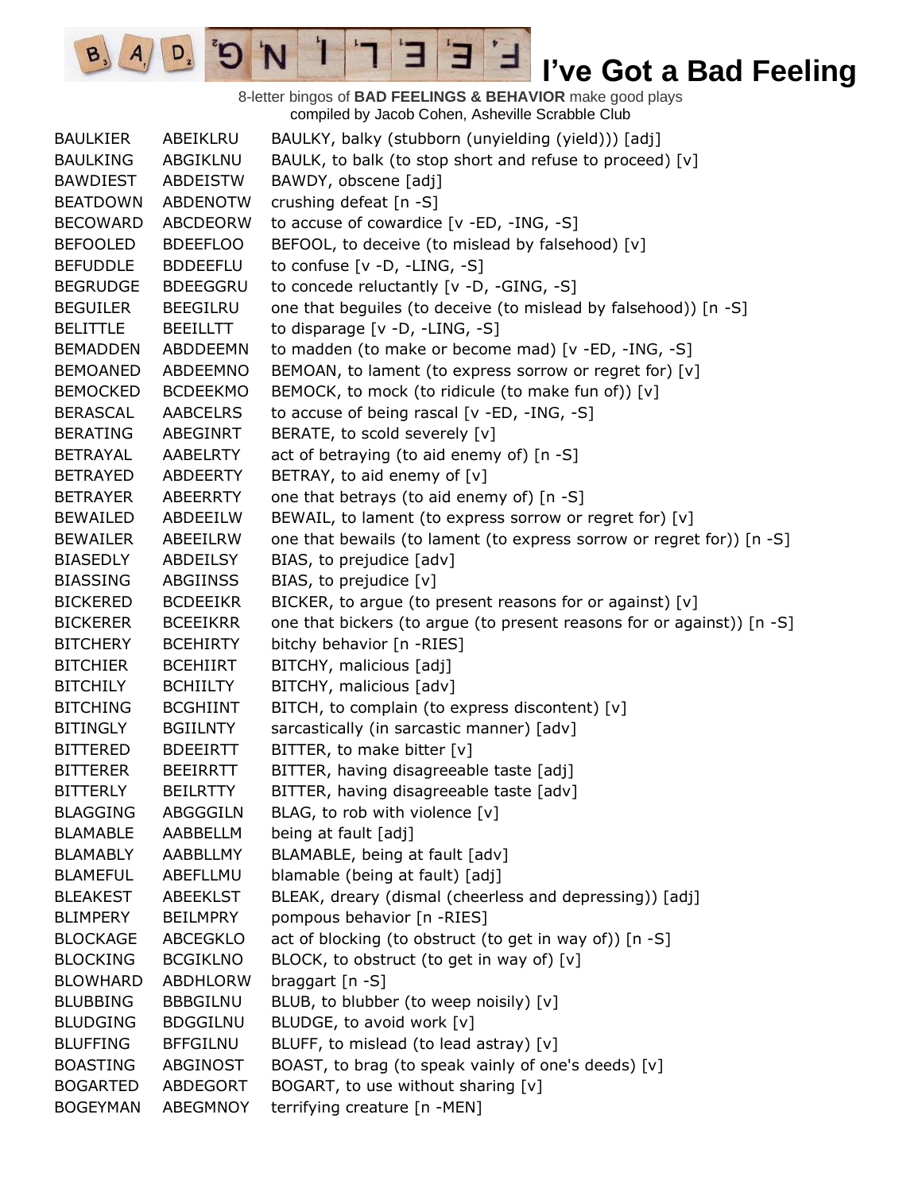# I've Got a Bad Feeling

8-letter bingos of **BAD FEELINGS & BEHAVIOR** make good plays
compiled by Jacob Cohen, Asheville Scrabble Club

| | | |
|---|---|---|
| BAULKIER | ABEIKLRU | BAULKY, balky (stubborn (unyielding (yield))) [adj] |
| BAULKING | ABGIKLNU | BAULK, to balk (to stop short and refuse to proceed) [v] |
| BAWDIEST | ABDEISTW | BAWDY, obscene [adj] |
| BEATDOWN | ABDENOTW | crushing defeat [n -S] |
| BECOWARD | ABCDEORW | to accuse of cowardice [v -ED, -ING, -S] |
| BEFOOLED | BDEEFLOO | BEFOOL, to deceive (to mislead by falsehood) [v] |
| BEFUDDLE | BDDEEFLU | to confuse [v -D, -LING, -S] |
| BEGRUDGE | BDEEGGRU | to concede reluctantly [v -D, -GING, -S] |
| BEGUILER | BEEGILRU | one that beguiles (to deceive (to mislead by falsehood)) [n -S] |
| BELITTLE | BEEILLTT | to disparage [v -D, -LING, -S] |
| BEMADDEN | ABDDEEMN | to madden (to make or become mad) [v -ED, -ING, -S] |
| BEMOANED | ABDEEMNO | BEMOAN, to lament (to express sorrow or regret for) [v] |
| BEMOCKED | BCDEEKMO | BEMOCK, to mock (to ridicule (to make fun of)) [v] |
| BERASCAL | AABCELRS | to accuse of being rascal [v -ED, -ING, -S] |
| BERATING | ABEGINRT | BERATE, to scold severely [v] |
| BETRAYAL | AABELRTY | act of betraying (to aid enemy of) [n -S] |
| BETRAYED | ABDEERTY | BETRAY, to aid enemy of [v] |
| BETRAYER | ABEERRTY | one that betrays (to aid enemy of) [n -S] |
| BEWAILED | ABDEEILW | BEWAIL, to lament (to express sorrow or regret for) [v] |
| BEWAILER | ABEEILRW | one that bewails (to lament (to express sorrow or regret for)) [n -S] |
| BIASEDLY | ABDEILSY | BIAS, to prejudice [adv] |
| BIASSING | ABGIINSS | BIAS, to prejudice [v] |
| BICKERED | BCDEEIKR | BICKER, to argue (to present reasons for or against) [v] |
| BICKERER | BCEEIKRR | one that bickers (to argue (to present reasons for or against)) [n -S] |
| BITCHERY | BCEHIRTY | bitchy behavior [n -RIES] |
| BITCHIER | BCEHIIRT | BITCHY, malicious [adj] |
| BITCHILY | BCHIILTY | BITCHY, malicious [adv] |
| BITCHING | BCGHIINT | BITCH, to complain (to express discontent) [v] |
| BITINGLY | BGIILNTY | sarcastically (in sarcastic manner) [adv] |
| BITTERED | BDEEIRTT | BITTER, to make bitter [v] |
| BITTERER | BEEIRRTT | BITTER, having disagreeable taste [adj] |
| BITTERLY | BEILRTTY | BITTER, having disagreeable taste [adv] |
| BLAGGING | ABGGGILN | BLAG, to rob with violence [v] |
| BLAMABLE | AABBELLM | being at fault [adj] |
| BLAMABLY | AABBLLMY | BLAMABLE, being at fault [adv] |
| BLAMEFUL | ABEFLLMU | blamable (being at fault) [adj] |
| BLEAKEST | ABEEKLST | BLEAK, dreary (dismal (cheerless and depressing)) [adj] |
| BLIMPERY | BEILMPRY | pompous behavior [n -RIES] |
| BLOCKAGE | ABCEGKLO | act of blocking (to obstruct (to get in way of)) [n -S] |
| BLOCKING | BCGIKLNO | BLOCK, to obstruct (to get in way of) [v] |
| BLOWHARD | ABDHLORW | braggart [n -S] |
| BLUBBING | BBBGILNU | BLUB, to blubber (to weep noisily) [v] |
| BLUDGING | BDGGILNU | BLUDGE, to avoid work [v] |
| BLUFFING | BFFGILNU | BLUFF, to mislead (to lead astray) [v] |
| BOASTING | ABGINOST | BOAST, to brag (to speak vainly of one's deeds) [v] |
| BOGARTED | ABDEGORT | BOGART, to use without sharing [v] |
| BOGEYMAN | ABEGMNOY | terrifying creature [n -MEN] |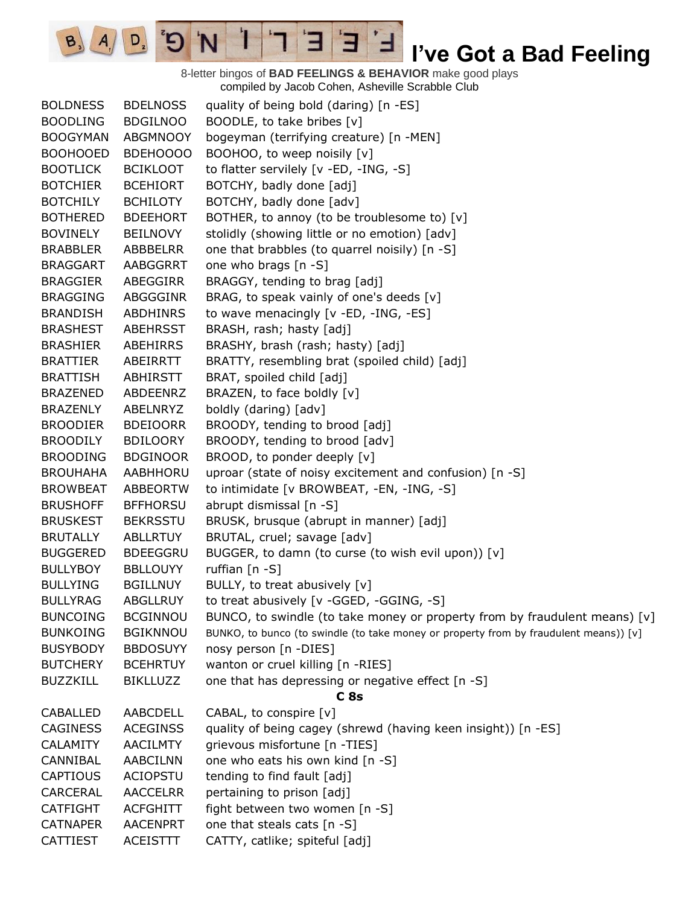# I've Got a Bad Feeling

8-letter bingos of **BAD FEELINGS & BEHAVIOR** make good plays
compiled by Jacob Cohen, Asheville Scrabble Club

| | | |
|---|---|---|
| BOLDNESS | BDELNOSS | quality of being bold (daring) [n -ES] |
| BOODLING | BDGILNOO | BOODLE, to take bribes [v] |
| BOOGYMAN | ABGMNOOY | bogeyman (terrifying creature) [n -MEN] |
| BOOHOOED | BDEHOOOO | BOOHOO, to weep noisily [v] |
| BOOTLICK | BCIKLOOT | to flatter servilely [v -ED, -ING, -S] |
| BOTCHIER | BCEHIORT | BOTCHY, badly done [adj] |
| BOTCHILY | BCHILOTY | BOTCHY, badly done [adv] |
| BOTHERED | BDEEHORT | BOTHER, to annoy (to be troublesome to) [v] |
| BOVINELY | BEILNOVY | stolidly (showing little or no emotion) [adv] |
| BRABBLER | ABBBELRR | one that brabbles (to quarrel noisily) [n -S] |
| BRAGGART | AABGGRRT | one who brags [n -S] |
| BRAGGIER | ABEGGIRR | BRAGGY, tending to brag [adj] |
| BRAGGING | ABGGGINR | BRAG, to speak vainly of one's deeds [v] |
| BRANDISH | ABDHINRS | to wave menacingly [v -ED, -ING, -ES] |
| BRASHEST | ABEHRSST | BRASH, rash; hasty [adj] |
| BRASHIER | ABEHIRRS | BRASHY, brash (rash; hasty) [adj] |
| BRATTIER | ABEIRRTT | BRATTY, resembling brat (spoiled child) [adj] |
| BRATTISH | ABHIRSTT | BRAT, spoiled child [adj] |
| BRAZENED | ABDEENRZ | BRAZEN, to face boldly [v] |
| BRAZENLY | ABELNRYZ | boldly (daring) [adv] |
| BROODIER | BDEIOORR | BROODY, tending to brood [adj] |
| BROODILY | BDILOORY | BROODY, tending to brood [adv] |
| BROODING | BDGINOOR | BROOD, to ponder deeply [v] |
| BROUHAHA | AABHHORU | uproar (state of noisy excitement and confusion) [n -S] |
| BROWBEAT | ABBEORTW | to intimidate [v BROWBEAT, -EN, -ING, -S] |
| BRUSHOFF | BFFHORSU | abrupt dismissal [n -S] |
| BRUSKEST | BEKRSSTU | BRUSK, brusque (abrupt in manner) [adj] |
| BRUTALLY | ABLLRTUY | BRUTAL, cruel; savage [adv] |
| BUGGERED | BDEEGGRU | BUGGER, to damn (to curse (to wish evil upon)) [v] |
| BULLYBOY | BBLLOUYY | ruffian [n -S] |
| BULLYING | BGILLNUY | BULLY, to treat abusively [v] |
| BULLYRAG | ABGLLRUY | to treat abusively [v -GGED, -GGING, -S] |
| BUNCOING | BCGINNOU | BUNCO, to swindle (to take money or property from by fraudulent means) [v] |
| BUNKOING | BGIKNNOU | BUNKO, to bunco (to swindle (to take money or property from by fraudulent means)) [v] |
| BUSYBODY | BBDOSUYY | nosy person [n -DIES] |
| BUTCHERY | BCEHRTUY | wanton or cruel killing [n -RIES] |
| BUZZKILL | BIKLLUZZ | one that has depressing or negative effect [n -S] |

## C 8s

| | | |
|---|---|---|
| CABALLED | AABCDELL | CABAL, to conspire [v] |
| CAGINESS | ACEGINSS | quality of being cagey (shrewd (having keen insight)) [n -ES] |
| CALAMITY | AACILMTY | grievous misfortune [n -TIES] |
| CANNIBAL | AABCILNN | one who eats his own kind [n -S] |
| CAPTIOUS | ACIOPSTU | tending to find fault [adj] |
| CARCERAL | AACCELRR | pertaining to prison [adj] |
| CATFIGHT | ACFGHITT | fight between two women [n -S] |
| CATNAPER | AACENPRT | one that steals cats [n -S] |
| CATTIEST | ACEISTTT | CATTY, catlike; spiteful [adj] |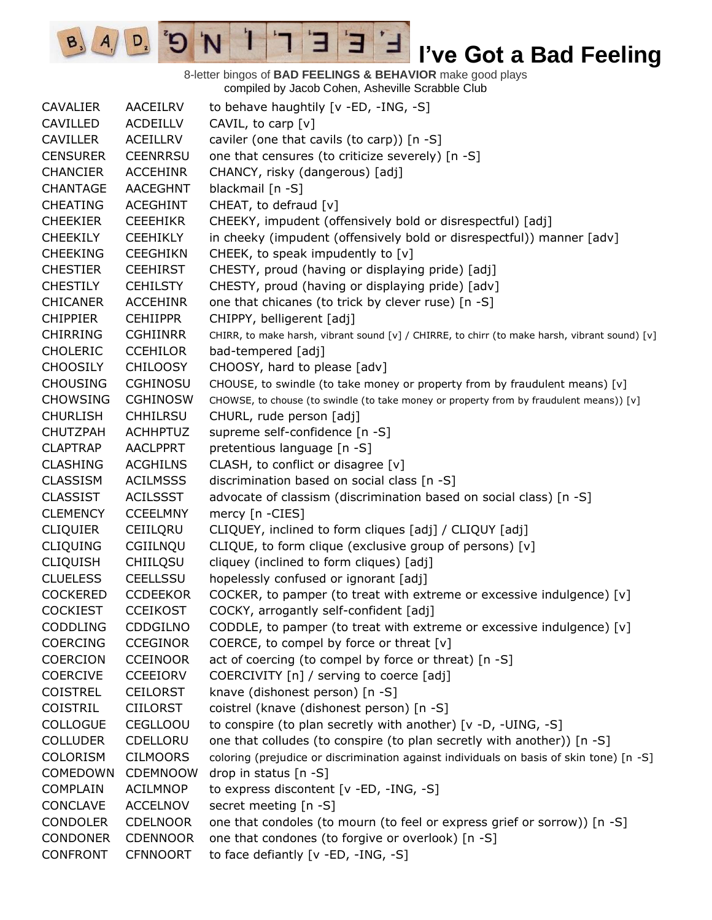# I've Got a Bad Feeling

8-letter bingos of **BAD FEELINGS & BEHAVIOR** make good plays
compiled by Jacob Cohen, Asheville Scrabble Club

| | | |
|---|---|---|
| CAVALIER | AACEILRV | to behave haughtily [v -ED, -ING, -S] |
| CAVILLED | ACDEILLV | CAVIL, to carp [v] |
| CAVILLER | ACEILLRV | caviler (one that cavils (to carp)) [n -S] |
| CENSURER | CEENRRSU | one that censures (to criticize severely) [n -S] |
| CHANCIER | ACCEHINR | CHANCY, risky (dangerous) [adj] |
| CHANTAGE | AACEGHNT | blackmail [n -S] |
| CHEATING | ACEGHINT | CHEAT, to defraud [v] |
| CHEEKIER | CEEEHIKR | CHEEKY, impudent (offensively bold or disrespectful) [adj] |
| CHEEKILY | CEEHIKLY | in cheeky (impudent (offensively bold or disrespectful)) manner [adv] |
| CHEEKING | CEEGHIKN | CHEEK, to speak impudently to [v] |
| CHESTIER | CEEHIRST | CHESTY, proud (having or displaying pride) [adj] |
| CHESTILY | CEHILSTY | CHESTY, proud (having or displaying pride) [adv] |
| CHICANER | ACCEHINR | one that chicanes (to trick by clever ruse) [n -S] |
| CHIPPIER | CEHIIPPR | CHIPPY, belligerent [adj] |
| CHIRRING | CGHIINRR | CHIRR, to make harsh, vibrant sound [v] / CHIRRE, to chirr (to make harsh, vibrant sound) [v] |
| CHOLERIC | CCEHILOR | bad-tempered [adj] |
| CHOOSILY | CHILOOSY | CHOOSY, hard to please [adv] |
| CHOUSING | CGHINOSU | CHOUSE, to swindle (to take money or property from by fraudulent means) [v] |
| CHOWSING | CGHINOSW | CHOWSE, to chouse (to swindle (to take money or property from by fraudulent means)) [v] |
| CHURLISH | CHHILRSU | CHURL, rude person [adj] |
| CHUTZPAH | ACHHPTUZ | supreme self-confidence [n -S] |
| CLAPTRAP | AACLPPRT | pretentious language [n -S] |
| CLASHING | ACGHILNS | CLASH, to conflict or disagree [v] |
| CLASSISM | ACILMSSS | discrimination based on social class [n -S] |
| CLASSIST | ACILSSST | advocate of classism (discrimination based on social class) [n -S] |
| CLEMENCY | CCEELMNY | mercy [n -CIES] |
| CLIQUIER | CEIILQRU | CLIQUEY, inclined to form cliques [adj] / CLIQUY [adj] |
| CLIQUING | CGIILNQU | CLIQUE, to form clique (exclusive group of persons) [v] |
| CLIQUISH | CHIILQSU | cliquey (inclined to form cliques) [adj] |
| CLUELESS | CEELLSSU | hopelessly confused or ignorant [adj] |
| COCKERED | CCDEEKOR | COCKER, to pamper (to treat with extreme or excessive indulgence) [v] |
| COCKIEST | CCEIKOST | COCKY, arrogantly self-confident [adj] |
| CODDLING | CDDGILNO | CODDLE, to pamper (to treat with extreme or excessive indulgence) [v] |
| COERCING | CCEGINOR | COERCE, to compel by force or threat [v] |
| COERCION | CCEINOOR | act of coercing (to compel by force or threat) [n -S] |
| COERCIVE | CCEEIORV | COERCIVITY [n] / serving to coerce [adj] |
| COISTREL | CEILORST | knave (dishonest person) [n -S] |
| COISTRIL | CIILORST | coistrel (knave (dishonest person) [n -S] |
| COLLOGUE | CEGLLOOU | to conspire (to plan secretly with another) [v -D, -UING, -S] |
| COLLUDER | CDELLORU | one that colludes (to conspire (to plan secretly with another)) [n -S] |
| COLORISM | CILMOORS | coloring (prejudice or discrimination against individuals on basis of skin tone) [n -S] |
| COMEDOWN | CDEMNOOW | drop in status [n -S] |
| COMPLAIN | ACILMNOP | to express discontent [v -ED, -ING, -S] |
| CONCLAVE | ACCELNOV | secret meeting [n -S] |
| CONDOLER | CDELNOOR | one that condoles (to mourn (to feel or express grief or sorrow)) [n -S] |
| CONDONER | CDENNOOR | one that condones (to forgive or overlook) [n -S] |
| CONFRONT | CFNNOORT | to face defiantly [v -ED, -ING, -S] |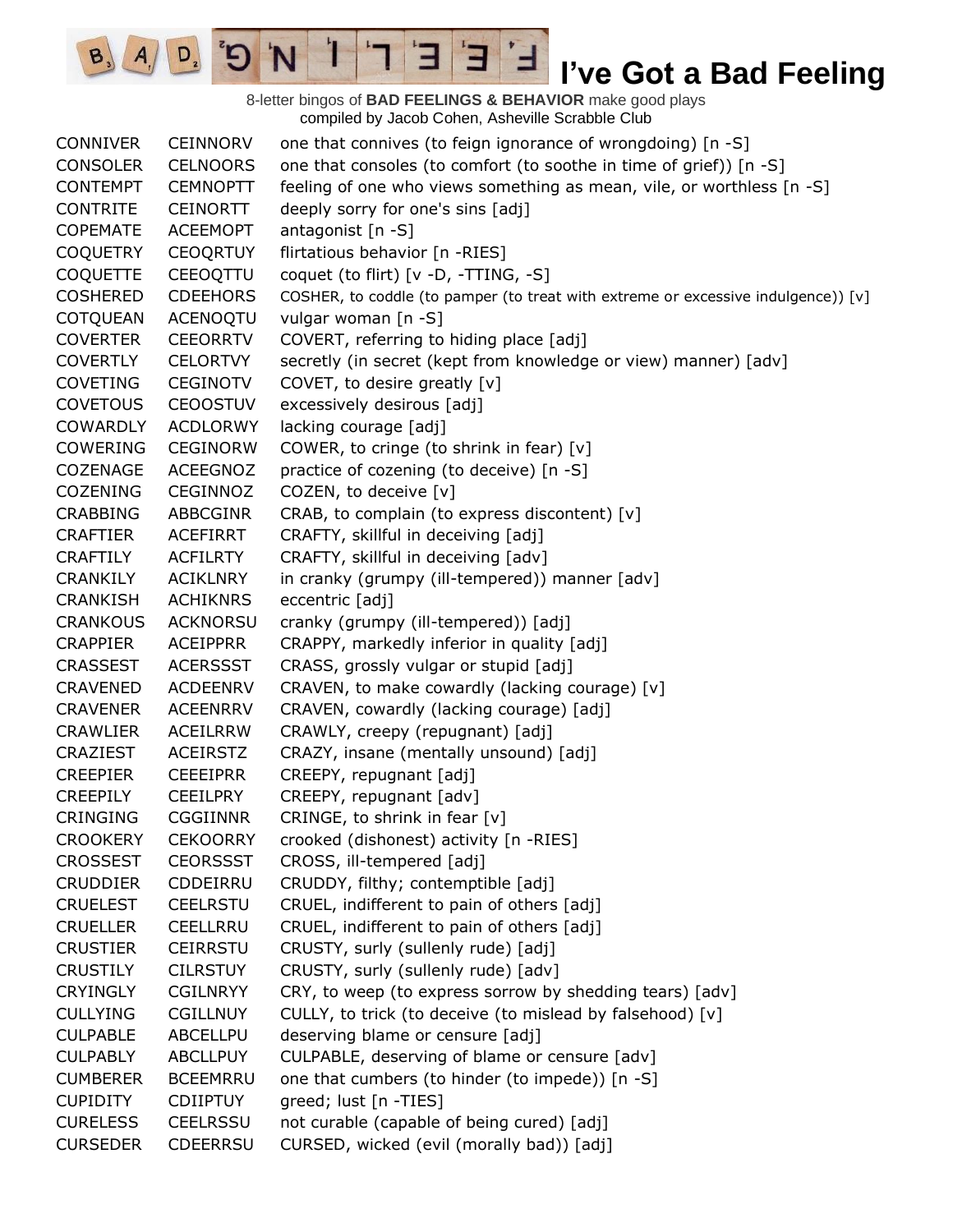# I've Got a Bad Feeling

8-letter bingos of **BAD FEELINGS & BEHAVIOR** make good plays
compiled by Jacob Cohen, Asheville Scrabble Club

| | | |
|---|---|---|
| CONNIVER | CEINNORV | one that connives (to feign ignorance of wrongdoing) [n -S] |
| CONSOLER | CELNOORS | one that consoles (to comfort (to soothe in time of grief)) [n -S] |
| CONTEMPT | CEMNOPTT | feeling of one who views something as mean, vile, or worthless [n -S] |
| CONTRITE | CEINORTT | deeply sorry for one's sins [adj] |
| COPEMATE | ACEEMOPT | antagonist [n -S] |
| COQUETRY | CEOQRTUY | flirtatious behavior [n -RIES] |
| COQUETTE | CEEOQTTU | coquet (to flirt) [v -D, -TTING, -S] |
| COSHERED | CDEEHORS | COSHER, to coddle (to pamper (to treat with extreme or excessive indulgence)) [v] |
| COTQUEAN | ACENOQTU | vulgar woman [n -S] |
| COVERTER | CEEORRTV | COVERT, referring to hiding place [adj] |
| COVERTLY | CELORTVY | secretly (in secret (kept from knowledge or view) manner) [adv] |
| COVETING | CEGINOTV | COVET, to desire greatly [v] |
| COVETOUS | CEOOSTUV | excessively desirous [adj] |
| COWARDLY | ACDLORWY | lacking courage [adj] |
| COWERING | CEGINORW | COWER, to cringe (to shrink in fear) [v] |
| COZENAGE | ACEEGNOZ | practice of cozening (to deceive) [n -S] |
| COZENING | CEGINNOZ | COZEN, to deceive [v] |
| CRABBING | ABBCGINR | CRAB, to complain (to express discontent) [v] |
| CRAFTIER | ACEFIRRT | CRAFTY, skillful in deceiving [adj] |
| CRAFTILY | ACFILRTY | CRAFTY, skillful in deceiving [adv] |
| CRANKILY | ACIKLNRY | in cranky (grumpy (ill-tempered)) manner [adv] |
| CRANKISH | ACHIKNRS | eccentric [adj] |
| CRANKOUS | ACKNORSU | cranky (grumpy (ill-tempered)) [adj] |
| CRAPPIER | ACEIPPRR | CRAPPY, markedly inferior in quality [adj] |
| CRASSEST | ACERSSST | CRASS, grossly vulgar or stupid [adj] |
| CRAVENED | ACDEENRV | CRAVEN, to make cowardly (lacking courage) [v] |
| CRAVENER | ACEENRRV | CRAVEN, cowardly (lacking courage) [adj] |
| CRAWLIER | ACEILRRW | CRAWLY, creepy (repugnant) [adj] |
| CRAZIEST | ACEIRSTZ | CRAZY, insane (mentally unsound) [adj] |
| CREEPIER | CEEEIPRR | CREEPY, repugnant [adj] |
| CREEPILY | CEEILPRY | CREEPY, repugnant [adv] |
| CRINGING | CGGIINNR | CRINGE, to shrink in fear [v] |
| CROOKERY | CEKOORRY | crooked (dishonest) activity [n -RIES] |
| CROSSEST | CEORSSST | CROSS, ill-tempered [adj] |
| CRUDDIER | CDDEIRRU | CRUDDY, filthy; contemptible [adj] |
| CRUELEST | CEELRSTU | CRUEL, indifferent to pain of others [adj] |
| CRUELLER | CEELLRRU | CRUEL, indifferent to pain of others [adj] |
| CRUSTIER | CEIRRSTU | CRUSTY, surly (sullenly rude) [adj] |
| CRUSTILY | CILRSTUY | CRUSTY, surly (sullenly rude) [adv] |
| CRYINGLY | CGILNRYY | CRY, to weep (to express sorrow by shedding tears) [adv] |
| CULLYING | CGILLNUY | CULLY, to trick (to deceive (to mislead by falsehood) [v] |
| CULPABLE | ABCELLPU | deserving blame or censure [adj] |
| CULPABLY | ABCLLPUY | CULPABLE, deserving of blame or censure [adv] |
| CUMBERER | BCEEMRRU | one that cumbers (to hinder (to impede)) [n -S] |
| CUPIDITY | CDIIPTUY | greed; lust [n -TIES] |
| CURELESS | CEELRSSU | not curable (capable of being cured) [adj] |
| CURSEDER | CDEERRSU | CURSED, wicked (evil (morally bad)) [adj] |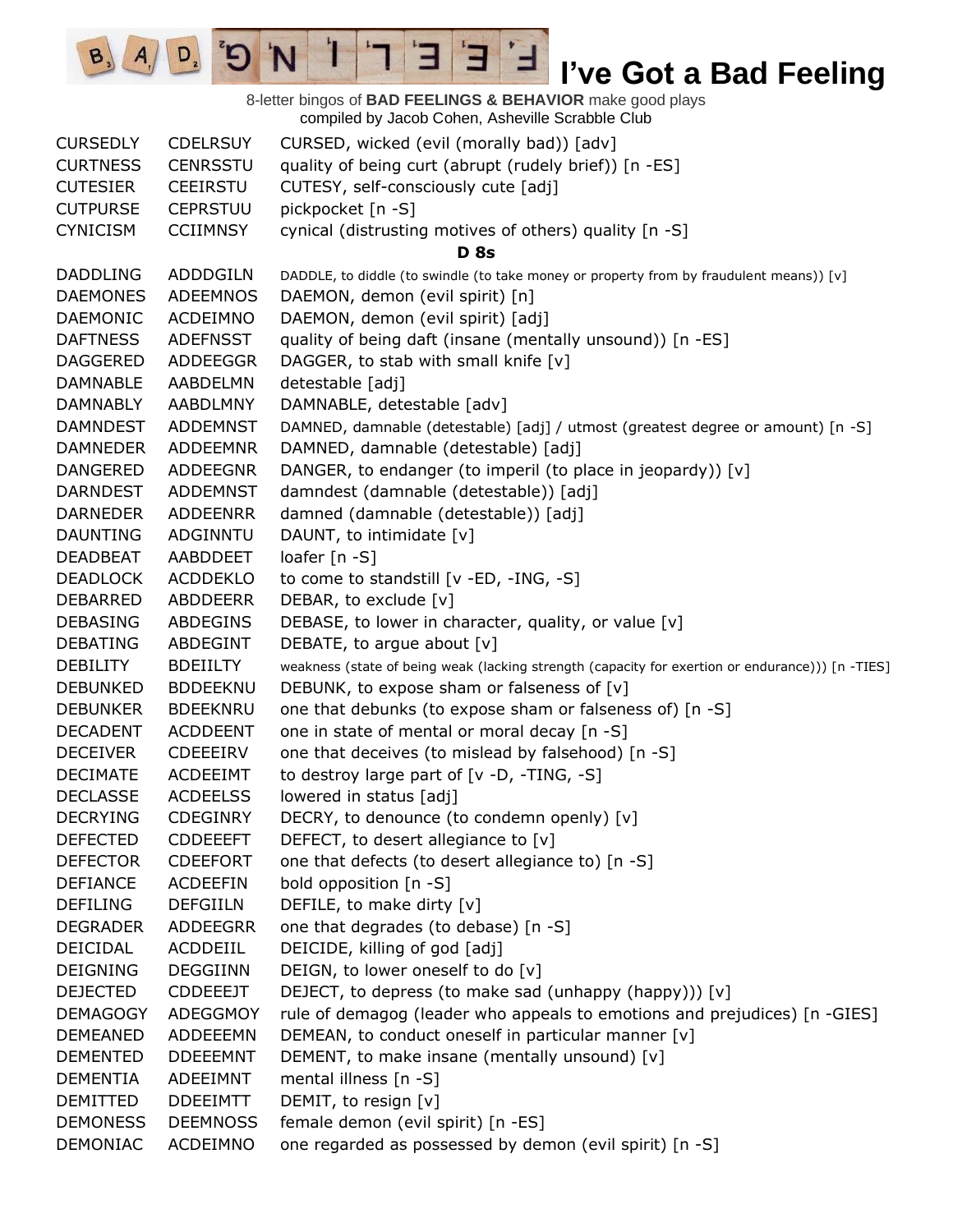# I've Got a Bad Feeling

8-letter bingos of **BAD FEELINGS & BEHAVIOR** make good plays
compiled by Jacob Cohen, Asheville Scrabble Club

| | | |
|---|---|---|
| CURSEDLY | CDELRSUY | CURSED, wicked (evil (morally bad)) [adv] |
| CURTNESS | CENRSSTU | quality of being curt (abrupt (rudely brief)) [n -ES] |
| CUTESIER | CEEIRSTU | CUTESY, self-consciously cute [adj] |
| CUTPURSE | CEPRSTUU | pickpocket [n -S] |
| CYNICISM | CCIIMNSY | cynical (distrusting motives of others) quality [n -S] |

**D 8s**

| | | |
|---|---|---|
| DADDLING | ADDDGILN | DADDLE, to diddle (to swindle (to take money or property from by fraudulent means)) [v] |
| DAEMONES | ADEEMNOS | DAEMON, demon (evil spirit) [n] |
| DAEMONIC | ACDEIMNO | DAEMON, demon (evil spirit) [adj] |
| DAFTNESS | ADEFNSST | quality of being daft (insane (mentally unsound)) [n -ES] |
| DAGGERED | ADDEEGGR | DAGGER, to stab with small knife [v] |
| DAMNABLE | AABDELMN | detestable [adj] |
| DAMNABLY | AABDLMNY | DAMNABLE, detestable [adv] |
| DAMNDEST | ADDEMNST | DAMNED, damnable (detestable) [adj] / utmost (greatest degree or amount) [n -S] |
| DAMNEDER | ADDEEMNR | DAMNED, damnable (detestable) [adj] |
| DANGERED | ADDEEGNR | DANGER, to endanger (to imperil (to place in jeopardy)) [v] |
| DARNDEST | ADDEMNST | damndest (damnable (detestable)) [adj] |
| DARNEDER | ADDEENRR | damned (damnable (detestable)) [adj] |
| DAUNTING | ADGINNTU | DAUNT, to intimidate [v] |
| DEADBEAT | AABDDEET | loafer [n -S] |
| DEADLOCK | ACDDEKLO | to come to standstill [v -ED, -ING, -S] |
| DEBARRED | ABDDEERR | DEBAR, to exclude [v] |
| DEBASING | ABDEGINS | DEBASE, to lower in character, quality, or value [v] |
| DEBATING | ABDEGINT | DEBATE, to argue about [v] |
| DEBILITY | BDEIILTY | weakness (state of being weak (lacking strength (capacity for exertion or endurance))) [n -TIES] |
| DEBUNKED | BDDEEKNU | DEBUNK, to expose sham or falseness of [v] |
| DEBUNKER | BDEEKNRU | one that debunks (to expose sham or falseness of) [n -S] |
| DECADENT | ACDDEENT | one in state of mental or moral decay [n -S] |
| DECEIVER | CDEEEIRV | one that deceives (to mislead by falsehood) [n -S] |
| DECIMATE | ACDEEIMT | to destroy large part of [v -D, -TING, -S] |
| DECLASSE | ACDEELSS | lowered in status [adj] |
| DECRYING | CDEGINRY | DECRY, to denounce (to condemn openly) [v] |
| DEFECTED | CDDEEEFT | DEFECT, to desert allegiance to [v] |
| DEFECTOR | CDEEFORT | one that defects (to desert allegiance to) [n -S] |
| DEFIANCE | ACDEEFIN | bold opposition [n -S] |
| DEFILING | DEFGIILN | DEFILE, to make dirty [v] |
| DEGRADER | ADDEEGRR | one that degrades (to debase) [n -S] |
| DEICIDAL | ACDDEIIL | DEICIDE, killing of god [adj] |
| DEIGNING | DEGGIINN | DEIGN, to lower oneself to do [v] |
| DEJECTED | CDDEEEJT | DEJECT, to depress (to make sad (unhappy (happy))) [v] |
| DEMAGOGY | ADEGGMOY | rule of demagog (leader who appeals to emotions and prejudices) [n -GIES] |
| DEMEANED | ADDEEEMN | DEMEAN, to conduct oneself in particular manner [v] |
| DEMENTED | DDEEEMNT | DEMENT, to make insane (mentally unsound) [v] |
| DEMENTIA | ADEEIMNT | mental illness [n -S] |
| DEMITTED | DDEEIMTT | DEMIT, to resign [v] |
| DEMONESS | DEEMNOSS | female demon (evil spirit) [n -ES] |
| DEMONIAC | ACDEIMNO | one regarded as possessed by demon (evil spirit) [n -S] |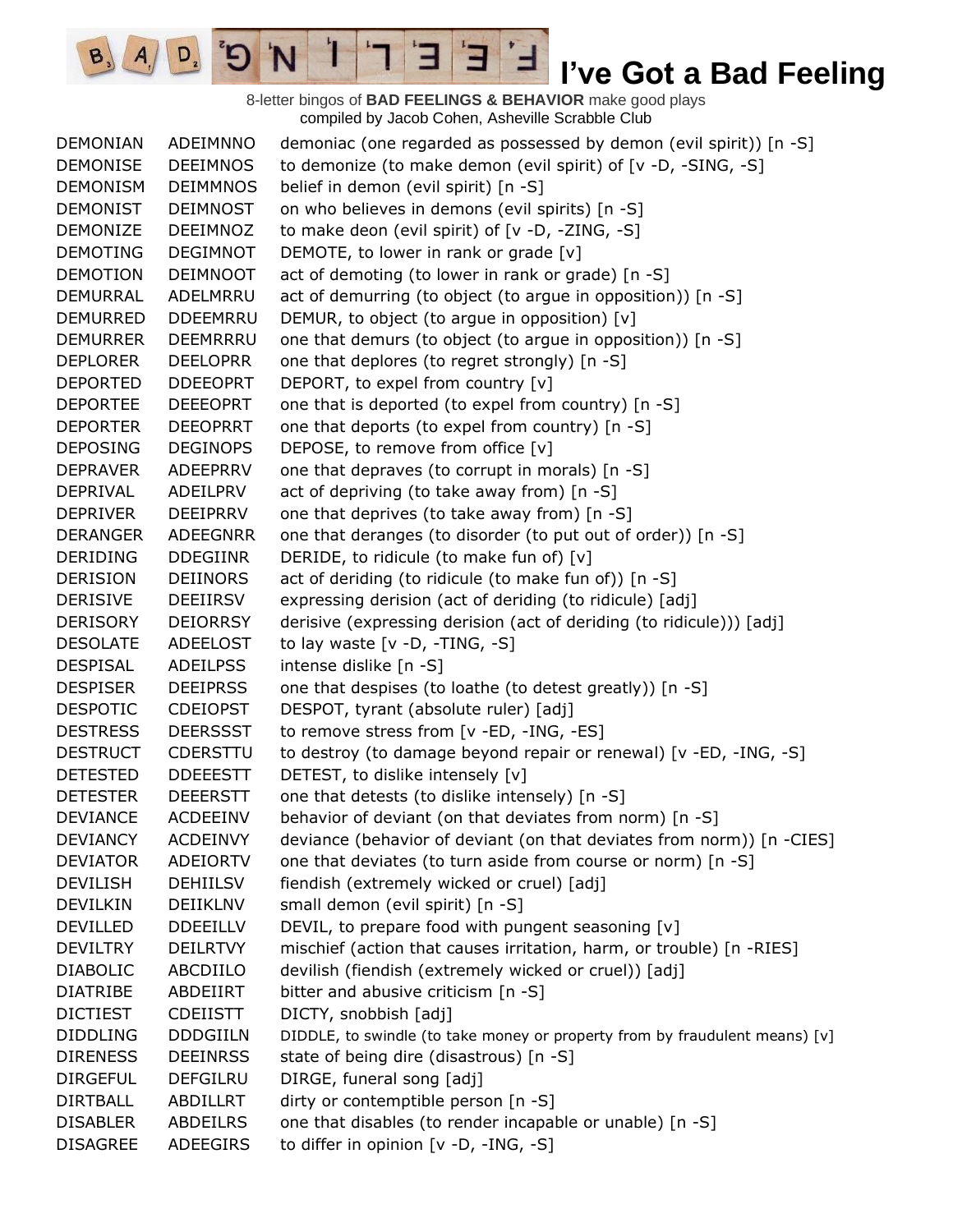# I've Got a Bad Feeling

8-letter bingos of **BAD FEELINGS & BEHAVIOR** make good plays
compiled by Jacob Cohen, Asheville Scrabble Club

| | | |
|---|---|---|
| DEMONIAN | ADEIMNNO | demoniac (one regarded as possessed by demon (evil spirit)) [n -S] |
| DEMONISE | DEEIMNOS | to demonize (to make demon (evil spirit) of [v -D, -SING, -S] |
| DEMONISM | DEIMMNOS | belief in demon (evil spirit) [n -S] |
| DEMONIST | DEIMNOST | on who believes in demons (evil spirits) [n -S] |
| DEMONIZE | DEEIMNOZ | to make deon (evil spirit) of [v -D, -ZING, -S] |
| DEMOTING | DEGIMNOT | DEMOTE, to lower in rank or grade [v] |
| DEMOTION | DEIMNOOT | act of demoting (to lower in rank or grade) [n -S] |
| DEMURRAL | ADELMRRU | act of demurring (to object (to argue in opposition)) [n -S] |
| DEMURRED | DDEEMRRU | DEMUR, to object (to argue in opposition) [v] |
| DEMURRER | DEEMRRRU | one that demurs (to object (to argue in opposition)) [n -S] |
| DEPLORER | DEELOPRR | one that deplores (to regret strongly) [n -S] |
| DEPORTED | DDEEOPRT | DEPORT, to expel from country [v] |
| DEPORTEE | DEEEOPRT | one that is deported (to expel from country) [n -S] |
| DEPORTER | DEEOPRRT | one that deports (to expel from country) [n -S] |
| DEPOSING | DEGINOPS | DEPOSE, to remove from office [v] |
| DEPRAVER | ADEEPRRV | one that depraves (to corrupt in morals) [n -S] |
| DEPRIVAL | ADEILPRV | act of depriving (to take away from) [n -S] |
| DEPRIVER | DEEIPRRV | one that deprives (to take away from) [n -S] |
| DERANGER | ADEEGNRR | one that deranges (to disorder (to put out of order)) [n -S] |
| DERIDING | DDEGIINR | DERIDE, to ridicule (to make fun of) [v] |
| DERISION | DEIINORS | act of deriding (to ridicule (to make fun of)) [n -S] |
| DERISIVE | DEEIIRSV | expressing derision (act of deriding (to ridicule) [adj] |
| DERISORY | DEIORRSY | derisive (expressing derision (act of deriding (to ridicule))) [adj] |
| DESOLATE | ADEELOST | to lay waste [v -D, -TING, -S] |
| DESPISAL | ADEILPSS | intense dislike [n -S] |
| DESPISER | DEEIPRSS | one that despises (to loathe (to detest greatly)) [n -S] |
| DESPOTIC | CDEIOPST | DESPOT, tyrant (absolute ruler) [adj] |
| DESTRESS | DEERSSST | to remove stress from [v -ED, -ING, -ES] |
| DESTRUCT | CDERSTTU | to destroy (to damage beyond repair or renewal) [v -ED, -ING, -S] |
| DETESTED | DDEEESTT | DETEST, to dislike intensely [v] |
| DETESTER | DEEERSTT | one that detests (to dislike intensely) [n -S] |
| DEVIANCE | ACDEEINV | behavior of deviant (on that deviates from norm) [n -S] |
| DEVIANCY | ACDEINVY | deviance (behavior of deviant (on that deviates from norm)) [n -CIES] |
| DEVIATOR | ADEIORTV | one that deviates (to turn aside from course or norm) [n -S] |
| DEVILISH | DEHIILSV | fiendish (extremely wicked or cruel) [adj] |
| DEVILKIN | DEIIKLNV | small demon (evil spirit) [n -S] |
| DEVILLED | DDEEILLV | DEVIL, to prepare food with pungent seasoning [v] |
| DEVILTRY | DEILRTVY | mischief (action that causes irritation, harm, or trouble) [n -RIES] |
| DIABOLIC | ABCDIILO | devilish (fiendish (extremely wicked or cruel)) [adj] |
| DIATRIBE | ABDEIIRT | bitter and abusive criticism [n -S] |
| DICTIEST | CDEIISTT | DICTY, snobbish [adj] |
| DIDDLING | DDDGIILN | DIDDLE, to swindle (to take money or property from by fraudulent means) [v] |
| DIRENESS | DEEINRSS | state of being dire (disastrous) [n -S] |
| DIRGEFUL | DEFGILRU | DIRGE, funeral song [adj] |
| DIRTBALL | ABDILLRT | dirty or contemptible person [n -S] |
| DISABLER | ABDEILRS | one that disables (to render incapable or unable) [n -S] |
| DISAGREE | ADEEGIRS | to differ in opinion [v -D, -ING, -S] |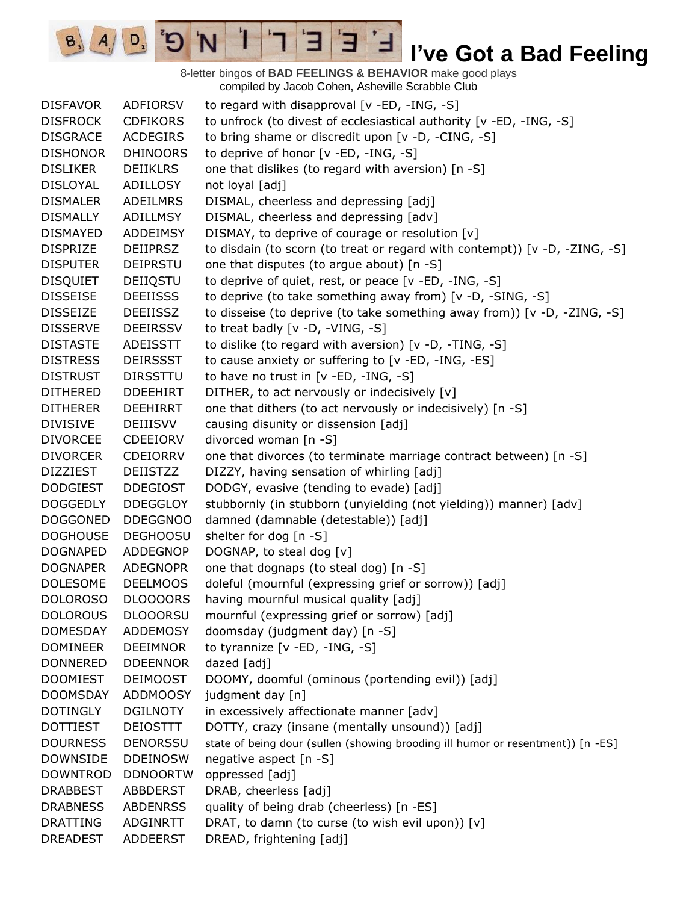# I've Got a Bad Feeling

8-letter bingos of **BAD FEELINGS & BEHAVIOR** make good plays
compiled by Jacob Cohen, Asheville Scrabble Club

| Word | Alphagram | Definition |
|---|---|---|
| DISFAVOR | ADFIORSV | to regard with disapproval [v -ED, -ING, -S] |
| DISFROCK | CDFIKORS | to unfrock (to divest of ecclesiastical authority [v -ED, -ING, -S] |
| DISGRACE | ACDEGIRS | to bring shame or discredit upon [v -D, -CING, -S] |
| DISHONOR | DHINOORS | to deprive of honor [v -ED, -ING, -S] |
| DISLIKER | DEIIKLRS | one that dislikes (to regard with aversion) [n -S] |
| DISLOYAL | ADILLOSY | not loyal [adj] |
| DISMALER | ADEILMRS | DISMAL, cheerless and depressing [adj] |
| DISMALLY | ADILLMSY | DISMAL, cheerless and depressing [adv] |
| DISMAYED | ADDEIMSY | DISMAY, to deprive of courage or resolution [v] |
| DISPRIZE | DEIIPRSZ | to disdain (to scorn (to treat or regard with contempt)) [v -D, -ZING, -S] |
| DISPUTER | DEIPRSTU | one that disputes (to argue about) [n -S] |
| DISQUIET | DEIIQSTU | to deprive of quiet, rest, or peace [v -ED, -ING, -S] |
| DISSEISE | DEEIISSS | to deprive (to take something away from) [v -D, -SING, -S] |
| DISSEIZE | DEEIISSZ | to disseise (to deprive (to take something away from)) [v -D, -ZING, -S] |
| DISSERVE | DEEIRSSV | to treat badly [v -D, -VING, -S] |
| DISTASTE | ADEISSTT | to dislike (to regard with aversion) [v -D, -TING, -S] |
| DISTRESS | DEIRSSST | to cause anxiety or suffering to [v -ED, -ING, -ES] |
| DISTRUST | DIRSSTTU | to have no trust in [v -ED, -ING, -S] |
| DITHERED | DDEEHIRT | DITHER, to act nervously or indecisively [v] |
| DITHERER | DEEHIRRT | one that dithers (to act nervously or indecisively) [n -S] |
| DIVISIVE | DEIIISVV | causing disunity or dissension [adj] |
| DIVORCEE | CDEEIORV | divorced woman [n -S] |
| DIVORCER | CDEIORRV | one that divorces (to terminate marriage contract between) [n -S] |
| DIZZIEST | DEIISTZZ | DIZZY, having sensation of whirling [adj] |
| DODGIEST | DDEGIOST | DODGY, evasive (tending to evade) [adj] |
| DOGGEDLY | DDEGGLOY | stubbornly (in stubborn (unyielding (not yielding)) manner) [adv] |
| DOGGONED | DDEGGNOO | damned (damnable (detestable)) [adj] |
| DOGHOUSE | DEGHOOSU | shelter for dog [n -S] |
| DOGNAPED | ADDEGNOP | DOGNAP, to steal dog [v] |
| DOGNAPER | ADEGNOPR | one that dognaps (to steal dog) [n -S] |
| DOLESOME | DEELMOOS | doleful (mournful (expressing grief or sorrow)) [adj] |
| DOLOROSO | DLOOOORS | having mournful musical quality [adj] |
| DOLOROUS | DLOOORSU | mournful (expressing grief or sorrow) [adj] |
| DOMESDAY | ADDEMOSY | doomsday (judgment day) [n -S] |
| DOMINEER | DEEIMNOR | to tyrannize [v -ED, -ING, -S] |
| DONNERED | DDEENNOR | dazed [adj] |
| DOOMIEST | DEIMOOST | DOOMY, doomful (ominous (portending evil)) [adj] |
| DOOMSDAY | ADDMOOSY | judgment day [n] |
| DOTINGLY | DGILNOTY | in excessively affectionate manner [adv] |
| DOTTIEST | DEIOSTTT | DOTTY, crazy (insane (mentally unsound)) [adj] |
| DOURNESS | DENORSSU | state of being dour (sullen (showing brooding ill humor or resentment)) [n -ES] |
| DOWNSIDE | DDEINOSW | negative aspect [n -S] |
| DOWNTROD | DDNOORTW | oppressed [adj] |
| DRABBEST | ABBDERST | DRAB, cheerless [adj] |
| DRABNESS | ABDENRSS | quality of being drab (cheerless) [n -ES] |
| DRATTING | ADGINRTT | DRAT, to damn (to curse (to wish evil upon)) [v] |
| DREADEST | ADDEERST | DREAD, frightening [adj] |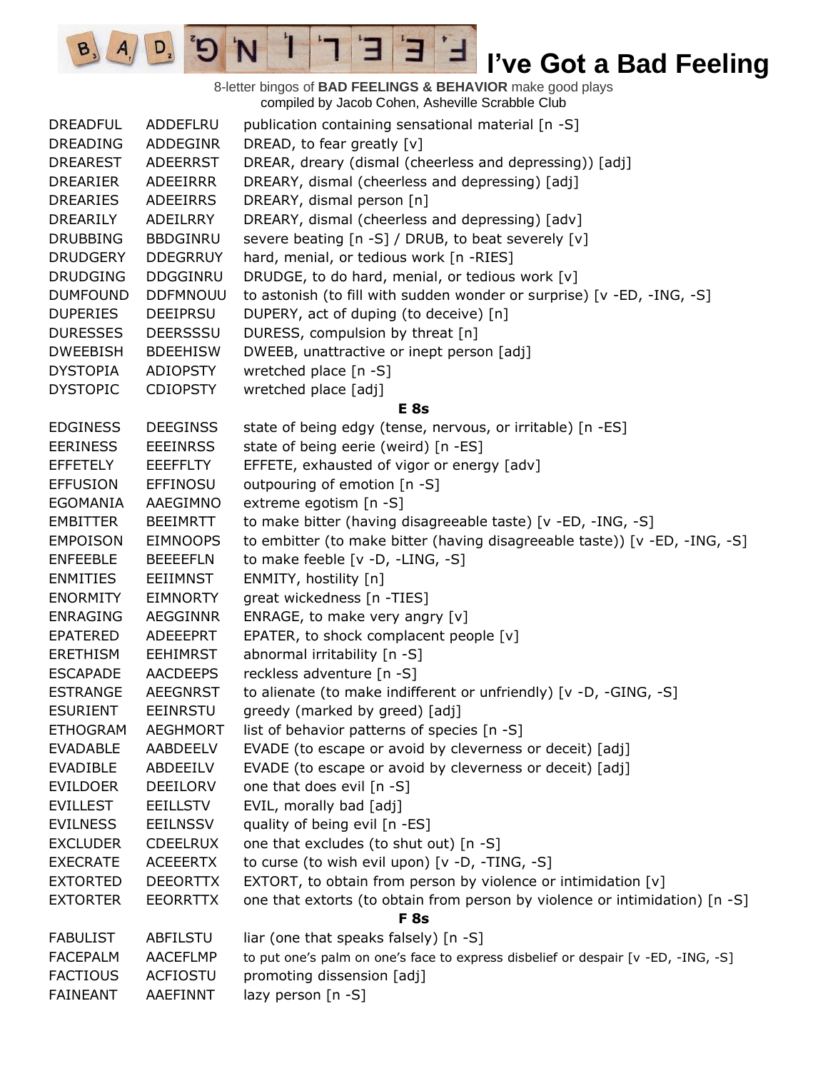# I've Got a Bad Feeling

8-letter bingos of **BAD FEELINGS & BEHAVIOR** make good plays
compiled by Jacob Cohen, Asheville Scrabble Club

| | | |
|---|---|---|
| DREADFUL | ADDEFLRU | publication containing sensational material [n -S] |
| DREADING | ADDEGINR | DREAD, to fear greatly [v] |
| DREAREST | ADEERRST | DREAR, dreary (dismal (cheerless and depressing)) [adj] |
| DREARIER | ADEEIRRR | DREARY, dismal (cheerless and depressing) [adj] |
| DREARIES | ADEEIRRS | DREARY, dismal person [n] |
| DREARILY | ADEILRRY | DREARY, dismal (cheerless and depressing) [adv] |
| DRUBBING | BBDGINRU | severe beating [n -S] / DRUB, to beat severely [v] |
| DRUDGERY | DDEGRRUY | hard, menial, or tedious work [n -RIES] |
| DRUDGING | DDGGINRU | DRUDGE, to do hard, menial, or tedious work [v] |
| DUMFOUND | DDFMNOUU | to astonish (to fill with sudden wonder or surprise) [v -ED, -ING, -S] |
| DUPERIES | DEEIPRSU | DUPERY, act of duping (to deceive) [n] |
| DURESSES | DEERSSSU | DURESS, compulsion by threat [n] |
| DWEEBISH | BDEEHISW | DWEEB, unattractive or inept person [adj] |
| DYSTOPIA | ADIOPSTY | wretched place [n -S] |
| DYSTOPIC | CDIOPSTY | wretched place [adj] |
| | | **E 8s** |
| EDGINESS | DEEGINSS | state of being edgy (tense, nervous, or irritable) [n -ES] |
| EERINESS | EEEINRSS | state of being eerie (weird) [n -ES] |
| EFFETELY | EEEFFLTY | EFFETE, exhausted of vigor or energy [adv] |
| EFFUSION | EFFINOSU | outpouring of emotion [n -S] |
| EGOMANIA | AAEGIMNO | extreme egotism [n -S] |
| EMBITTER | BEEIMRTT | to make bitter (having disagreeable taste) [v -ED, -ING, -S] |
| EMPOISON | EIMNOOPS | to embitter (to make bitter (having disagreeable taste)) [v -ED, -ING, -S] |
| ENFEEBLE | BEEEEFLN | to make feeble [v -D, -LING, -S] |
| ENMITIES | EEIIMNST | ENMITY, hostility [n] |
| ENORMITY | EIMNORTY | great wickedness [n -TIES] |
| ENRAGING | AEGGINNR | ENRAGE, to make very angry [v] |
| EPATERED | ADEEEPRT | EPATER, to shock complacent people [v] |
| ERETHISM | EEHIMRST | abnormal irritability [n -S] |
| ESCAPADE | AACDEEPS | reckless adventure [n -S] |
| ESTRANGE | AEEGNRST | to alienate (to make indifferent or unfriendly) [v -D, -GING, -S] |
| ESURIENT | EEINRSTU | greedy (marked by greed) [adj] |
| ETHOGRAM | AEGHMORT | list of behavior patterns of species [n -S] |
| EVADABLE | AABDEELV | EVADE (to escape or avoid by cleverness or deceit) [adj] |
| EVADIBLE | ABDEEILV | EVADE (to escape or avoid by cleverness or deceit) [adj] |
| EVILDOER | DEEILORV | one that does evil [n -S] |
| EVILLEST | EEILLSTV | EVIL, morally bad [adj] |
| EVILNESS | EEILNSSV | quality of being evil [n -ES] |
| EXCLUDER | CDEELRUX | one that excludes (to shut out) [n -S] |
| EXECRATE | ACEEERTX | to curse (to wish evil upon) [v -D, -TING, -S] |
| EXTORTED | DEEORTTX | EXTORT, to obtain from person by violence or intimidation [v] |
| EXTORTER | EEORRTTX | one that extorts (to obtain from person by violence or intimidation) [n -S] |
| | | **F 8s** |
| FABULIST | ABFILSTU | liar (one that speaks falsely) [n -S] |
| FACEPALM | AACEFLMP | to put one's palm on one's face to express disbelief or despair [v -ED, -ING, -S] |
| FACTIOUS | ACFIOSTU | promoting dissension [adj] |
| FAINEANT | AAEFINNT | lazy person [n -S] |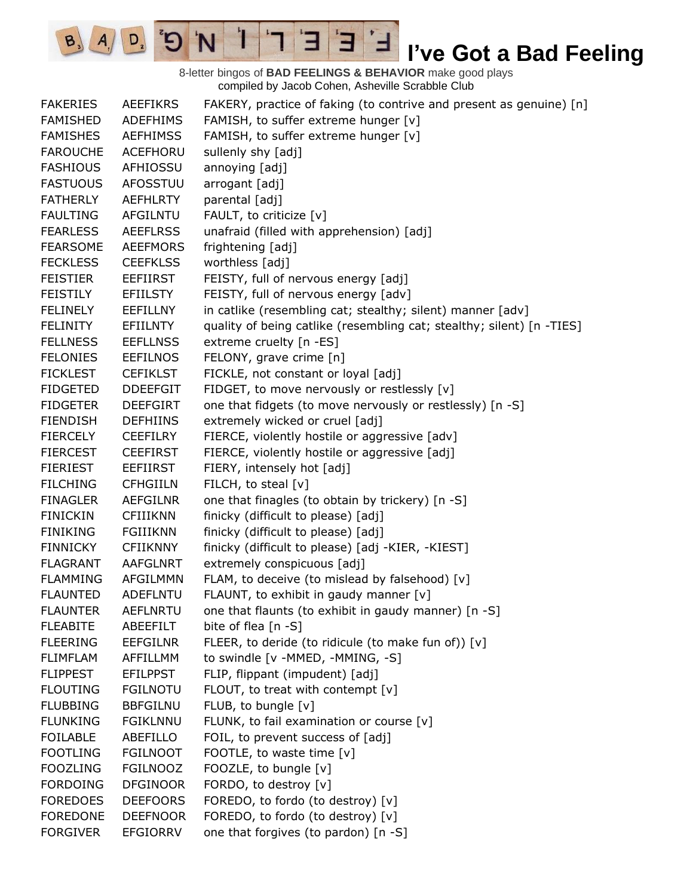# I've Got a Bad Feeling

8-letter bingos of **BAD FEELINGS & BEHAVIOR** make good plays
compiled by Jacob Cohen, Asheville Scrabble Club

| | | |
|---|---|---|
| FAKERIES | AEEFIKRS | FAKERY, practice of faking (to contrive and present as genuine) [n] |
| FAMISHED | ADEFHIMS | FAMISH, to suffer extreme hunger [v] |
| FAMISHES | AEFHIMSS | FAMISH, to suffer extreme hunger [v] |
| FAROUCHE | ACEFHORU | sullenly shy [adj] |
| FASHIOUS | AFHIOSSU | annoying [adj] |
| FASTUOUS | AFOSSTUU | arrogant [adj] |
| FATHERLY | AEFHLRTY | parental [adj] |
| FAULTING | AFGILNTU | FAULT, to criticize [v] |
| FEARLESS | AEEFLRSS | unafraid (filled with apprehension) [adj] |
| FEARSOME | AEEFMORS | frightening [adj] |
| FECKLESS | CEEFKLSS | worthless [adj] |
| FEISTIER | EEFIIRST | FEISTY, full of nervous energy [adj] |
| FEISTILY | EFIILSTY | FEISTY, full of nervous energy [adv] |
| FELINELY | EEFILLNY | in catlike (resembling cat; stealthy; silent) manner [adv] |
| FELINITY | EFIILNTY | quality of being catlike (resembling cat; stealthy; silent) [n -TIES] |
| FELLNESS | EEFLLNSS | extreme cruelty [n -ES] |
| FELONIES | EEFILNOS | FELONY, grave crime [n] |
| FICKLEST | CEFIKLST | FICKLE, not constant or loyal [adj] |
| FIDGETED | DDEEFGIT | FIDGET, to move nervously or restlessly [v] |
| FIDGETER | DEEFGIRT | one that fidgets (to move nervously or restlessly) [n -S] |
| FIENDISH | DEFHIINS | extremely wicked or cruel [adj] |
| FIERCELY | CEEFILRY | FIERCE, violently hostile or aggressive [adv] |
| FIERCEST | CEEFIRST | FIERCE, violently hostile or aggressive [adj] |
| FIERIEST | EEFIIRST | FIERY, intensely hot [adj] |
| FILCHING | CFHGIILN | FILCH, to steal [v] |
| FINAGLER | AEFGILNR | one that finagles (to obtain by trickery) [n -S] |
| FINICKIN | CFIIIKNN | finicky (difficult to please) [adj] |
| FINIKING | FGIIIKNN | finicky (difficult to please) [adj] |
| FINNICKY | CFIIKNNY | finicky (difficult to please) [adj -KIER, -KIEST] |
| FLAGRANT | AAFGLNRT | extremely conspicuous [adj] |
| FLAMMING | AFGILMMN | FLAM, to deceive (to mislead by falsehood) [v] |
| FLAUNTED | ADEFLNTU | FLAUNT, to exhibit in gaudy manner [v] |
| FLAUNTER | AEFLNRTU | one that flaunts (to exhibit in gaudy manner) [n -S] |
| FLEABITE | ABEEFILT | bite of flea [n -S] |
| FLEERING | EEFGILNR | FLEER, to deride (to ridicule (to make fun of)) [v] |
| FLIMFLAM | AFFILLMM | to swindle [v -MMED, -MMING, -S] |
| FLIPPEST | EFILPPST | FLIP, flippant (impudent) [adj] |
| FLOUTING | FGILNOTU | FLOUT, to treat with contempt [v] |
| FLUBBING | BBFGILNU | FLUB, to bungle [v] |
| FLUNKING | FGIKLNNU | FLUNK, to fail examination or course [v] |
| FOILABLE | ABEFILLO | FOIL, to prevent success of [adj] |
| FOOTLING | FGILNOOT | FOOTLE, to waste time [v] |
| FOOZLING | FGILNOOZ | FOOZLE, to bungle [v] |
| FORDOING | DFGINOOR | FORDO, to destroy [v] |
| FOREDOES | DEEFOORS | FOREDO, to fordo (to destroy) [v] |
| FOREDONE | DEEFNOOR | FOREDO, to fordo (to destroy) [v] |
| FORGIVER | EFGIORRV | one that forgives (to pardon) [n -S] |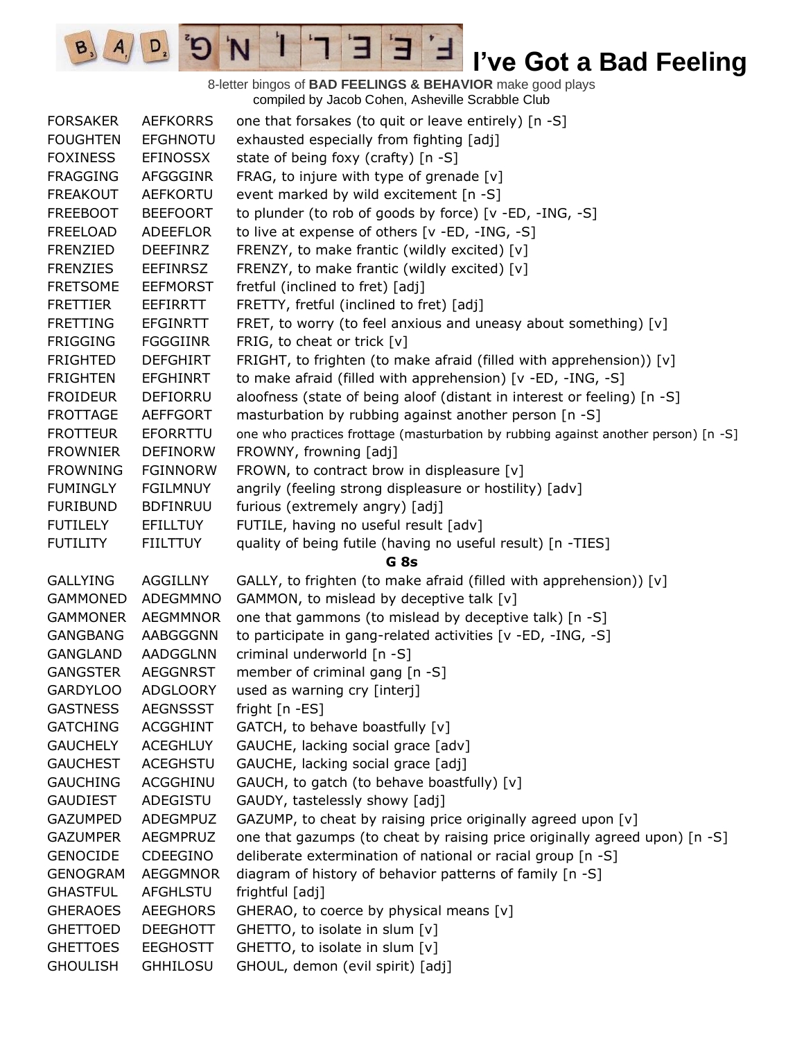# I've Got a Bad Feeling

8-letter bingos of **BAD FEELINGS & BEHAVIOR** make good plays
compiled by Jacob Cohen, Asheville Scrabble Club

| | | |
|---|---|---|
| FORSAKER | AEFKORRS | one that forsakes (to quit or leave entirely) [n -S] |
| FOUGHTEN | EFGHNOTU | exhausted especially from fighting [adj] |
| FOXINESS | EFINOSSX | state of being foxy (crafty) [n -S] |
| FRAGGING | AFGGGINR | FRAG, to injure with type of grenade [v] |
| FREAKOUT | AEFKORTU | event marked by wild excitement [n -S] |
| FREEBOOT | BEEFOORT | to plunder (to rob of goods by force) [v -ED, -ING, -S] |
| FREELOAD | ADEEFLOR | to live at expense of others [v -ED, -ING, -S] |
| FRENZIED | DEEFINRZ | FRENZY, to make frantic (wildly excited) [v] |
| FRENZIES | EEFINRSZ | FRENZY, to make frantic (wildly excited) [v] |
| FRETSOME | EEFMORST | fretful (inclined to fret) [adj] |
| FRETTIER | EEFIRRTT | FRETTY, fretful (inclined to fret) [adj] |
| FRETTING | EFGINRTT | FRET, to worry (to feel anxious and uneasy about something) [v] |
| FRIGGING | FGGGIINR | FRIG, to cheat or trick [v] |
| FRIGHTED | DEFGHIRT | FRIGHT, to frighten (to make afraid (filled with apprehension)) [v] |
| FRIGHTEN | EFGHINRT | to make afraid (filled with apprehension) [v -ED, -ING, -S] |
| FROIDEUR | DEFIORRU | aloofness (state of being aloof (distant in interest or feeling) [n -S] |
| FROTTAGE | AEFFGORT | masturbation by rubbing against another person [n -S] |
| FROTTEUR | EFORRTTU | one who practices frottage (masturbation by rubbing against another person) [n -S] |
| FROWNIER | DEFINORW | FROWNY, frowning [adj] |
| FROWNING | FGINNORW | FROWN, to contract brow in displeasure [v] |
| FUMINGLY | FGILMNUY | angrily (feeling strong displeasure or hostility) [adv] |
| FURIBUND | BDFINRUU | furious (extremely angry) [adj] |
| FUTILELY | EFILLTUY | FUTILE, having no useful result [adv] |
| FUTILITY | FIILTTUY | quality of being futile (having no useful result) [n -TIES] |

**G 8s**

| | | |
|---|---|---|
| GALLYING | AGGILLNY | GALLY, to frighten (to make afraid (filled with apprehension)) [v] |
| GAMMONED | ADEGMMNO | GAMMON, to mislead by deceptive talk [v] |
| GAMMONER | AEGMMNOR | one that gammons (to mislead by deceptive talk) [n -S] |
| GANGBANG | AABGGGNN | to participate in gang-related activities [v -ED, -ING, -S] |
| GANGLAND | AADGGLNN | criminal underworld [n -S] |
| GANGSTER | AEGGNRST | member of criminal gang [n -S] |
| GARDYLOO | ADGLOORY | used as warning cry [interj] |
| GASTNESS | AEGNSSST | fright [n -ES] |
| GATCHING | ACGGHINT | GATCH, to behave boastfully [v] |
| GAUCHELY | ACEGHLUY | GAUCHE, lacking social grace [adv] |
| GAUCHEST | ACEGHSTU | GAUCHE, lacking social grace [adj] |
| GAUCHING | ACGGHINU | GAUCH, to gatch (to behave boastfully) [v] |
| GAUDIEST | ADEGISTU | GAUDY, tastelessly showy [adj] |
| GAZUMPED | ADEGMPUZ | GAZUMP, to cheat by raising price originally agreed upon [v] |
| GAZUMPER | AEGMPRUZ | one that gazumps (to cheat by raising price originally agreed upon) [n -S] |
| GENOCIDE | CDEEGINO | deliberate extermination of national or racial group [n -S] |
| GENOGRAM | AEGGMNOR | diagram of history of behavior patterns of family [n -S] |
| GHASTFUL | AFGHLSTU | frightful [adj] |
| GHERAOES | AEEGHORS | GHERAO, to coerce by physical means [v] |
| GHETTOED | DEEGHOTT | GHETTO, to isolate in slum [v] |
| GHETTOES | EEGHOSTT | GHETTO, to isolate in slum [v] |
| GHOULISH | GHHILOSU | GHOUL, demon (evil spirit) [adj] |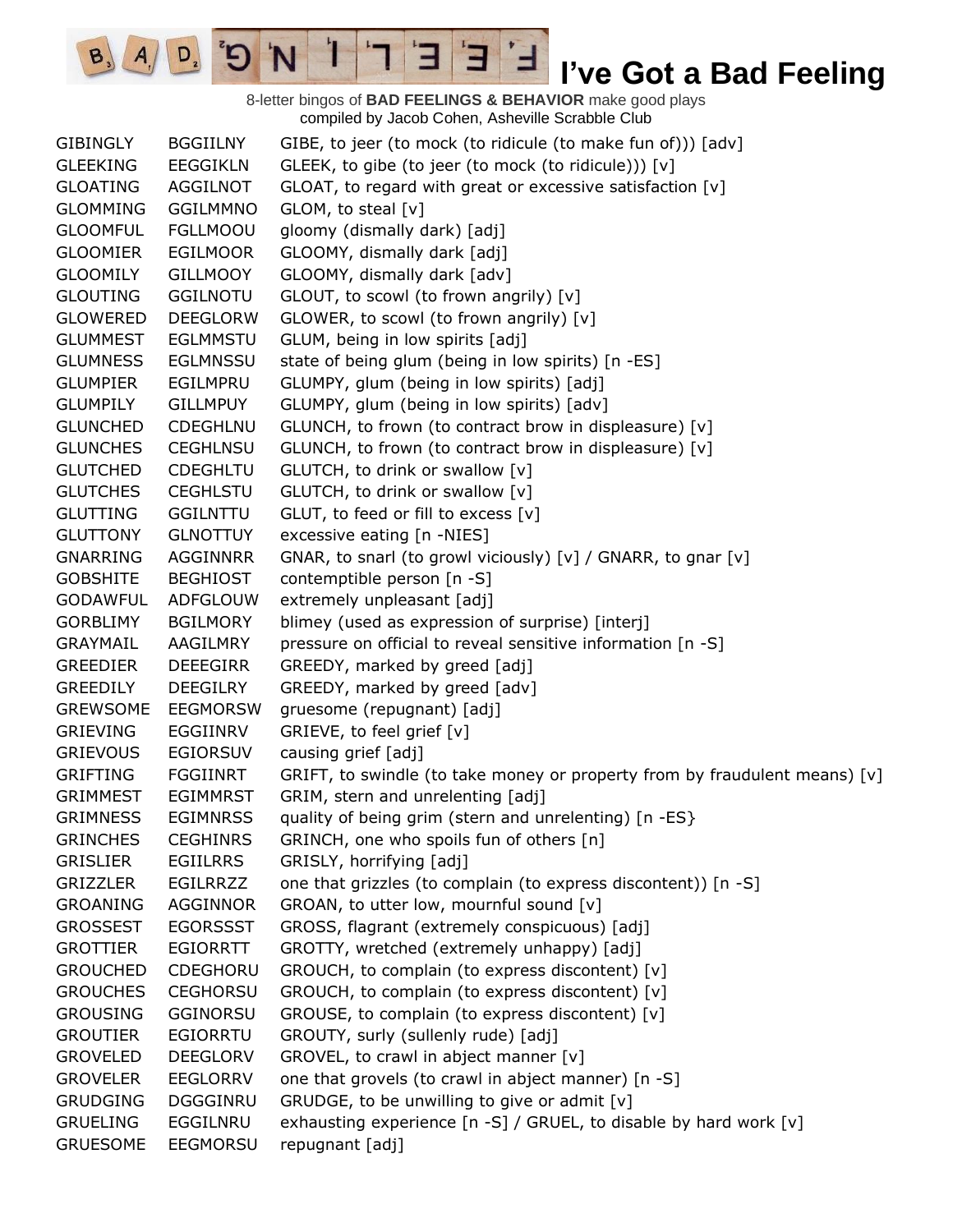# I've Got a Bad Feeling

8-letter bingos of **BAD FEELINGS & BEHAVIOR** make good plays
compiled by Jacob Cohen, Asheville Scrabble Club

| | | |
|---|---|---|
| GIBINGLY | BGGIILNY | GIBE, to jeer (to mock (to ridicule (to make fun of))) [adv] |
| GLEEKING | EEGGIKLN | GLEEK, to gibe (to jeer (to mock (to ridicule))) [v] |
| GLOATING | AGGILNOT | GLOAT, to regard with great or excessive satisfaction [v] |
| GLOMMING | GGILMMNO | GLOM, to steal [v] |
| GLOOMFUL | FGLLMOOU | gloomy (dismally dark) [adj] |
| GLOOMIER | EGILMOOR | GLOOMY, dismally dark [adj] |
| GLOOMILY | GILLMOOY | GLOOMY, dismally dark [adv] |
| GLOUTING | GGILNOTU | GLOUT, to scowl (to frown angrily) [v] |
| GLOWERED | DEEGLORW | GLOWER, to scowl (to frown angrily) [v] |
| GLUMMEST | EGLMMSTU | GLUM, being in low spirits [adj] |
| GLUMNESS | EGLMNSSU | state of being glum (being in low spirits) [n -ES] |
| GLUMPIER | EGILMPRU | GLUMPY, glum (being in low spirits) [adj] |
| GLUMPILY | GILLMPUY | GLUMPY, glum (being in low spirits) [adv] |
| GLUNCHED | CDEGHLNU | GLUNCH, to frown (to contract brow in displeasure) [v] |
| GLUNCHES | CEGHLNSU | GLUNCH, to frown (to contract brow in displeasure) [v] |
| GLUTCHED | CDEGHLTU | GLUTCH, to drink or swallow [v] |
| GLUTCHES | CEGHLSTU | GLUTCH, to drink or swallow [v] |
| GLUTTING | GGILNTTU | GLUT, to feed or fill to excess [v] |
| GLUTTONY | GLNOTTUY | excessive eating [n -NIES] |
| GNARRING | AGGINNRR | GNAR, to snarl (to growl viciously) [v] / GNARR, to gnar [v] |
| GOBSHITE | BEGHIOST | contemptible person [n -S] |
| GODAWFUL | ADFGLOUW | extremely unpleasant [adj] |
| GORBLIMY | BGILMORY | blimey (used as expression of surprise) [interj] |
| GRAYMAIL | AAGILMRY | pressure on official to reveal sensitive information [n -S] |
| GREEDIER | DEEEGIRR | GREEDY, marked by greed [adj] |
| GREEDILY | DEEGILRY | GREEDY, marked by greed [adv] |
| GREWSOME | EEGMORSW | gruesome (repugnant) [adj] |
| GRIEVING | EGGIINRV | GRIEVE, to feel grief [v] |
| GRIEVOUS | EGIORSUV | causing grief [adj] |
| GRIFTING | FGGIINRT | GRIFT, to swindle (to take money or property from by fraudulent means) [v] |
| GRIMMEST | EGIMMRST | GRIM, stern and unrelenting [adj] |
| GRIMNESS | EGIMNRSS | quality of being grim (stern and unrelenting) [n -ES} |
| GRINCHES | CEGHINRS | GRINCH, one who spoils fun of others [n] |
| GRISLIER | EGIILRRS | GRISLY, horrifying [adj] |
| GRIZZLER | EGILRRZZ | one that grizzles (to complain (to express discontent)) [n -S] |
| GROANING | AGGINNOR | GROAN, to utter low, mournful sound [v] |
| GROSSEST | EGORSSST | GROSS, flagrant (extremely conspicuous) [adj] |
| GROTTIER | EGIORRTT | GROTTY, wretched (extremely unhappy) [adj] |
| GROUCHED | CDEGHORU | GROUCH, to complain (to express discontent) [v] |
| GROUCHES | CEGHORSU | GROUCH, to complain (to express discontent) [v] |
| GROUSING | GGINORSU | GROUSE, to complain (to express discontent) [v] |
| GROUTIER | EGIORRTU | GROUTY, surly (sullenly rude) [adj] |
| GROVELED | DEEGLORV | GROVEL, to crawl in abject manner [v] |
| GROVELER | EEGLORRV | one that grovels (to crawl in abject manner) [n -S] |
| GRUDGING | DGGGINRU | GRUDGE, to be unwilling to give or admit [v] |
| GRUELING | EGGILNRU | exhausting experience [n -S] / GRUEL, to disable by hard work [v] |
| GRUESOME | EEGMORSU | repugnant [adj] |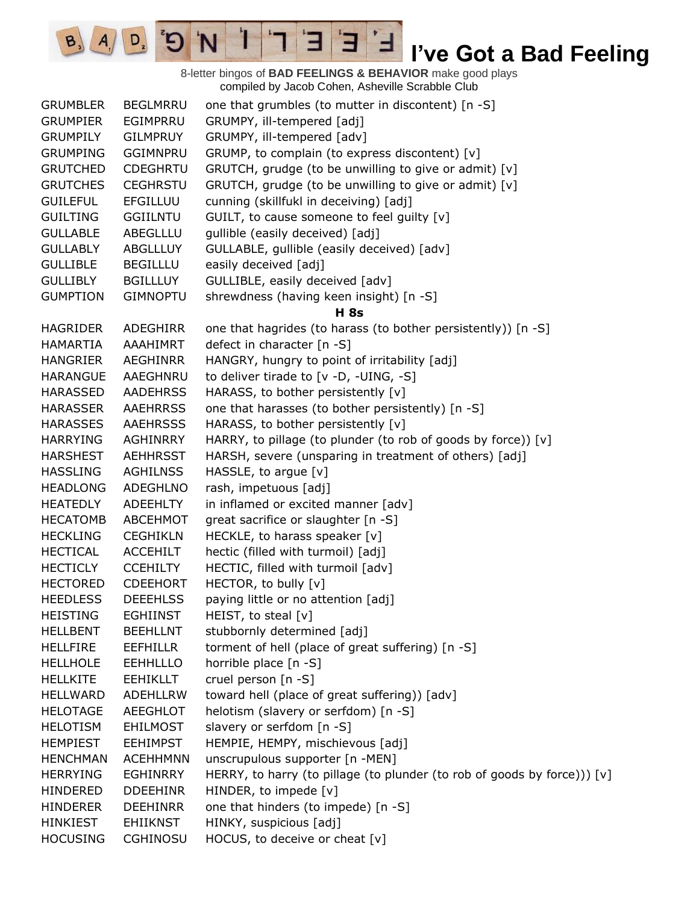# I've Got a Bad Feeling

8-letter bingos of **BAD FEELINGS & BEHAVIOR** make good plays
compiled by Jacob Cohen, Asheville Scrabble Club

| | | |
|---|---|---|
| GRUMBLER | BEGLMRRU | one that grumbles (to mutter in discontent) [n -S] |
| GRUMPIER | EGIMPRRU | GRUMPY, ill-tempered [adj] |
| GRUMPILY | GILMPRUY | GRUMPY, ill-tempered [adv] |
| GRUMPING | GGIMNPRU | GRUMP, to complain (to express discontent) [v] |
| GRUTCHED | CDEGHRTU | GRUTCH, grudge (to be unwilling to give or admit) [v] |
| GRUTCHES | CEGHRSTU | GRUTCH, grudge (to be unwilling to give or admit) [v] |
| GUILEFUL | EFGILLUU | cunning (skillfukl in deceiving) [adj] |
| GUILTING | GGIILNTU | GUILT, to cause someone to feel guilty [v] |
| GULLABLE | ABEGLLLU | gullible (easily deceived) [adj] |
| GULLABLY | ABGLLLUY | GULLABLE, gullible (easily deceived) [adv] |
| GULLIBLE | BEGILLLU | easily deceived [adj] |
| GULLIBLY | BGILLLUY | GULLIBLE, easily deceived [adv] |
| GUMPTION | GIMNOPTU | shrewdness (having keen insight) [n -S] |
| | | **H 8s** |
| HAGRIDER | ADEGHIRR | one that hagrides (to harass (to bother persistently)) [n -S] |
| HAMARTIA | AAAHIMRT | defect in character [n -S] |
| HANGRIER | AEGHINRR | HANGRY, hungry to point of irritability [adj] |
| HARANGUE | AAEGHNRU | to deliver tirade to [v -D, -UING, -S] |
| HARASSED | AADEHRSS | HARASS, to bother persistently [v] |
| HARASSER | AAEHRRSS | one that harasses (to bother persistently) [n -S] |
| HARASSES | AAEHRSSS | HARASS, to bother persistently [v] |
| HARRYING | AGHINRRY | HARRY, to pillage (to plunder (to rob of goods by force)) [v] |
| HARSHEST | AEHHRSST | HARSH, severe (unsparing in treatment of others) [adj] |
| HASSLING | AGHILNSS | HASSLE, to argue [v] |
| HEADLONG | ADEGHLNO | rash, impetuous [adj] |
| HEATEDLY | ADEEHLTY | in inflamed or excited manner [adv] |
| HECATOMB | ABCEHMOT | great sacrifice or slaughter [n -S] |
| HECKLING | CEGHIKLN | HECKLE, to harass speaker [v] |
| HECTICAL | ACCEHILT | hectic (filled with turmoil) [adj] |
| HECTICLY | CCEHILTY | HECTIC, filled with turmoil [adv] |
| HECTORED | CDEEHORT | HECTOR, to bully [v] |
| HEEDLESS | DEEEHLSS | paying little or no attention [adj] |
| HEISTING | EGHIINST | HEIST, to steal [v] |
| HELLBENT | BEEHLLNT | stubbornly determined [adj] |
| HELLFIRE | EEFHILLR | torment of hell (place of great suffering) [n -S] |
| HELLHOLE | EEHHLLLO | horrible place [n -S] |
| HELLKITE | EEHIKLLT | cruel person [n -S] |
| HELLWARD | ADEHLLRW | toward hell (place of great suffering)) [adv] |
| HELOTAGE | AEEGHLOT | helotism (slavery or serfdom) [n -S] |
| HELOTISM | EHILMOST | slavery or serfdom [n -S] |
| HEMPIEST | EEHIMPST | HEMPIE, HEMPY, mischievous [adj] |
| HENCHMAN | ACEHHMNN | unscrupulous supporter [n -MEN] |
| HERRYING | EGHINRRY | HERRY, to harry (to pillage (to plunder (to rob of goods by force))) [v] |
| HINDERED | DDEEHINR | HINDER, to impede [v] |
| HINDERER | DEEHINRR | one that hinders (to impede) [n -S] |
| HINKIEST | EHIIKNST | HINKY, suspicious [adj] |
| HOCUSING | CGHINOSU | HOCUS, to deceive or cheat [v] |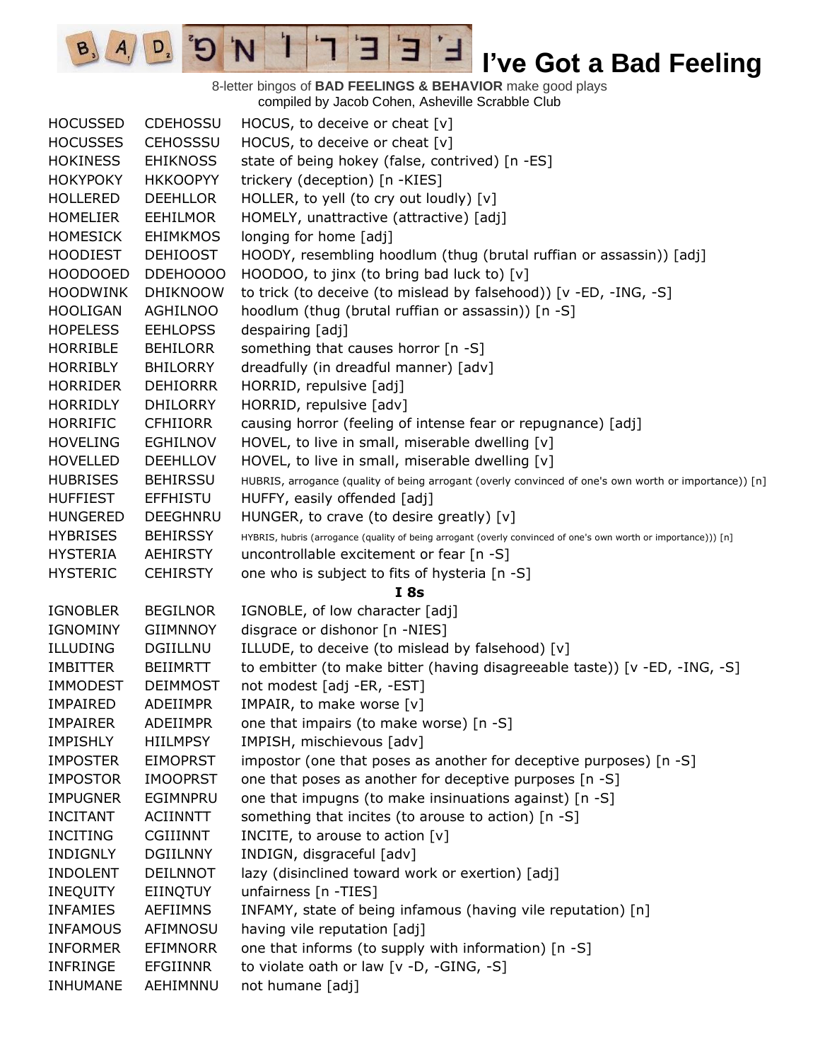# I've Got a Bad Feeling

8-letter bingos of **BAD FEELINGS & BEHAVIOR** make good plays
compiled by Jacob Cohen, Asheville Scrabble Club

| | | |
|---|---|---|
| HOCUSSED | CDEHOSSU | HOCUS, to deceive or cheat [v] |
| HOCUSSES | CEHOSSSU | HOCUS, to deceive or cheat [v] |
| HOKINESS | EHIKNOSS | state of being hokey (false, contrived) [n -ES] |
| HOKYPOKY | HKKOOPYY | trickery (deception) [n -KIES] |
| HOLLERED | DEEHLLOR | HOLLER, to yell (to cry out loudly) [v] |
| HOMELIER | EEHILMOR | HOMELY, unattractive (attractive) [adj] |
| HOMESICK | EHIMKMOS | longing for home [adj] |
| HOODIEST | DEHIOOST | HOODY, resembling hoodlum (thug (brutal ruffian or assassin)) [adj] |
| HOODOOED | DDEHOOOO | HOODOO, to jinx (to bring bad luck to) [v] |
| HOODWINK | DHIKNOOW | to trick (to deceive (to mislead by falsehood)) [v -ED, -ING, -S] |
| HOOLIGAN | AGHILNOO | hoodlum (thug (brutal ruffian or assassin)) [n -S] |
| HOPELESS | EEHLOPSS | despairing [adj] |
| HORRIBLE | BEHILORR | something that causes horror [n -S] |
| HORRIBLY | BHILORRY | dreadfully (in dreadful manner) [adv] |
| HORRIDER | DEHIORRR | HORRID, repulsive [adj] |
| HORRIDLY | DHILORRY | HORRID, repulsive [adv] |
| HORRIFIC | CFHIIORR | causing horror (feeling of intense fear or repugnance) [adj] |
| HOVELING | EGHILNOV | HOVEL, to live in small, miserable dwelling [v] |
| HOVELLED | DEEHLLOV | HOVEL, to live in small, miserable dwelling [v] |
| HUBRISES | BEHIRSSU | HUBRIS, arrogance (quality of being arrogant (overly convinced of one's own worth or importance)) [n] |
| HUFFIEST | EFFHISTU | HUFFY, easily offended [adj] |
| HUNGERED | DEEGHNRU | HUNGER, to crave (to desire greatly) [v] |
| HYBRISES | BEHIRSSY | HYBRIS, hubris (arrogance (quality of being arrogant (overly convinced of one's own worth or importance))) [n] |
| HYSTERIA | AEHIRSTY | uncontrollable excitement or fear [n -S] |
| HYSTERIC | CEHIRSTY | one who is subject to fits of hysteria [n -S] |
| | | **I 8s** |
| IGNOBLER | BEGILNOR | IGNOBLE, of low character [adj] |
| IGNOMINY | GIIMNNOY | disgrace or dishonor [n -NIES] |
| ILLUDING | DGIILLNU | ILLUDE, to deceive (to mislead by falsehood) [v] |
| IMBITTER | BEIIMRTT | to embitter (to make bitter (having disagreeable taste)) [v -ED, -ING, -S] |
| IMMODEST | DEIMMOST | not modest [adj -ER, -EST] |
| IMPAIRED | ADEIIMPR | IMPAIR, to make worse [v] |
| IMPAIRER | ADEIIMPR | one that impairs (to make worse) [n -S] |
| IMPISHLY | HIILMPSY | IMPISH, mischievous [adv] |
| IMPOSTER | EIMOPRST | impostor (one that poses as another for deceptive purposes) [n -S] |
| IMPOSTOR | IMOOPRST | one that poses as another for deceptive purposes [n -S] |
| IMPUGNER | EGIMNPRU | one that impugns (to make insinuations against) [n -S] |
| INCITANT | ACIINNTT | something that incites (to arouse to action) [n -S] |
| INCITING | CGIIINNT | INCITE, to arouse to action [v] |
| INDIGNLY | DGIILNNY | INDIGN, disgraceful [adv] |
| INDOLENT | DEILNNOT | lazy (disinclined toward work or exertion) [adj] |
| INEQUITY | EIINQTUY | unfairness [n -TIES] |
| INFAMIES | AEFIIMNS | INFAMY, state of being infamous (having vile reputation) [n] |
| INFAMOUS | AFIMNOSU | having vile reputation [adj] |
| INFORMER | EFIMNORR | one that informs (to supply with information) [n -S] |
| INFRINGE | EFGIINNR | to violate oath or law [v -D, -GING, -S] |
| INHUMANE | AEHIMNNU | not humane [adj] |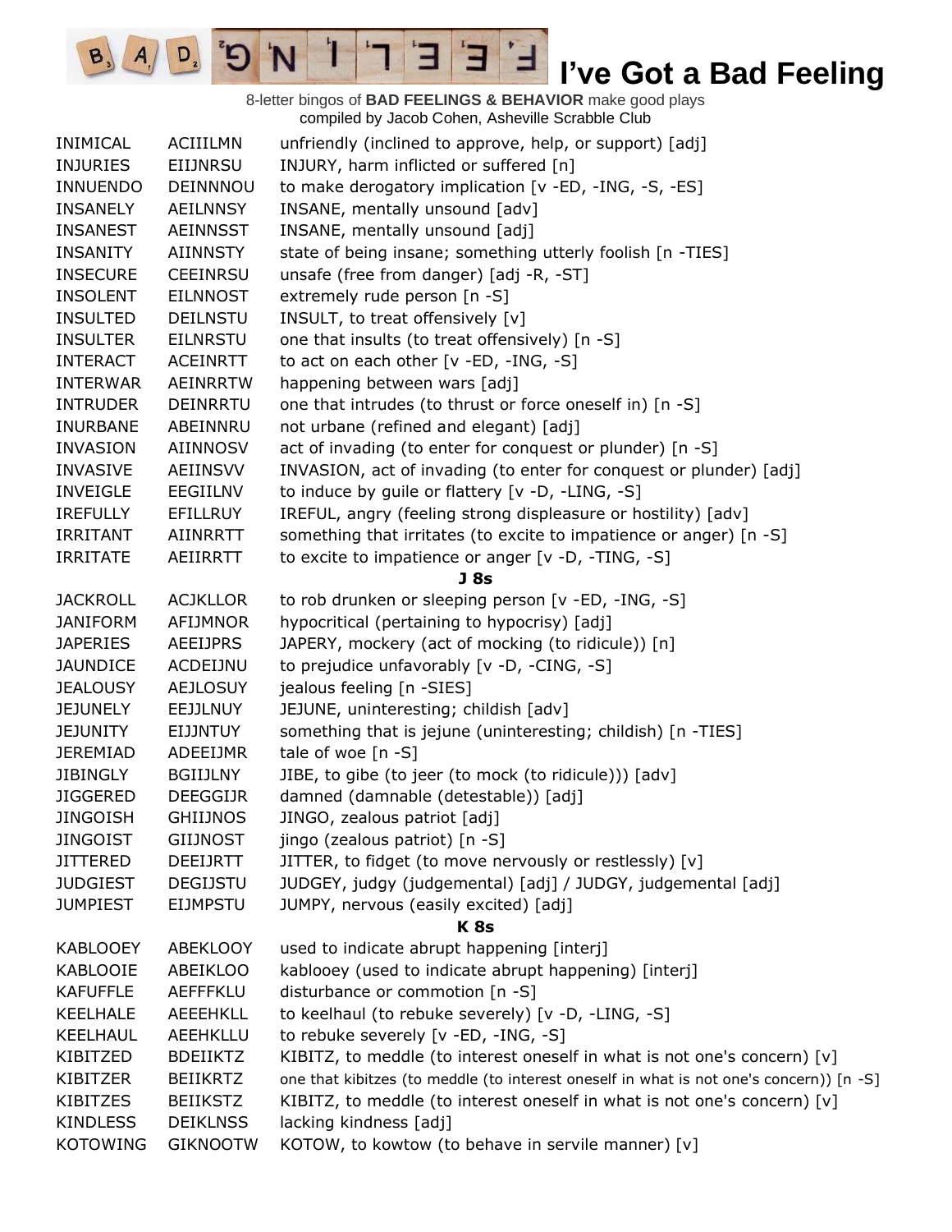# I've Got a Bad Feeling

8-letter bingos of **BAD FEELINGS & BEHAVIOR** make good plays
compiled by Jacob Cohen, Asheville Scrabble Club

| | | |
|---|---|---|
| INIMICAL | ACIIILMN | unfriendly (inclined to approve, help, or support) [adj] |
| INJURIES | EIIJNRSU | INJURY, harm inflicted or suffered [n] |
| INNUENDO | DEINNNOU | to make derogatory implication [v -ED, -ING, -S, -ES] |
| INSANELY | AEILNNSY | INSANE, mentally unsound [adv] |
| INSANEST | AEINNSST | INSANE, mentally unsound [adj] |
| INSANITY | AIINNSTY | state of being insane; something utterly foolish [n -TIES] |
| INSECURE | CEEINRSU | unsafe (free from danger) [adj -R, -ST] |
| INSOLENT | EILNNOST | extremely rude person [n -S] |
| INSULTED | DEILNSTU | INSULT, to treat offensively [v] |
| INSULTER | EILNRSTU | one that insults (to treat offensively) [n -S] |
| INTERACT | ACEINRTT | to act on each other [v -ED, -ING, -S] |
| INTERWAR | AEINRRTW | happening between wars [adj] |
| INTRUDER | DEINRRTU | one that intrudes (to thrust or force oneself in) [n -S] |
| INURBANE | ABEINNRU | not urbane (refined and elegant) [adj] |
| INVASION | AIINNOSV | act of invading (to enter for conquest or plunder) [n -S] |
| INVASIVE | AEIINSVV | INVASION, act of invading (to enter for conquest or plunder) [adj] |
| INVEIGLE | EEGIILNV | to induce by guile or flattery [v -D, -LING, -S] |
| IREFULLY | EFILLRUY | IREFUL, angry (feeling strong displeasure or hostility) [adv] |
| IRRITANT | AIINRRTT | something that irritates (to excite to impatience or anger) [n -S] |
| IRRITATE | AEIIRRTT | to excite to impatience or anger [v -D, -TING, -S] |
| | | **J 8s** |
| JACKROLL | ACJKLLOR | to rob drunken or sleeping person [v -ED, -ING, -S] |
| JANIFORM | AFIJMNOR | hypocritical (pertaining to hypocrisy) [adj] |
| JAPERIES | AEEIJPRS | JAPERY, mockery (act of mocking (to ridicule)) [n] |
| JAUNDICE | ACDEIJNU | to prejudice unfavorably [v -D, -CING, -S] |
| JEALOUSY | AEJLOSUY | jealous feeling [n -SIES] |
| JEJUNELY | EEJJLNUY | JEJUNE, uninteresting; childish [adv] |
| JEJUNITY | EIJJNTUY | something that is jejune (uninteresting; childish) [n -TIES] |
| JEREMIAD | ADEEIJMR | tale of woe [n -S] |
| JIBINGLY | BGIIJLNY | JIBE, to gibe (to jeer (to mock (to ridicule))) [adv] |
| JIGGERED | DEEGGIJR | damned (damnable (detestable)) [adj] |
| JINGOISH | GHIIJNOS | JINGO, zealous patriot [adj] |
| JINGOIST | GIIJNOST | jingo (zealous patriot) [n -S] |
| JITTERED | DEEIJRTT | JITTER, to fidget (to move nervously or restlessly) [v] |
| JUDGIEST | DEGIJSTU | JUDGEY, judgy (judgemental) [adj] / JUDGY, judgemental [adj] |
| JUMPIEST | EIJMPSTU | JUMPY, nervous (easily excited) [adj] |
| | | **K 8s** |
| KABLOOEY | ABEKLOOY | used to indicate abrupt happening [interj] |
| KABLOOIE | ABEIKLOO | kablooey (used to indicate abrupt happening) [interj] |
| KAFUFFLE | AEFFFKLU | disturbance or commotion [n -S] |
| KEELHALE | AEEEHKLL | to keelhaul (to rebuke severely) [v -D, -LING, -S] |
| KEELHAUL | AEEHKLLU | to rebuke severely [v -ED, -ING, -S] |
| KIBITZED | BDEIIKTZ | KIBITZ, to meddle (to interest oneself in what is not one's concern) [v] |
| KIBITZER | BEIIKRTZ | one that kibitzes (to meddle (to interest oneself in what is not one's concern)) [n -S] |
| KIBITZES | BEIIKSTZ | KIBITZ, to meddle (to interest oneself in what is not one's concern) [v] |
| KINDLESS | DEIKLNSS | lacking kindness [adj] |
| KOTOWING | GIKNOOTW | KOTOW, to kowtow (to behave in servile manner) [v] |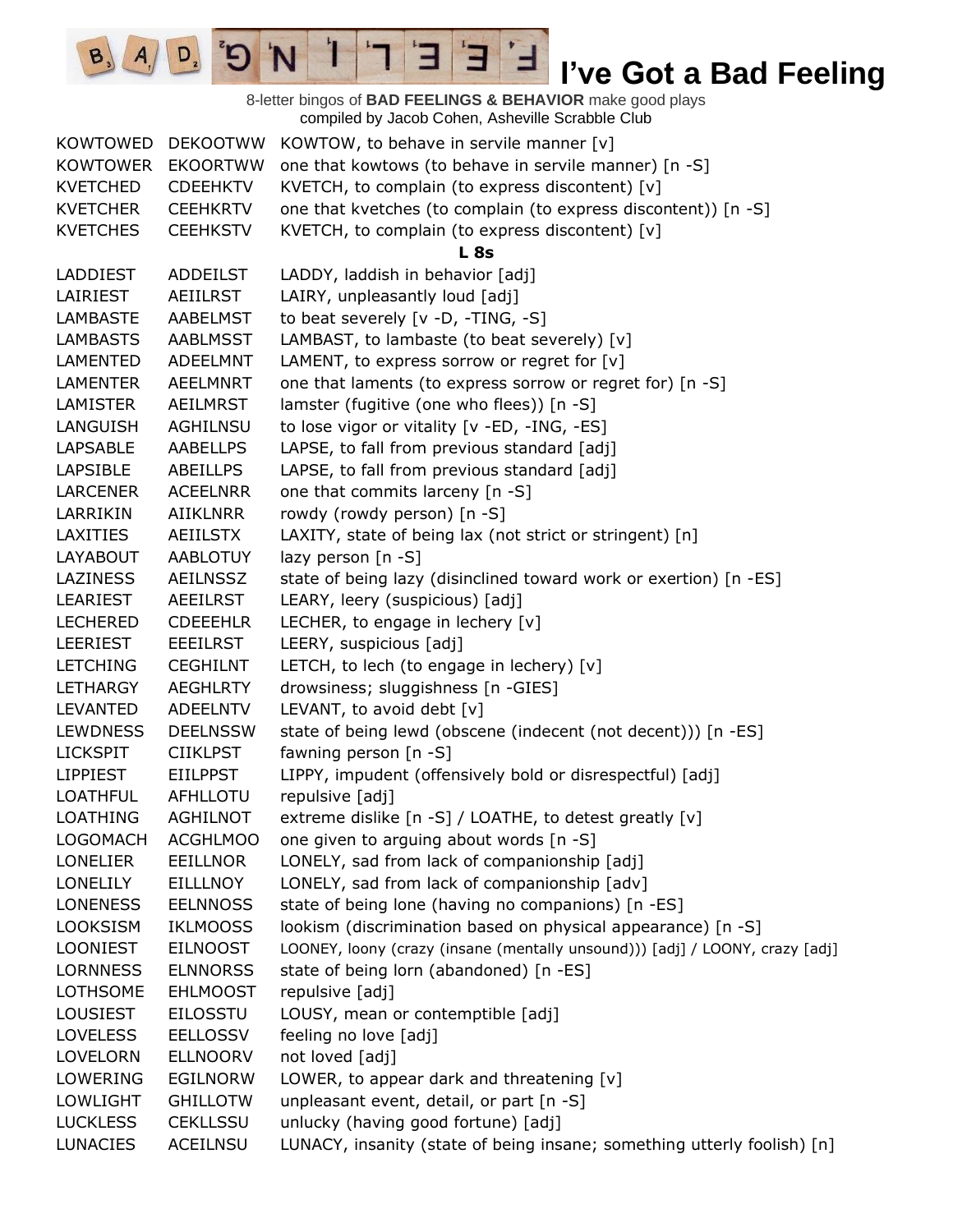# I've Got a Bad Feeling

8-letter bingos of **BAD FEELINGS & BEHAVIOR** make good plays
compiled by Jacob Cohen, Asheville Scrabble Club

| | | |
|---|---|---|
| KOWTOWED | DEKOOTWW | KOWTOW, to behave in servile manner [v] |
| KOWTOWER | EKOORTWW | one that kowtows (to behave in servile manner) [n -S] |
| KVETCHED | CDEEHKTV | KVETCH, to complain (to express discontent) [v] |
| KVETCHER | CEEHKRTV | one that kvetches (to complain (to express discontent)) [n -S] |
| KVETCHES | CEEHKSTV | KVETCH, to complain (to express discontent) [v] |
| | | **L 8s** |
| LADDIEST | ADDEILST | LADDY, laddish in behavior [adj] |
| LAIRIEST | AEIILRST | LAIRY, unpleasantly loud [adj] |
| LAMBASTE | AABELMST | to beat severely [v -D, -TING, -S] |
| LAMBASTS | AABLMSST | LAMBAST, to lambaste (to beat severely) [v] |
| LAMENTED | ADEELMNT | LAMENT, to express sorrow or regret for [v] |
| LAMENTER | AEELMNRT | one that laments (to express sorrow or regret for) [n -S] |
| LAMISTER | AEILMRST | lamster (fugitive (one who flees)) [n -S] |
| LANGUISH | AGHILNSU | to lose vigor or vitality [v -ED, -ING, -ES] |
| LAPSABLE | AABELLPS | LAPSE, to fall from previous standard [adj] |
| LAPSIBLE | ABEILLPS | LAPSE, to fall from previous standard [adj] |
| LARCENER | ACEELNRR | one that commits larceny [n -S] |
| LARRIKIN | AIIKLNRR | rowdy (rowdy person) [n -S] |
| LAXITIES | AEIILSTX | LAXITY, state of being lax (not strict or stringent) [n] |
| LAYABOUT | AABLOTUY | lazy person [n -S] |
| LAZINESS | AEILNSSZ | state of being lazy (disinclined toward work or exertion) [n -ES] |
| LEARIEST | AEEILRST | LEARY, leery (suspicious) [adj] |
| LECHERED | CDEEEHLR | LECHER, to engage in lechery [v] |
| LEERIEST | EEEILRST | LEERY, suspicious [adj] |
| LETCHING | CEGHILNT | LETCH, to lech (to engage in lechery) [v] |
| LETHARGY | AEGHLRTY | drowsiness; sluggishness [n -GIES] |
| LEVANTED | ADEELNTV | LEVANT, to avoid debt [v] |
| LEWDNESS | DEELNSSW | state of being lewd (obscene (indecent (not decent))) [n -ES] |
| LICKSPIT | CIIKLPST | fawning person [n -S] |
| LIPPIEST | EIILPPST | LIPPY, impudent (offensively bold or disrespectful) [adj] |
| LOATHFUL | AFHLLOTU | repulsive [adj] |
| LOATHING | AGHILNOT | extreme dislike [n -S] / LOATHE, to detest greatly [v] |
| LOGOMACH | ACGHLMOO | one given to arguing about words [n -S] |
| LONELIER | EEILLNOR | LONELY, sad from lack of companionship [adj] |
| LONELILY | EILLLNOY | LONELY, sad from lack of companionship [adv] |
| LONENESS | EELNNOSS | state of being lone (having no companions) [n -ES] |
| LOOKSISM | IKLMOOSS | lookism (discrimination based on physical appearance) [n -S] |
| LOONIEST | EILNOOST | LOONEY, loony (crazy (insane (mentally unsound))) [adj] / LOONY, crazy [adj] |
| LORNNESS | ELNNORSS | state of being lorn (abandoned) [n -ES] |
| LOTHSOME | EHLMOOST | repulsive [adj] |
| LOUSIEST | EILOSSTU | LOUSY, mean or contemptible [adj] |
| LOVELESS | EELLOSSV | feeling no love [adj] |
| LOVELORN | ELLNOORV | not loved [adj] |
| LOWERING | EGILNORW | LOWER, to appear dark and threatening [v] |
| LOWLIGHT | GHILLOTW | unpleasant event, detail, or part [n -S] |
| LUCKLESS | CEKLLSSU | unlucky (having good fortune) [adj] |
| LUNACIES | ACEILNSU | LUNACY, insanity (state of being insane; something utterly foolish) [n] |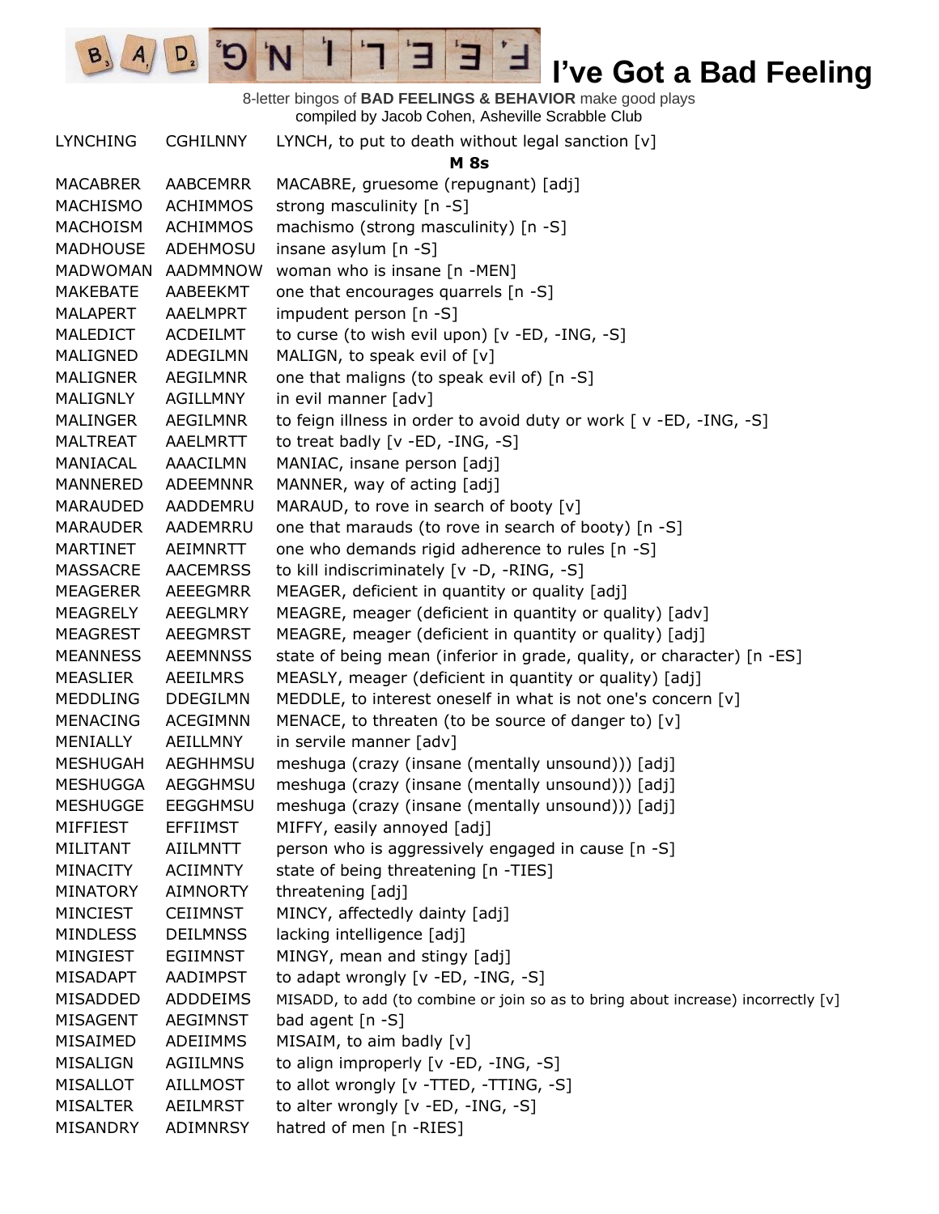# I've Got a Bad Feeling

8-letter bingos of **BAD FEELINGS & BEHAVIOR** make good plays
compiled by Jacob Cohen, Asheville Scrabble Club

| | | |
|---|---|---|
| LYNCHING | CGHILNNY | LYNCH, to put to death without legal sanction [v] |
| | | **M 8s** |
| MACABRER | AABCEMRR | MACABRE, gruesome (repugnant) [adj] |
| MACHISMO | ACHIMMOS | strong masculinity [n -S] |
| MACHOISM | ACHIMMOS | machismo (strong masculinity) [n -S] |
| MADHOUSE | ADEHMOSU | insane asylum [n -S] |
| MADWOMAN | AADMMNOW | woman who is insane [n -MEN] |
| MAKEBATE | AABEEKMT | one that encourages quarrels [n -S] |
| MALAPERT | AAELMPRT | impudent person [n -S] |
| MALEDICT | ACDEILMT | to curse (to wish evil upon) [v -ED, -ING, -S] |
| MALIGNED | ADEGILMN | MALIGN, to speak evil of [v] |
| MALIGNER | AEGILMNR | one that maligns (to speak evil of) [n -S] |
| MALIGNLY | AGILLMNY | in evil manner [adv] |
| MALINGER | AEGILMNR | to feign illness in order to avoid duty or work [ v -ED, -ING, -S] |
| MALTREAT | AAELMRTT | to treat badly [v -ED, -ING, -S] |
| MANIACAL | AAACILMN | MANIAC, insane person [adj] |
| MANNERED | ADEEMNNR | MANNER, way of acting [adj] |
| MARAUDED | AADDEMRU | MARAUD, to rove in search of booty [v] |
| MARAUDER | AADEMRRU | one that marauds (to rove in search of booty) [n -S] |
| MARTINET | AEIMNRTT | one who demands rigid adherence to rules [n -S] |
| MASSACRE | AACEMRSS | to kill indiscriminately [v -D, -RING, -S] |
| MEAGERER | AEEEGMRR | MEAGER, deficient in quantity or quality [adj] |
| MEAGRELY | AEEGLMRY | MEAGRE, meager (deficient in quantity or quality) [adv] |
| MEAGREST | AEEGMRST | MEAGRE, meager (deficient in quantity or quality) [adj] |
| MEANNESS | AEEMNNSS | state of being mean (inferior in grade, quality, or character) [n -ES] |
| MEASLIER | AEEILMRS | MEASLY, meager (deficient in quantity or quality) [adj] |
| MEDDLING | DDEGILMN | MEDDLE, to interest oneself in what is not one's concern [v] |
| MENACING | ACEGIMNN | MENACE, to threaten (to be source of danger to) [v] |
| MENIALLY | AEILLMNY | in servile manner [adv] |
| MESHUGAH | AEGHHMSU | meshuga (crazy (insane (mentally unsound))) [adj] |
| MESHUGGA | AEGGHMSU | meshuga (crazy (insane (mentally unsound))) [adj] |
| MESHUGGE | EEGGHMSU | meshuga (crazy (insane (mentally unsound))) [adj] |
| MIFFIEST | EFFIIMST | MIFFY, easily annoyed [adj] |
| MILITANT | AIILMNTT | person who is aggressively engaged in cause [n -S] |
| MINACITY | ACIIMNTY | state of being threatening [n -TIES] |
| MINATORY | AIMNORTY | threatening [adj] |
| MINCIEST | CEIIMNST | MINCY, affectedly dainty [adj] |
| MINDLESS | DEILMNSS | lacking intelligence [adj] |
| MINGIEST | EGIIMNST | MINGY, mean and stingy [adj] |
| MISADAPT | AADIMPST | to adapt wrongly [v -ED, -ING, -S] |
| MISADDED | ADDDEIMS | MISADD, to add (to combine or join so as to bring about increase) incorrectly [v] |
| MISAGENT | AEGIMNST | bad agent [n -S] |
| MISAIMED | ADEIIMMS | MISAIM, to aim badly [v] |
| MISALIGN | AGIILMNS | to align improperly [v -ED, -ING, -S] |
| MISALLOT | AILLMOST | to allot wrongly [v -TTED, -TTING, -S] |
| MISALTER | AEILMRST | to alter wrongly [v -ED, -ING, -S] |
| MISANDRY | ADIMNRSY | hatred of men [n -RIES] |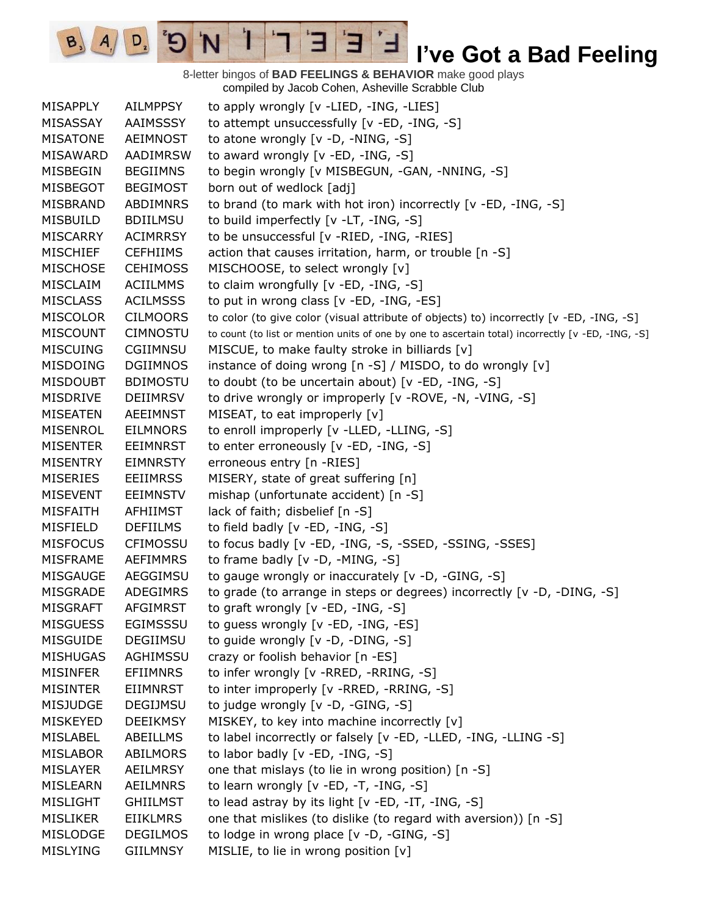# I've Got a Bad Feeling

8-letter bingos of **BAD FEELINGS & BEHAVIOR** make good plays
compiled by Jacob Cohen, Asheville Scrabble Club

| | | |
|---|---|---|
| MISAPPLY | AILMPPSY | to apply wrongly [v -LIED, -ING, -LIES] |
| MISASSAY | AAIMSSSY | to attempt unsuccessfully [v -ED, -ING, -S] |
| MISATONE | AEIMNOST | to atone wrongly [v -D, -NING, -S] |
| MISAWARD | AADIMRSW | to award wrongly [v -ED, -ING, -S] |
| MISBEGIN | BEGIIMNS | to begin wrongly [v MISBEGUN, -GAN, -NNING, -S] |
| MISBEGOT | BEGIMOST | born out of wedlock [adj] |
| MISBRAND | ABDIMNRS | to brand (to mark with hot iron) incorrectly [v -ED, -ING, -S] |
| MISBUILD | BDIILMSU | to build imperfectly [v -LT, -ING, -S] |
| MISCARRY | ACIMRRSY | to be unsuccessful [v -RIED, -ING, -RIES] |
| MISCHIEF | CEFHIIMS | action that causes irritation, harm, or trouble [n -S] |
| MISCHOSE | CEHIMOSS | MISCHOOSE, to select wrongly [v] |
| MISCLAIM | ACIILMMS | to claim wrongfully [v -ED, -ING, -S] |
| MISCLASS | ACILMSSS | to put in wrong class [v -ED, -ING, -ES] |
| MISCOLOR | CILMOORS | to color (to give color (visual attribute of objects) to) incorrectly [v -ED, -ING, -S] |
| MISCOUNT | CIMNOSTU | to count (to list or mention units of one by one to ascertain total) incorrectly [v -ED, -ING, -S] |
| MISCUING | CGIIMNSU | MISCUE, to make faulty stroke in billiards [v] |
| MISDOING | DGIIMNOS | instance of doing wrong [n -S] / MISDO, to do wrongly [v] |
| MISDOUBT | BDIMOSTU | to doubt (to be uncertain about) [v -ED, -ING, -S] |
| MISDRIVE | DEIIMRSV | to drive wrongly or improperly [v -ROVE, -N, -VING, -S] |
| MISEATEN | AEEIMNST | MISEAT, to eat improperly [v] |
| MISENROL | EILMNORS | to enroll improperly [v -LLED, -LLING, -S] |
| MISENTER | EEIMNRST | to enter erroneously [v -ED, -ING, -S] |
| MISENTRY | EIMNRSTY | erroneous entry [n -RIES] |
| MISERIES | EEIIMRSS | MISERY, state of great suffering [n] |
| MISEVENT | EEIMNSTV | mishap (unfortunate accident) [n -S] |
| MISFAITH | AFHIIMST | lack of faith; disbelief [n -S] |
| MISFIELD | DEFIILMS | to field badly [v -ED, -ING, -S] |
| MISFOCUS | CFIMOSSU | to focus badly [v -ED, -ING, -S, -SSED, -SSING, -SSES] |
| MISFRAME | AEFIMMRS | to frame badly [v -D, -MING, -S] |
| MISGAUGE | AEGGIMSU | to gauge wrongly or inaccurately [v -D, -GING, -S] |
| MISGRADE | ADEGIMRS | to grade (to arrange in steps or degrees) incorrectly [v -D, -DING, -S] |
| MISGRAFT | AFGIMRST | to graft wrongly [v -ED, -ING, -S] |
| MISGUESS | EGIMSSSU | to guess wrongly [v -ED, -ING, -ES] |
| MISGUIDE | DEGIIMSU | to guide wrongly [v -D, -DING, -S] |
| MISHUGAS | AGHIMSSU | crazy or foolish behavior [n -ES] |
| MISINFER | EFIIMNRS | to infer wrongly [v -RRED, -RRING, -S] |
| MISINTER | EIIMNRST | to inter improperly [v -RRED, -RRING, -S] |
| MISJUDGE | DEGIJMSU | to judge wrongly [v -D, -GING, -S] |
| MISKEYED | DEEIKMSY | MISKEY, to key into machine incorrectly [v] |
| MISLABEL | ABEILLMS | to label incorrectly or falsely [v -ED, -LLED, -ING, -LLING -S] |
| MISLABOR | ABILMORS | to labor badly [v -ED, -ING, -S] |
| MISLAYER | AEILMRSY | one that mislays (to lie in wrong position) [n -S] |
| MISLEARN | AEILMNRS | to learn wrongly [v -ED, -T, -ING, -S] |
| MISLIGHT | GHIILMST | to lead astray by its light [v -ED, -IT, -ING, -S] |
| MISLIKER | EIIKLMRS | one that mislikes (to dislike (to regard with aversion)) [n -S] |
| MISLODGE | DEGILMOS | to lodge in wrong place [v -D, -GING, -S] |
| MISLYING | GIILMNSY | MISLIE, to lie in wrong position [v] |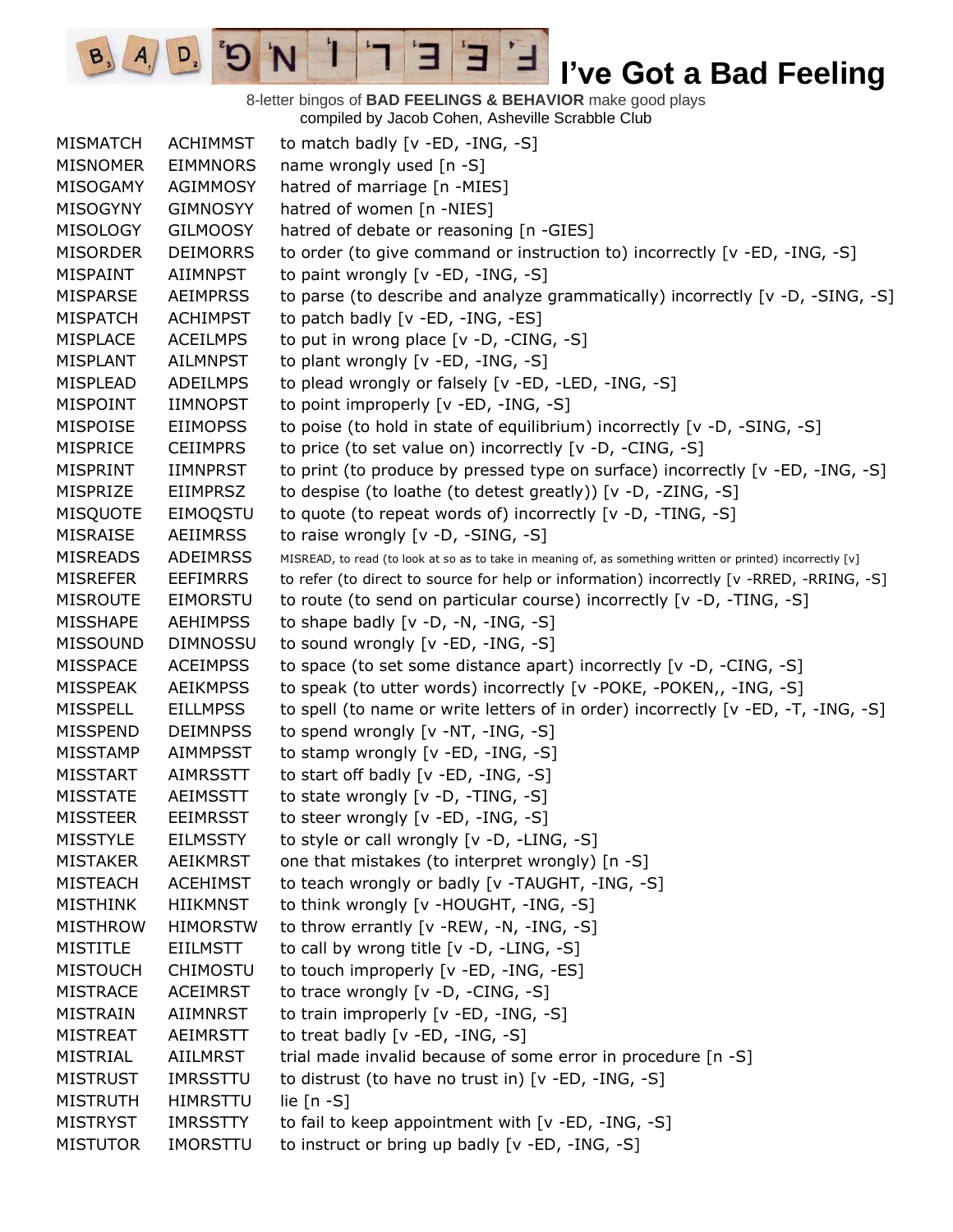# I've Got a Bad Feeling

8-letter bingos of **BAD FEELINGS & BEHAVIOR** make good plays
compiled by Jacob Cohen, Asheville Scrabble Club

| | | |
|---|---|---|
| MISMATCH | ACHIMMST | to match badly [v -ED, -ING, -S] |
| MISNOMER | EIMMNORS | name wrongly used [n -S] |
| MISOGAMY | AGIMMOSY | hatred of marriage [n -MIES] |
| MISOGYNY | GIMNOSYY | hatred of women [n -NIES] |
| MISOLOGY | GILMOOSY | hatred of debate or reasoning [n -GIES] |
| MISORDER | DEIMORRS | to order (to give command or instruction to) incorrectly [v -ED, -ING, -S] |
| MISPAINT | AIIMNPST | to paint wrongly [v -ED, -ING, -S] |
| MISPARSE | AEIMPRSS | to parse (to describe and analyze grammatically) incorrectly [v -D, -SING, -S] |
| MISPATCH | ACHIMPST | to patch badly [v -ED, -ING, -ES] |
| MISPLACE | ACEILMPS | to put in wrong place [v -D, -CING, -S] |
| MISPLANT | AILMNPST | to plant wrongly [v -ED, -ING, -S] |
| MISPLEAD | ADEILMPS | to plead wrongly or falsely [v -ED, -LED, -ING, -S] |
| MISPOINT | IIMNOPST | to point improperly [v -ED, -ING, -S] |
| MISPOISE | EIIMOPSS | to poise (to hold in state of equilibrium) incorrectly [v -D, -SING, -S] |
| MISPRICE | CEIIMPRS | to price (to set value on) incorrectly [v -D, -CING, -S] |
| MISPRINT | IIMNPRST | to print (to produce by pressed type on surface) incorrectly [v -ED, -ING, -S] |
| MISPRIZE | EIIMPRSZ | to despise (to loathe (to detest greatly)) [v -D, -ZING, -S] |
| MISQUOTE | EIMOQSTU | to quote (to repeat words of) incorrectly [v -D, -TING, -S] |
| MISRAISE | AEIIMRSS | to raise wrongly [v -D, -SING, -S] |
| MISREADS | ADEIMRSS | MISREAD, to read (to look at so as to take in meaning of, as something written or printed) incorrectly [v] |
| MISREFER | EEFIMRRS | to refer (to direct to source for help or information) incorrectly [v -RRED, -RRING, -S] |
| MISROUTE | EIMORSTU | to route (to send on particular course) incorrectly [v -D, -TING, -S] |
| MISSHAPE | AEHIMPSS | to shape badly [v -D, -N, -ING, -S] |
| MISSOUND | DIMNOSSU | to sound wrongly [v -ED, -ING, -S] |
| MISSPACE | ACEIMPSS | to space (to set some distance apart) incorrectly [v -D, -CING, -S] |
| MISSPEAK | AEIKMPSS | to speak (to utter words) incorrectly [v -POKE, -POKEN,, -ING, -S] |
| MISSPELL | EILLMPSS | to spell (to name or write letters of in order) incorrectly [v -ED, -T, -ING, -S] |
| MISSPEND | DEIMNPSS | to spend wrongly [v -NT, -ING, -S] |
| MISSTAMP | AIMMPSST | to stamp wrongly [v -ED, -ING, -S] |
| MISSTART | AIMRSSTT | to start off badly [v -ED, -ING, -S] |
| MISSTATE | AEIMSSTT | to state wrongly [v -D, -TING, -S] |
| MISSTEER | EEIMRSST | to steer wrongly [v -ED, -ING, -S] |
| MISSTYLE | EILMSSTY | to style or call wrongly [v -D, -LING, -S] |
| MISTAKER | AEIKMRST | one that mistakes (to interpret wrongly) [n -S] |
| MISTEACH | ACEHIMST | to teach wrongly or badly [v -TAUGHT, -ING, -S] |
| MISTHINK | HIIKMNST | to think wrongly [v -HOUGHT, -ING, -S] |
| MISTHROW | HIMORSTW | to throw errantly [v -REW, -N, -ING, -S] |
| MISTITLE | EIILMSTT | to call by wrong title [v -D, -LING, -S] |
| MISTOUCH | CHIMOSTU | to touch improperly [v -ED, -ING, -ES] |
| MISTRACE | ACEIMRST | to trace wrongly [v -D, -CING, -S] |
| MISTRAIN | AIIMNRST | to train improperly [v -ED, -ING, -S] |
| MISTREAT | AEIMRSTT | to treat badly [v -ED, -ING, -S] |
| MISTRIAL | AIILMRST | trial made invalid because of some error in procedure [n -S] |
| MISTRUST | IMRSSTTU | to distrust (to have no trust in) [v -ED, -ING, -S] |
| MISTRUTH | HIMRSTTU | lie [n -S] |
| MISTRYST | IMRSSTTY | to fail to keep appointment with [v -ED, -ING, -S] |
| MISTUTOR | IMORSTTU | to instruct or bring up badly [v -ED, -ING, -S] |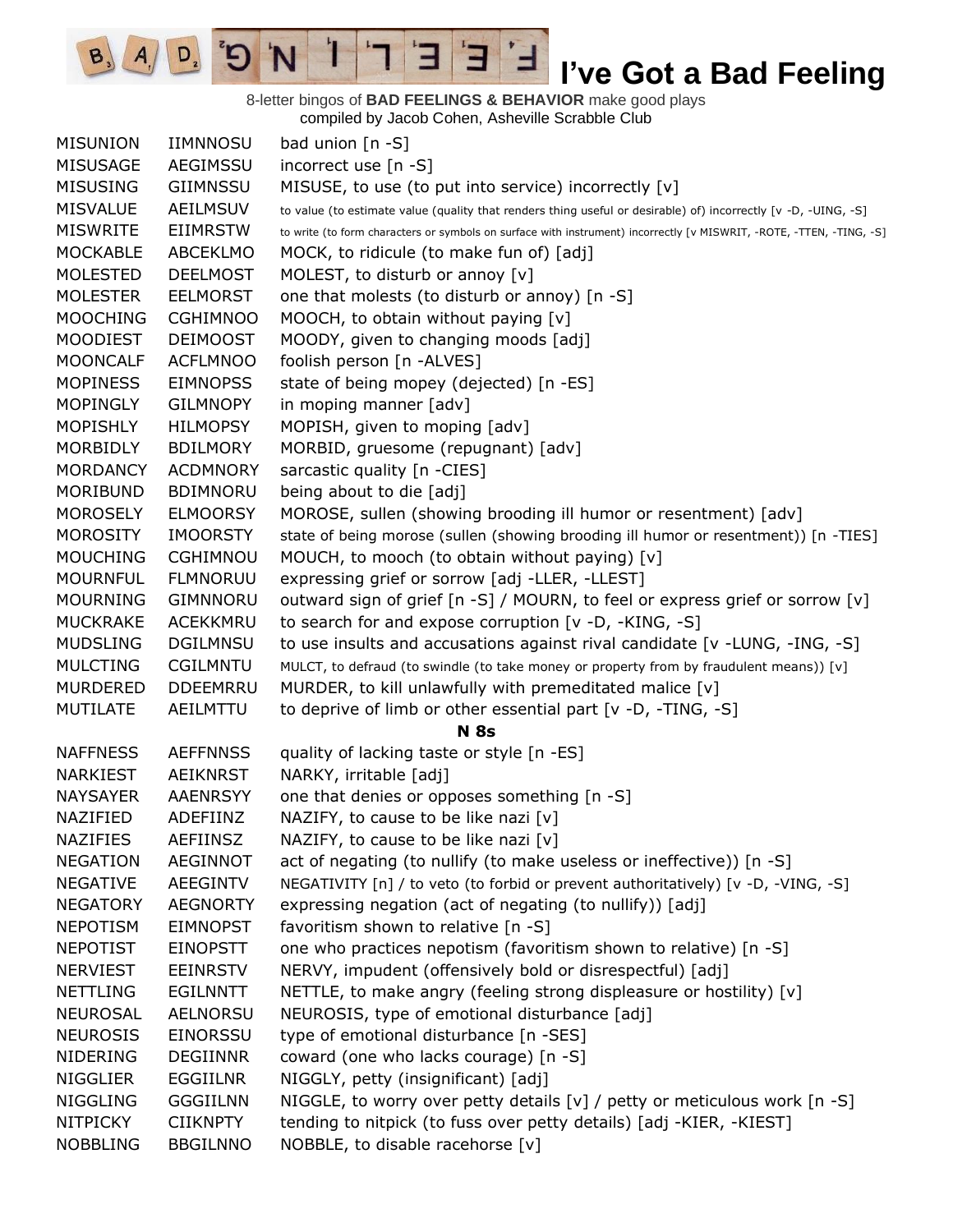# I've Got a Bad Feeling

8-letter bingos of **BAD FEELINGS & BEHAVIOR** make good plays
compiled by Jacob Cohen, Asheville Scrabble Club

| | | |
|---|---|---|
| MISUNION | IIMNNOSU | bad union [n -S] |
| MISUSAGE | AEGIMSSU | incorrect use [n -S] |
| MISUSING | GIIMNSSU | MISUSE, to use (to put into service) incorrectly [v] |
| MISVALUE | AEILMSUV | to value (to estimate value (quality that renders thing useful or desirable) of) incorrectly [v -D, -UING, -S] |
| MISWRITE | EIIMRSTW | to write (to form characters or symbols on surface with instrument) incorrectly [v MISWRIT, -ROTE, -TTEN, -TING, -S] |
| MOCKABLE | ABCEKLMO | MOCK, to ridicule (to make fun of) [adj] |
| MOLESTED | DEELMOST | MOLEST, to disturb or annoy [v] |
| MOLESTER | EELMORST | one that molests (to disturb or annoy) [n -S] |
| MOOCHING | CGHIMNOO | MOOCH, to obtain without paying [v] |
| MOODIEST | DEIMOOST | MOODY, given to changing moods [adj] |
| MOONCALF | ACFLMNOO | foolish person [n -ALVES] |
| MOPINESS | EIMNOPSS | state of being mopey (dejected) [n -ES] |
| MOPINGLY | GILMNOPY | in moping manner [adv] |
| MOPISHLY | HILMOPSY | MOPISH, given to moping [adv] |
| MORBIDLY | BDILMORY | MORBID, gruesome (repugnant) [adv] |
| MORDANCY | ACDMNORY | sarcastic quality [n -CIES] |
| MORIBUND | BDIMNORU | being about to die [adj] |
| MOROSELY | ELMOORSY | MOROSE, sullen (showing brooding ill humor or resentment) [adv] |
| MOROSITY | IMOORSTY | state of being morose (sullen (showing brooding ill humor or resentment)) [n -TIES] |
| MOUCHING | CGHIMNOU | MOUCH, to mooch (to obtain without paying) [v] |
| MOURNFUL | FLMNORUU | expressing grief or sorrow [adj -LLER, -LLEST] |
| MOURNING | GIMNNORU | outward sign of grief [n -S] / MOURN, to feel or express grief or sorrow [v] |
| MUCKRAKE | ACEKKMRU | to search for and expose corruption [v -D, -KING, -S] |
| MUDSLING | DGILMNSU | to use insults and accusations against rival candidate [v -LUNG, -ING, -S] |
| MULCTING | CGILMNTU | MULCT, to defraud (to swindle (to take money or property from by fraudulent means)) [v] |
| MURDERED | DDEEMRRU | MURDER, to kill unlawfully with premeditated malice [v] |
| MUTILATE | AEILMTTU | to deprive of limb or other essential part [v -D, -TING, -S] |
| | | **N 8s** |
| NAFFNESS | AEFFNNSS | quality of lacking taste or style [n -ES] |
| NARKIEST | AEIKNRST | NARKY, irritable [adj] |
| NAYSAYER | AAENRSYY | one that denies or opposes something [n -S] |
| NAZIFIED | ADEFIINZ | NAZIFY, to cause to be like nazi [v] |
| NAZIFIES | AEFIINSZ | NAZIFY, to cause to be like nazi [v] |
| NEGATION | AEGINNOT | act of negating (to nullify (to make useless or ineffective)) [n -S] |
| NEGATIVE | AEEGINTV | NEGATIVITY [n] / to veto (to forbid or prevent authoritatively) [v -D, -VING, -S] |
| NEGATORY | AEGNORTY | expressing negation (act of negating (to nullify)) [adj] |
| NEPOTISM | EIMNOPST | favoritism shown to relative [n -S] |
| NEPOTIST | EINOPSTT | one who practices nepotism (favoritism shown to relative) [n -S] |
| NERVIEST | EEINRSTV | NERVY, impudent (offensively bold or disrespectful) [adj] |
| NETTLING | EGILNNTT | NETTLE, to make angry (feeling strong displeasure or hostility) [v] |
| NEUROSAL | AELNORSU | NEUROSIS, type of emotional disturbance [adj] |
| NEUROSIS | EINORSSU | type of emotional disturbance [n -SES] |
| NIDERING | DEGIINNR | coward (one who lacks courage) [n -S] |
| NIGGLIER | EGGIILNR | NIGGLY, petty (insignificant) [adj] |
| NIGGLING | GGGIILNN | NIGGLE, to worry over petty details [v] / petty or meticulous work [n -S] |
| NITPICKY | CIIKNPTY | tending to nitpick (to fuss over petty details) [adj -KIER, -KIEST] |
| NOBBLING | BBGILNNO | NOBBLE, to disable racehorse [v] |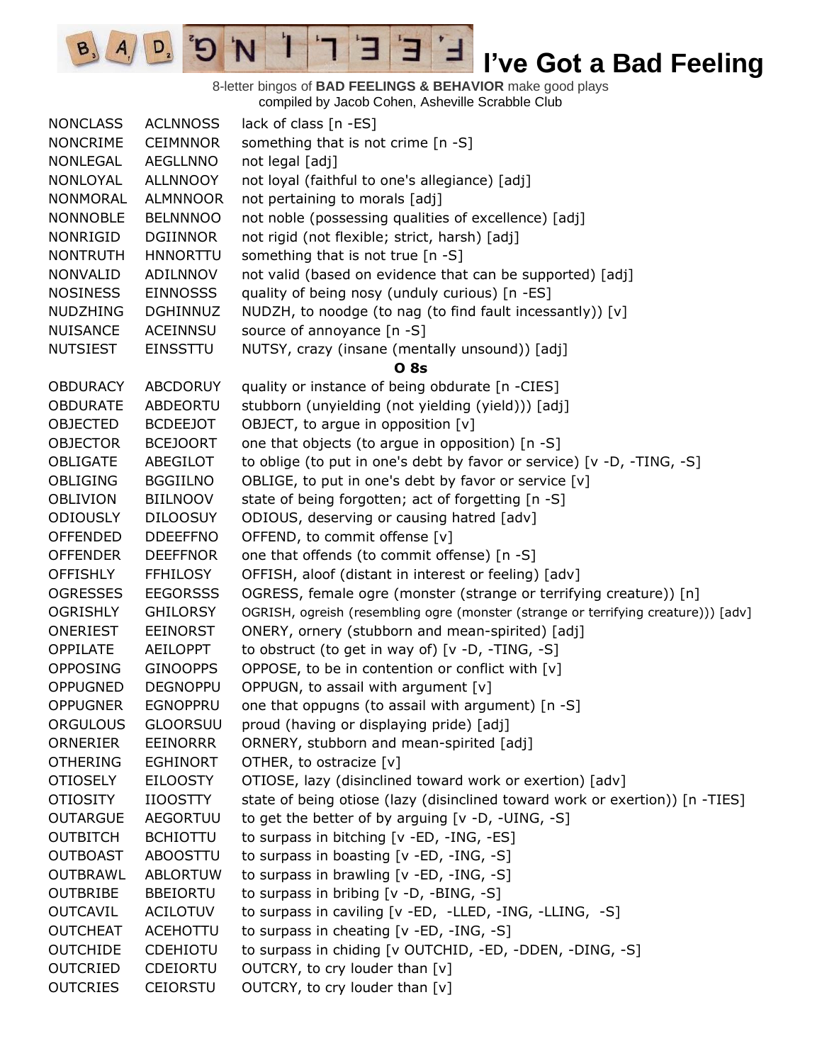# I've Got a Bad Feeling

8-letter bingos of **BAD FEELINGS & BEHAVIOR** make good plays
compiled by Jacob Cohen, Asheville Scrabble Club

| | | |
|---|---|---|
| NONCLASS | ACLNNOSS | lack of class [n -ES] |
| NONCRIME | CEIMNNOR | something that is not crime [n -S] |
| NONLEGAL | AEGLLNNO | not legal [adj] |
| NONLOYAL | ALLNNOOY | not loyal (faithful to one's allegiance) [adj] |
| NONMORAL | ALMNNOOR | not pertaining to morals [adj] |
| NONNOBLE | BELNNNOO | not noble (possessing qualities of excellence) [adj] |
| NONRIGID | DGIINNOR | not rigid (not flexible; strict, harsh) [adj] |
| NONTRUTH | HNNORTTU | something that is not true [n -S] |
| NONVALID | ADILNNOV | not valid (based on evidence that can be supported) [adj] |
| NOSINESS | EINNOSSS | quality of being nosy (unduly curious) [n -ES] |
| NUDZHING | DGHINNUZ | NUDZH, to noodge (to nag (to find fault incessantly)) [v] |
| NUISANCE | ACEINNSU | source of annoyance [n -S] |
| NUTSIEST | EINSSTTU | NUTSY, crazy (insane (mentally unsound)) [adj] |
| | | **O 8s** |
| OBDURACY | ABCDORUY | quality or instance of being obdurate [n -CIES] |
| OBDURATE | ABDEORTU | stubborn (unyielding (not yielding (yield))) [adj] |
| OBJECTED | BCDEEJOT | OBJECT, to argue in opposition [v] |
| OBJECTOR | BCEJOORT | one that objects (to argue in opposition) [n -S] |
| OBLIGATE | ABEGILOT | to oblige (to put in one's debt by favor or service) [v -D, -TING, -S] |
| OBLIGING | BGGIILNO | OBLIGE, to put in one's debt by favor or service [v] |
| OBLIVION | BIILNOOV | state of being forgotten; act of forgetting [n -S] |
| ODIOUSLY | DILOOSUY | ODIOUS, deserving or causing hatred [adv] |
| OFFENDED | DDEEFFNO | OFFEND, to commit offense [v] |
| OFFENDER | DEEFFNOR | one that offends (to commit offense) [n -S] |
| OFFISHLY | FFHILOSY | OFFISH, aloof (distant in interest or feeling) [adv] |
| OGRESSES | EEGORSSS | OGRESS, female ogre (monster (strange or terrifying creature)) [n] |
| OGRISHLY | GHILORSY | OGRISH, ogreish (resembling ogre (monster (strange or terrifying creature))) [adv] |
| ONERIEST | EEINORST | ONERY, ornery (stubborn and mean-spirited) [adj] |
| OPPILATE | AEILOPPT | to obstruct (to get in way of) [v -D, -TING, -S] |
| OPPOSING | GINOOPPS | OPPOSE, to be in contention or conflict with [v] |
| OPPUGNED | DEGNOPPU | OPPUGN, to assail with argument [v] |
| OPPUGNER | EGNOPPRU | one that oppugns (to assail with argument) [n -S] |
| ORGULOUS | GLOORSUU | proud (having or displaying pride) [adj] |
| ORNERIER | EEINORRR | ORNERY, stubborn and mean-spirited [adj] |
| OTHERING | EGHINORT | OTHER, to ostracize [v] |
| OTIOSELY | EILOOSTY | OTIOSE, lazy (disinclined toward work or exertion) [adv] |
| OTIOSITY | IIOOSTTY | state of being otiose (lazy (disinclined toward work or exertion)) [n -TIES] |
| OUTARGUE | AEGORTUU | to get the better of by arguing [v -D, -UING, -S] |
| OUTBITCH | BCHIOTTU | to surpass in bitching [v -ED, -ING, -ES] |
| OUTBOAST | ABOOSTTU | to surpass in boasting [v -ED, -ING, -S] |
| OUTBRAWL | ABLORTUW | to surpass in brawling [v -ED, -ING, -S] |
| OUTBRIBE | BBEIORTU | to surpass in bribing [v -D, -BING, -S] |
| OUTCAVIL | ACILOTUV | to surpass in caviling [v -ED, -LLED, -ING, -LLING, -S] |
| OUTCHEAT | ACEHOTTU | to surpass in cheating [v -ED, -ING, -S] |
| OUTCHIDE | CDEHIOTU | to surpass in chiding [v OUTCHID, -ED, -DDEN, -DING, -S] |
| OUTCRIED | CDEIORTU | OUTCRY, to cry louder than [v] |
| OUTCRIES | CEIORSTU | OUTCRY, to cry louder than [v] |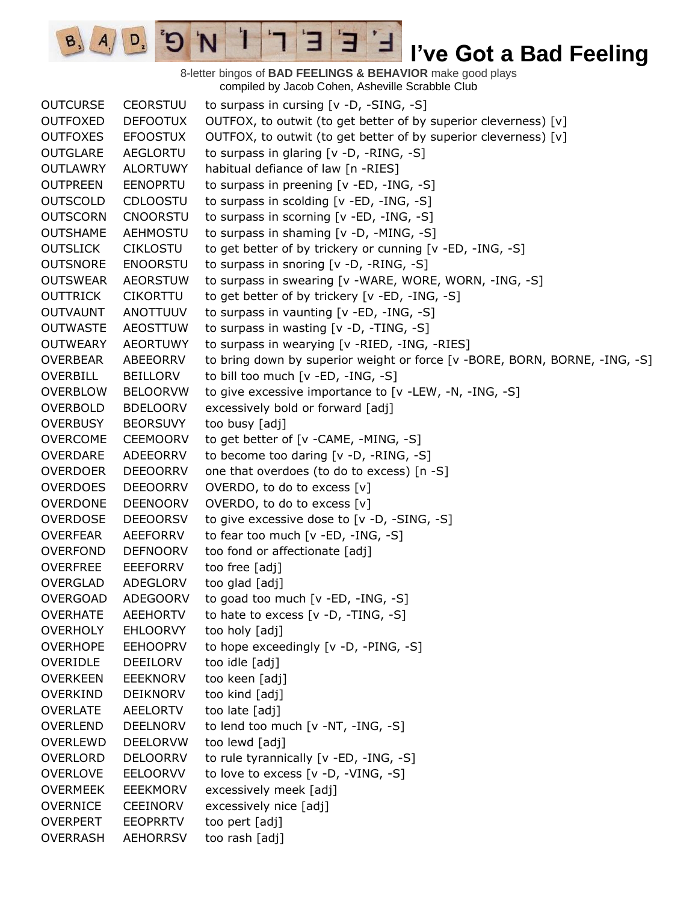# I've Got a Bad Feeling

8-letter bingos of **BAD FEELINGS & BEHAVIOR** make good plays
compiled by Jacob Cohen, Asheville Scrabble Club

| | | |
|---|---|---|
| OUTCURSE | CEORSTUU | to surpass in cursing [v -D, -SING, -S] |
| OUTFOXED | DEFOOTUX | OUTFOX, to outwit (to get better of by superior cleverness) [v] |
| OUTFOXES | EFOOSTUX | OUTFOX, to outwit (to get better of by superior cleverness) [v] |
| OUTGLARE | AEGLORTU | to surpass in glaring [v -D, -RING, -S] |
| OUTLAWRY | ALORTUWY | habitual defiance of law [n -RIES] |
| OUTPREEN | EENOPRTU | to surpass in preening [v -ED, -ING, -S] |
| OUTSCOLD | CDLOOSTU | to surpass in scolding [v -ED, -ING, -S] |
| OUTSCORN | CNOORSTU | to surpass in scorning [v -ED, -ING, -S] |
| OUTSHAME | AEHMOSTU | to surpass in shaming [v -D, -MING, -S] |
| OUTSLICK | CIKLOSTU | to get better of by trickery or cunning [v -ED, -ING, -S] |
| OUTSNORE | ENOORSTU | to surpass in snoring [v -D, -RING, -S] |
| OUTSWEAR | AEORSTUW | to surpass in swearing [v -WARE, WORE, WORN, -ING, -S] |
| OUTTRICK | CIKORTTU | to get better of by trickery [v -ED, -ING, -S] |
| OUTVAUNT | ANOTTUUV | to surpass in vaunting [v -ED, -ING, -S] |
| OUTWASTE | AEOSTTUW | to surpass in wasting [v -D, -TING, -S] |
| OUTWEARY | AEORTUWY | to surpass in wearying [v -RIED, -ING, -RIES] |
| OVERBEAR | ABEEORRV | to bring down by superior weight or force [v -BORE, BORN, BORNE, -ING, -S] |
| OVERBILL | BEILLORV | to bill too much [v -ED, -ING, -S] |
| OVERBLOW | BELOORVW | to give excessive importance to [v -LEW, -N, -ING, -S] |
| OVERBOLD | BDELOORV | excessively bold or forward [adj] |
| OVERBUSY | BEORSUVY | too busy [adj] |
| OVERCOME | CEEMOORV | to get better of [v -CAME, -MING, -S] |
| OVERDARE | ADEEORRV | to become too daring [v -D, -RING, -S] |
| OVERDOER | DEEOORRV | one that overdoes (to do to excess) [n -S] |
| OVERDOES | DEEOORRV | OVERDO, to do to excess [v] |
| OVERDONE | DEENOORV | OVERDO, to do to excess [v] |
| OVERDOSE | DEEOORSV | to give excessive dose to [v -D, -SING, -S] |
| OVERFEAR | AEEFORRV | to fear too much [v -ED, -ING, -S] |
| OVERFOND | DEFNOORV | too fond or affectionate [adj] |
| OVERFREE | EEEFORRV | too free [adj] |
| OVERGLAD | ADEGLORV | too glad [adj] |
| OVERGOAD | ADEGOORV | to goad too much [v -ED, -ING, -S] |
| OVERHATE | AEEHORTV | to hate to excess [v -D, -TING, -S] |
| OVERHOLY | EHLOORVY | too holy [adj] |
| OVERHOPE | EEHOOPRV | to hope exceedingly [v -D, -PING, -S] |
| OVERIDLE | DEEILORV | too idle [adj] |
| OVERKEEN | EEEKNORV | too keen [adj] |
| OVERKIND | DEIKNORV | too kind [adj] |
| OVERLATE | AEELORTV | too late [adj] |
| OVERLEND | DEELNORV | to lend too much [v -NT, -ING, -S] |
| OVERLEWD | DEELORVW | too lewd [adj] |
| OVERLORD | DELOORRV | to rule tyrannically [v -ED, -ING, -S] |
| OVERLOVE | EELOORVV | to love to excess [v -D, -VING, -S] |
| OVERMEEK | EEEKMORV | excessively meek [adj] |
| OVERNICE | CEEINORV | excessively nice [adj] |
| OVERPERT | EEOPRRTV | too pert [adj] |
| OVERRASH | AEHORRSV | too rash [adj] |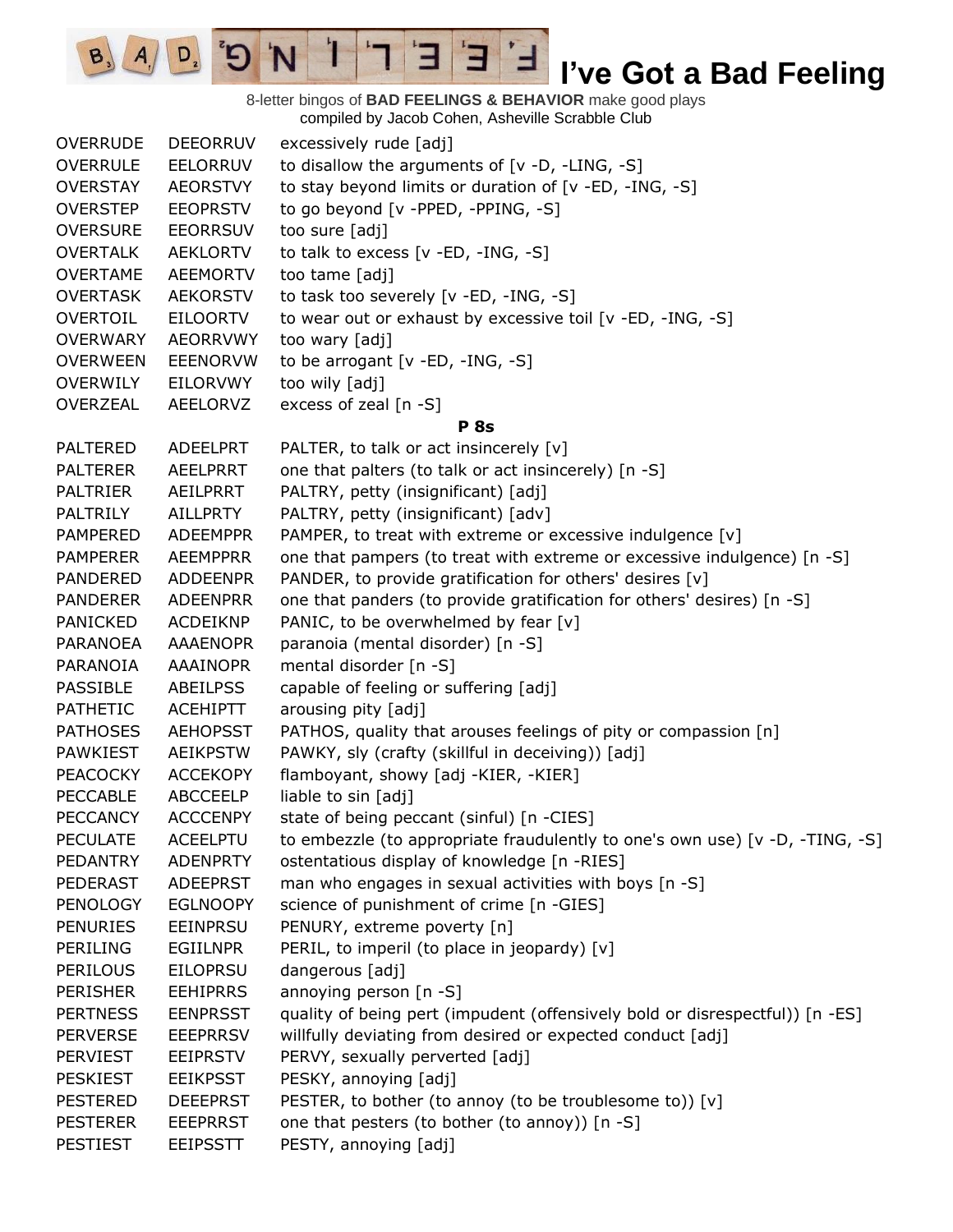# I've Got a Bad Feeling

8-letter bingos of **BAD FEELINGS & BEHAVIOR** make good plays
compiled by Jacob Cohen, Asheville Scrabble Club

| | | |
|---|---|---|
| OVERRUDE | DEEORRUV | excessively rude [adj] |
| OVERRULE | EELORRUV | to disallow the arguments of [v -D, -LING, -S] |
| OVERSTAY | AEORSTVY | to stay beyond limits or duration of [v -ED, -ING, -S] |
| OVERSTEP | EEOPRSTV | to go beyond [v -PPED, -PPING, -S] |
| OVERSURE | EEORRSUV | too sure [adj] |
| OVERTALK | AEKLORTV | to talk to excess [v -ED, -ING, -S] |
| OVERTAME | AEEMORTV | too tame [adj] |
| OVERTASK | AEKORSTV | to task too severely [v -ED, -ING, -S] |
| OVERTOIL | EILOORTV | to wear out or exhaust by excessive toil [v -ED, -ING, -S] |
| OVERWARY | AEORRVWY | too wary [adj] |
| OVERWEEN | EEENORVW | to be arrogant [v -ED, -ING, -S] |
| OVERWILY | EILORVWY | too wily [adj] |
| OVERZEAL | AEELORVZ | excess of zeal [n -S] |

**P 8s**

| | | |
|---|---|---|
| PALTERED | ADEELPRT | PALTER, to talk or act insincerely [v] |
| PALTERER | AEELPRRT | one that palters (to talk or act insincerely) [n -S] |
| PALTRIER | AEILPRRT | PALTRY, petty (insignificant) [adj] |
| PALTRILY | AILLPRTY | PALTRY, petty (insignificant) [adv] |
| PAMPERED | ADEEMPPR | PAMPER, to treat with extreme or excessive indulgence [v] |
| PAMPERER | AEEMPPRR | one that pampers (to treat with extreme or excessive indulgence) [n -S] |
| PANDERED | ADDEENPR | PANDER, to provide gratification for others' desires [v] |
| PANDERER | ADEENPRR | one that panders (to provide gratification for others' desires) [n -S] |
| PANICKED | ACDEIKNP | PANIC, to be overwhelmed by fear [v] |
| PARANOEA | AAAENOPR | paranoia (mental disorder) [n -S] |
| PARANOIA | AAAINOPR | mental disorder [n -S] |
| PASSIBLE | ABEILPSS | capable of feeling or suffering [adj] |
| PATHETIC | ACEHIPTT | arousing pity [adj] |
| PATHOSES | AEHOPSST | PATHOS, quality that arouses feelings of pity or compassion [n] |
| PAWKIEST | AEIKPSTW | PAWKY, sly (crafty (skillful in deceiving)) [adj] |
| PEACOCKY | ACCEKOPY | flamboyant, showy [adj -KIER, -KIER] |
| PECCABLE | ABCCEELP | liable to sin [adj] |
| PECCANCY | ACCCENPY | state of being peccant (sinful) [n -CIES] |
| PECULATE | ACEELPTU | to embezzle (to appropriate fraudulently to one's own use) [v -D, -TING, -S] |
| PEDANTRY | ADENPRTY | ostentatious display of knowledge [n -RIES] |
| PEDERAST | ADEEPRST | man who engages in sexual activities with boys [n -S] |
| PENOLOGY | EGLNOOPY | science of punishment of crime [n -GIES] |
| PENURIES | EEINPRSU | PENURY, extreme poverty [n] |
| PERILING | EGIILNPR | PERIL, to imperil (to place in jeopardy) [v] |
| PERILOUS | EILOPRSU | dangerous [adj] |
| PERISHER | EEHIPRRS | annoying person [n -S] |
| PERTNESS | EENPRSST | quality of being pert (impudent (offensively bold or disrespectful)) [n -ES] |
| PERVERSE | EEEPRRSV | willfully deviating from desired or expected conduct [adj] |
| PERVIEST | EEIPRSTV | PERVY, sexually perverted [adj] |
| PESKIEST | EEIKPSST | PESKY, annoying [adj] |
| PESTERED | DEEEPRST | PESTER, to bother (to annoy (to be troublesome to)) [v] |
| PESTERER | EEEPRRST | one that pesters (to bother (to annoy)) [n -S] |
| PESTIEST | EEIPSSTT | PESTY, annoying [adj] |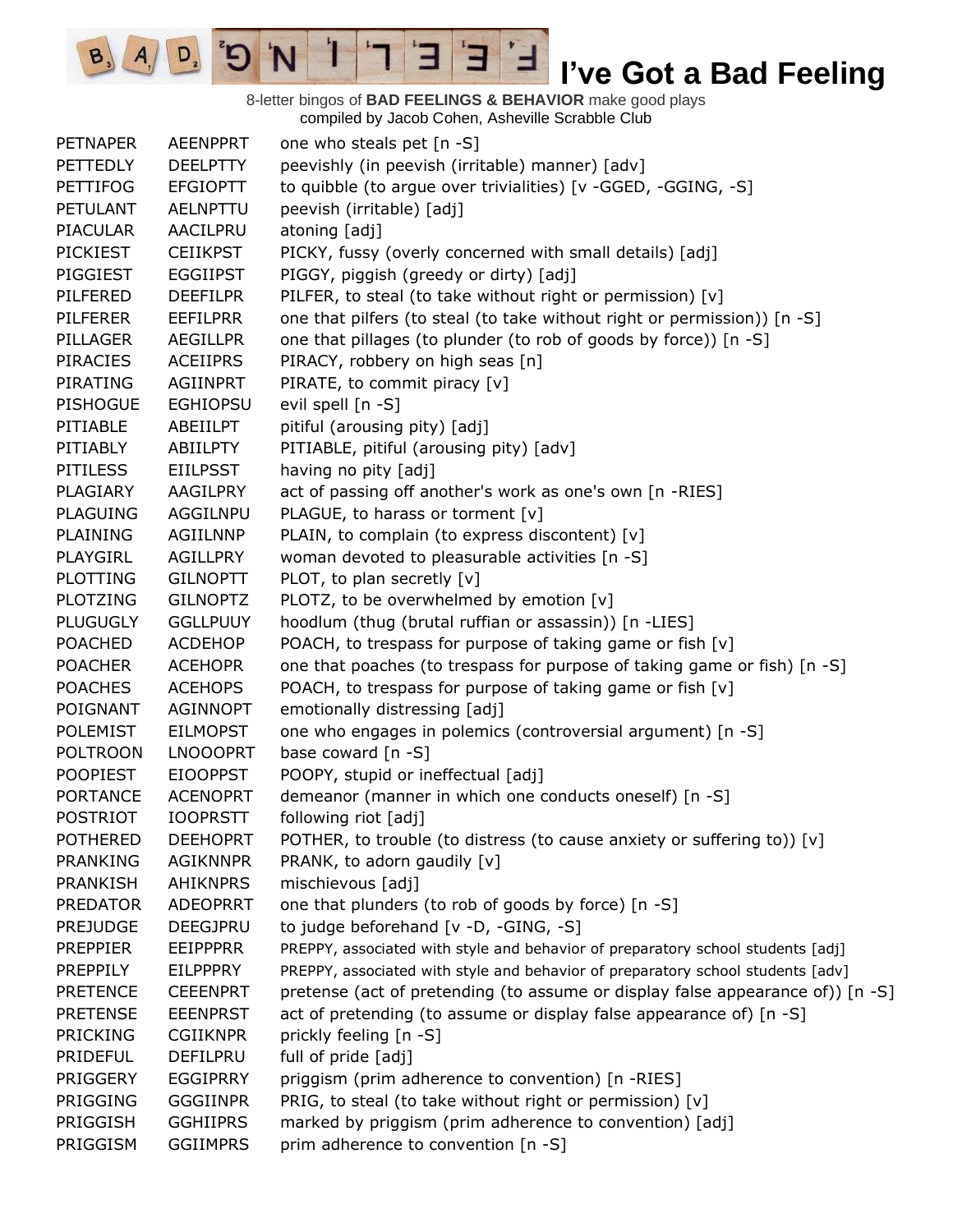# I've Got a Bad Feeling

8-letter bingos of **BAD FEELINGS & BEHAVIOR** make good plays
compiled by Jacob Cohen, Asheville Scrabble Club

| | | |
|---|---|---|
| PETNAPER | AEENPPRT | one who steals pet [n -S] |
| PETTEDLY | DEELPTTY | peevishly (in peevish (irritable) manner) [adv] |
| PETTIFOG | EFGIOPTT | to quibble (to argue over trivialities) [v -GGED, -GGING, -S] |
| PETULANT | AELNPTTU | peevish (irritable) [adj] |
| PIACULAR | AACILPRU | atoning [adj] |
| PICKIEST | CEIIKPST | PICKY, fussy (overly concerned with small details) [adj] |
| PIGGIEST | EGGIIPST | PIGGY, piggish (greedy or dirty) [adj] |
| PILFERED | DEEFILPR | PILFER, to steal (to take without right or permission) [v] |
| PILFERER | EEFILPRR | one that pilfers (to steal (to take without right or permission)) [n -S] |
| PILLAGER | AEGILLPR | one that pillages (to plunder (to rob of goods by force)) [n -S] |
| PIRACIES | ACEIIPRS | PIRACY, robbery on high seas [n] |
| PIRATING | AGIINPRT | PIRATE, to commit piracy [v] |
| PISHOGUE | EGHIOPSU | evil spell [n -S] |
| PITIABLE | ABEIILPT | pitiful (arousing pity) [adj] |
| PITIABLY | ABIILPTY | PITIABLE, pitiful (arousing pity) [adv] |
| PITILESS | EIILPSST | having no pity [adj] |
| PLAGIARY | AAGILPRY | act of passing off another's work as one's own [n -RIES] |
| PLAGUING | AGGILNPU | PLAGUE, to harass or torment [v] |
| PLAINING | AGIILNNP | PLAIN, to complain (to express discontent) [v] |
| PLAYGIRL | AGILLPRY | woman devoted to pleasurable activities [n -S] |
| PLOTTING | GILNOPTT | PLOT, to plan secretly [v] |
| PLOTZING | GILNOPTZ | PLOTZ, to be overwhelmed by emotion [v] |
| PLUGUGLY | GGLLPUUY | hoodlum (thug (brutal ruffian or assassin)) [n -LIES] |
| POACHED | ACDEHOP | POACH, to trespass for purpose of taking game or fish [v] |
| POACHER | ACEHOPR | one that poaches (to trespass for purpose of taking game or fish) [n -S] |
| POACHES | ACEHOPS | POACH, to trespass for purpose of taking game or fish [v] |
| POIGNANT | AGINNOPT | emotionally distressing [adj] |
| POLEMIST | EILMOPST | one who engages in polemics (controversial argument) [n -S] |
| POLTROON | LNOOOPRT | base coward [n -S] |
| POOPIEST | EIOOPPST | POOPY, stupid or ineffectual [adj] |
| PORTANCE | ACENOPRT | demeanor (manner in which one conducts oneself) [n -S] |
| POSTRIOT | IOOPRSTT | following riot [adj] |
| POTHERED | DEEHOPRT | POTHER, to trouble (to distress (to cause anxiety or suffering to)) [v] |
| PRANKING | AGIKNNPR | PRANK, to adorn gaudily [v] |
| PRANKISH | AHIKNPRS | mischievous [adj] |
| PREDATOR | ADEOPRRT | one that plunders (to rob of goods by force) [n -S] |
| PREJUDGE | DEEGJPRU | to judge beforehand [v -D, -GING, -S] |
| PREPPIER | EEIPPPRR | PREPPY, associated with style and behavior of preparatory school students [adj] |
| PREPPILY | EILPPPRY | PREPPY, associated with style and behavior of preparatory school students [adv] |
| PRETENCE | CEEENPRT | pretense (act of pretending (to assume or display false appearance of)) [n -S] |
| PRETENSE | EEENPRST | act of pretending (to assume or display false appearance of) [n -S] |
| PRICKING | CGIIKNPR | prickly feeling [n -S] |
| PRIDEFUL | DEFILPRU | full of pride [adj] |
| PRIGGERY | EGGIPRRY | priggism (prim adherence to convention) [n -RIES] |
| PRIGGING | GGGIINPR | PRIG, to steal (to take without right or permission) [v] |
| PRIGGISH | GGHIIPRS | marked by priggism (prim adherence to convention) [adj] |
| PRIGGISM | GGIIMPRS | prim adherence to convention [n -S] |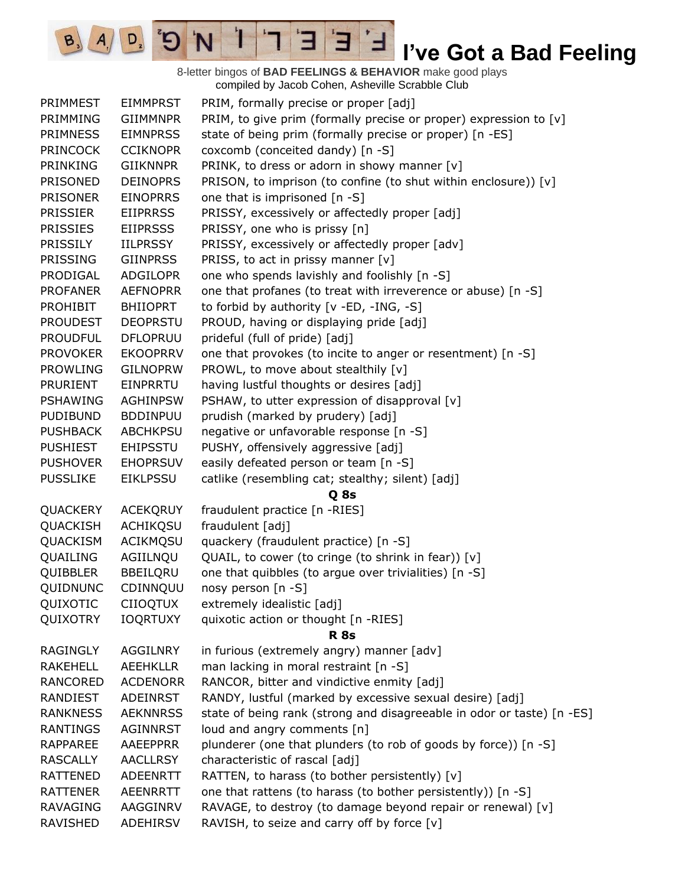# I've Got a Bad Feeling

8-letter bingos of **BAD FEELINGS & BEHAVIOR** make good plays
compiled by Jacob Cohen, Asheville Scrabble Club

| | | |
|---|---|---|
| PRIMMEST | EIMMPRST | PRIM, formally precise or proper [adj] |
| PRIMMING | GIIMMNPR | PRIM, to give prim (formally precise or proper) expression to [v] |
| PRIMNESS | EIMNPRSS | state of being prim (formally precise or proper) [n -ES] |
| PRINCOCK | CCIKNOPR | coxcomb (conceited dandy) [n -S] |
| PRINKING | GIIKNNPR | PRINK, to dress or adorn in showy manner [v] |
| PRISONED | DEINOPRS | PRISON, to imprison (to confine (to shut within enclosure)) [v] |
| PRISONER | EINOPRRS | one that is imprisoned [n -S] |
| PRISSIER | EIIPRRSS | PRISSY, excessively or affectedly proper [adj] |
| PRISSIES | EIIPRSSS | PRISSY, one who is prissy [n] |
| PRISSILY | IILPRSSY | PRISSY, excessively or affectedly proper [adv] |
| PRISSING | GIINPRSS | PRISS, to act in prissy manner [v] |
| PRODIGAL | ADGILOPR | one who spends lavishly and foolishly [n -S] |
| PROFANER | AEFNOPRR | one that profanes (to treat with irreverence or abuse) [n -S] |
| PROHIBIT | BHIIOPRT | to forbid by authority [v -ED, -ING, -S] |
| PROUDEST | DEOPRSTU | PROUD, having or displaying pride [adj] |
| PROUDFUL | DFLOPRUU | prideful (full of pride) [adj] |
| PROVOKER | EKOOPRRV | one that provokes (to incite to anger or resentment) [n -S] |
| PROWLING | GILNOPRW | PROWL, to move about stealthily [v] |
| PRURIENT | EINPRRTU | having lustful thoughts or desires [adj] |
| PSHAWING | AGHINPSW | PSHAW, to utter expression of disapproval [v] |
| PUDIBUND | BDDINPUU | prudish (marked by prudery) [adj] |
| PUSHBACK | ABCHKPSU | negative or unfavorable response [n -S] |
| PUSHIEST | EHIPSSTU | PUSHY, offensively aggressive [adj] |
| PUSHOVER | EHOPRSUV | easily defeated person or team [n -S] |
| PUSSLIKE | EIKLPSSU | catlike (resembling cat; stealthy; silent) [adj] |
| | | **Q 8s** |
| QUACKERY | ACEKQRUY | fraudulent practice [n -RIES] |
| QUACKISH | ACHIKQSU | fraudulent [adj] |
| QUACKISM | ACIKMQSU | quackery (fraudulent practice) [n -S] |
| QUAILING | AGIILNQU | QUAIL, to cower (to cringe (to shrink in fear)) [v] |
| QUIBBLER | BBEILQRU | one that quibbles (to argue over trivialities) [n -S] |
| QUIDNUNC | CDINNQUU | nosy person [n -S] |
| QUIXOTIC | CIIOQTUX | extremely idealistic [adj] |
| QUIXOTRY | IOQRTUXY | quixotic action or thought [n -RIES] |
| | | **R 8s** |
| RAGINGLY | AGGILNRY | in furious (extremely angry) manner [adv] |
| RAKEHELL | AEEHKLLR | man lacking in moral restraint [n -S] |
| RANCORED | ACDENORR | RANCOR, bitter and vindictive enmity [adj] |
| RANDIEST | ADEINRST | RANDY, lustful (marked by excessive sexual desire) [adj] |
| RANKNESS | AEKNNRSS | state of being rank (strong and disagreeable in odor or taste) [n -ES] |
| RANTINGS | AGINNRST | loud and angry comments [n] |
| RAPPAREE | AAEEPPRR | plunderer (one that plunders (to rob of goods by force)) [n -S] |
| RASCALLY | AACLLRSY | characteristic of rascal [adj] |
| RATTENED | ADEENRTT | RATTEN, to harass (to bother persistently) [v] |
| RATTENER | AEENRRTT | one that rattens (to harass (to bother persistently)) [n -S] |
| RAVAGING | AAGGINRV | RAVAGE, to destroy (to damage beyond repair or renewal) [v] |
| RAVISHED | ADEHIRSV | RAVISH, to seize and carry off by force [v] |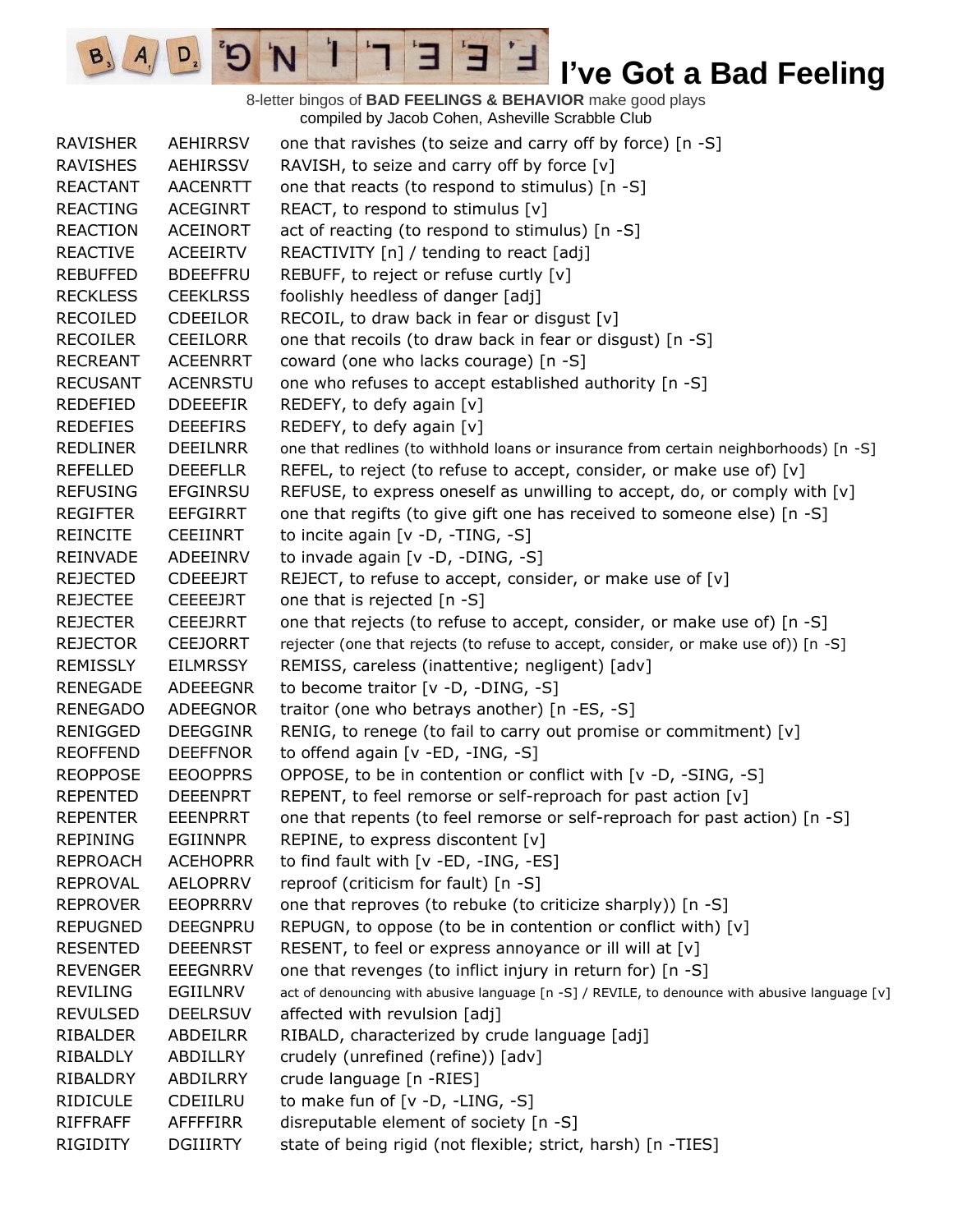# I've Got a Bad Feeling

8-letter bingos of **BAD FEELINGS & BEHAVIOR** make good plays
compiled by Jacob Cohen, Asheville Scrabble Club

| | | |
|---|---|---|
| RAVISHER | AEHIRRSV | one that ravishes (to seize and carry off by force) [n -S] |
| RAVISHES | AEHIRSSV | RAVISH, to seize and carry off by force [v] |
| REACTANT | AACENRTT | one that reacts (to respond to stimulus) [n -S] |
| REACTING | ACEGINRT | REACT, to respond to stimulus [v] |
| REACTION | ACEINORT | act of reacting (to respond to stimulus) [n -S] |
| REACTIVE | ACEEIRTV | REACTIVITY [n] / tending to react [adj] |
| REBUFFED | BDEEFFRU | REBUFF, to reject or refuse curtly [v] |
| RECKLESS | CEEKLRSS | foolishly heedless of danger [adj] |
| RECOILED | CDEEILOR | RECOIL, to draw back in fear or disgust [v] |
| RECOILER | CEEILORR | one that recoils (to draw back in fear or disgust) [n -S] |
| RECREANT | ACEENRRT | coward (one who lacks courage) [n -S] |
| RECUSANT | ACENRSTU | one who refuses to accept established authority [n -S] |
| REDEFIED | DDEEEFIR | REDEFY, to defy again [v] |
| REDEFIES | DEEEFIRS | REDEFY, to defy again [v] |
| REDLINER | DEEILNRR | one that redlines (to withhold loans or insurance from certain neighborhoods) [n -S] |
| REFELLED | DEEEFLLR | REFEL, to reject (to refuse to accept, consider, or make use of) [v] |
| REFUSING | EFGINRSU | REFUSE, to express oneself as unwilling to accept, do, or comply with [v] |
| REGIFTER | EEFGIRRT | one that regifts (to give gift one has received to someone else) [n -S] |
| REINCITE | CEEIINRT | to incite again [v -D, -TING, -S] |
| REINVADE | ADEEINRV | to invade again [v -D, -DING, -S] |
| REJECTED | CDEEEJRT | REJECT, to refuse to accept, consider, or make use of [v] |
| REJECTEE | CEEEEJRT | one that is rejected [n -S] |
| REJECTER | CEEEJRRT | one that rejects (to refuse to accept, consider, or make use of) [n -S] |
| REJECTOR | CEEJORRT | rejecter (one that rejects (to refuse to accept, consider, or make use of)) [n -S] |
| REMISSLY | EILMRSSY | REMISS, careless (inattentive; negligent) [adv] |
| RENEGADE | ADEEEGNR | to become traitor [v -D, -DING, -S] |
| RENEGADO | ADEEGNOR | traitor (one who betrays another) [n -ES, -S] |
| RENIGGED | DEEGGINR | RENIG, to renege (to fail to carry out promise or commitment) [v] |
| REOFFEND | DEEFFNOR | to offend again [v -ED, -ING, -S] |
| REOPPOSE | EEOOPPRS | OPPOSE, to be in contention or conflict with [v -D, -SING, -S] |
| REPENTED | DEEENPRT | REPENT, to feel remorse or self-reproach for past action [v] |
| REPENTER | EEENPRRT | one that repents (to feel remorse or self-reproach for past action) [n -S] |
| REPINING | EGIINNPR | REPINE, to express discontent [v] |
| REPROACH | ACEHOPRR | to find fault with [v -ED, -ING, -ES] |
| REPROVAL | AELOPRRV | reproof (criticism for fault) [n -S] |
| REPROVER | EEOPRRRV | one that reproves (to rebuke (to criticize sharply)) [n -S] |
| REPUGNED | DEEGNPRU | REPUGN, to oppose (to be in contention or conflict with) [v] |
| RESENTED | DEEENRST | RESENT, to feel or express annoyance or ill will at [v] |
| REVENGER | EEEGNRRV | one that revenges (to inflict injury in return for) [n -S] |
| REVILING | EGIILNRV | act of denouncing with abusive language [n -S] / REVILE, to denounce with abusive language [v] |
| REVULSED | DEELRSUV | affected with revulsion [adj] |
| RIBALDER | ABDEILRR | RIBALD, characterized by crude language [adj] |
| RIBALDLY | ABDILLRY | crudely (unrefined (refine)) [adv] |
| RIBALDRY | ABDILRRY | crude language [n -RIES] |
| RIDICULE | CDEIILRU | to make fun of [v -D, -LING, -S] |
| RIFFRAFF | AFFFFIRR | disreputable element of society [n -S] |
| RIGIDITY | DGIIIRTY | state of being rigid (not flexible; strict, harsh) [n -TIES] |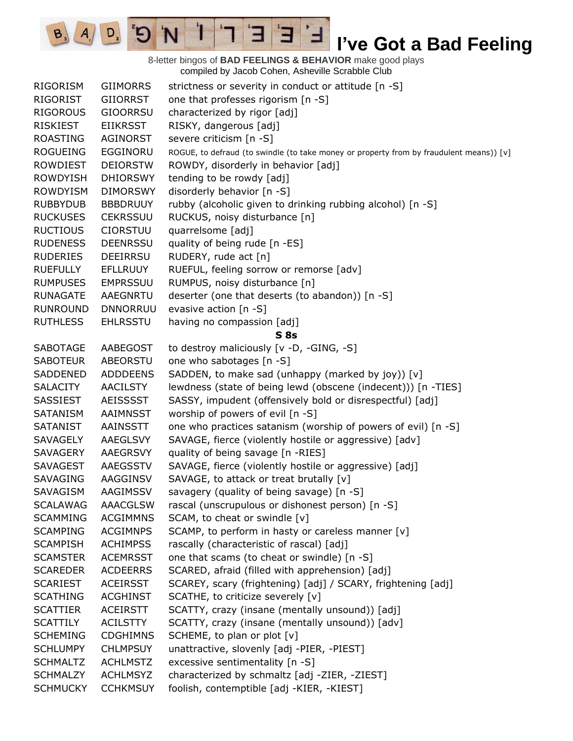# I've Got a Bad Feeling

8-letter bingos of **BAD FEELINGS & BEHAVIOR** make good plays
compiled by Jacob Cohen, Asheville Scrabble Club

| | | |
|---|---|---|
| RIGORISM | GIIMORRS | strictness or severity in conduct or attitude [n -S] |
| RIGORIST | GIIORRST | one that professes rigorism [n -S] |
| RIGOROUS | GIOORRSU | characterized by rigor [adj] |
| RISKIEST | EIIKRSST | RISKY, dangerous [adj] |
| ROASTING | AGINORST | severe criticism [n -S] |
| ROGUEING | EGGINORU | ROGUE, to defraud (to swindle (to take money or property from by fraudulent means)) [v] |
| ROWDIEST | DEIORSTW | ROWDY, disorderly in behavior [adj] |
| ROWDYISH | DHIORSWY | tending to be rowdy [adj] |
| ROWDYISM | DIMORSWY | disorderly behavior [n -S] |
| RUBBYDUB | BBBDRUUY | rubby (alcoholic given to drinking rubbing alcohol) [n -S] |
| RUCKUSES | CEKRSSUU | RUCKUS, noisy disturbance [n] |
| RUCTIOUS | CIORSTUU | quarrelsome [adj] |
| RUDENESS | DEENRSSU | quality of being rude [n -ES] |
| RUDERIES | DEEIRRSU | RUDERY, rude act [n] |
| RUEFULLY | EFLLRUUY | RUEFUL, feeling sorrow or remorse [adv] |
| RUMPUSES | EMPRSSUU | RUMPUS, noisy disturbance [n] |
| RUNAGATE | AAEGNRTU | deserter (one that deserts (to abandon)) [n -S] |
| RUNROUND | DNNORRUU | evasive action [n -S] |
| RUTHLESS | EHLRSSTU | having no compassion [adj] |
| | | **S 8s** |
| SABOTAGE | AABEGOST | to destroy maliciously [v -D, -GING, -S] |
| SABOTEUR | ABEORSTU | one who sabotages [n -S] |
| SADDENED | ADDDEENS | SADDEN, to make sad (unhappy (marked by joy)) [v] |
| SALACITY | AACILSTY | lewdness (state of being lewd (obscene (indecent))) [n -TIES] |
| SASSIEST | AEISSSST | SASSY, impudent (offensively bold or disrespectful) [adj] |
| SATANISM | AAIMNSST | worship of powers of evil [n -S] |
| SATANIST | AAINSSTT | one who practices satanism (worship of powers of evil) [n -S] |
| SAVAGELY | AAEGLSVY | SAVAGE, fierce (violently hostile or aggressive) [adv] |
| SAVAGERY | AAEGRSVY | quality of being savage [n -RIES] |
| SAVAGEST | AAEGSSTV | SAVAGE, fierce (violently hostile or aggressive) [adj] |
| SAVAGING | AAGGINSV | SAVAGE, to attack or treat brutally [v] |
| SAVAGISM | AAGIMSSV | savagery (quality of being savage) [n -S] |
| SCALAWAG | AAACGLSW | rascal (unscrupulous or dishonest person) [n -S] |
| SCAMMING | ACGIMMNS | SCAM, to cheat or swindle [v] |
| SCAMPING | ACGIMNPS | SCAMP, to perform in hasty or careless manner [v] |
| SCAMPISH | ACHIMPSS | rascally (characteristic of rascal) [adj] |
| SCAMSTER | ACEMRSST | one that scams (to cheat or swindle) [n -S] |
| SCAREDER | ACDEERRS | SCARED, afraid (filled with apprehension) [adj] |
| SCARIEST | ACEIRSST | SCAREY, scary (frightening) [adj] / SCARY, frightening [adj] |
| SCATHING | ACGHINST | SCATHE, to criticize severely [v] |
| SCATTIER | ACEIRSTT | SCATTY, crazy (insane (mentally unsound)) [adj] |
| SCATTILY | ACILSTTY | SCATTY, crazy (insane (mentally unsound)) [adv] |
| SCHEMING | CDGHIMNS | SCHEME, to plan or plot [v] |
| SCHLUMPY | CHLMPSUY | unattractive, slovenly [adj -PIER, -PIEST] |
| SCHMALTZ | ACHLMSTZ | excessive sentimentality [n -S] |
| SCHMALZY | ACHLMSYZ | characterized by schmaltz [adj -ZIER, -ZIEST] |
| SCHMUCKY | CCHKMSUY | foolish, contemptible [adj -KIER, -KIEST] |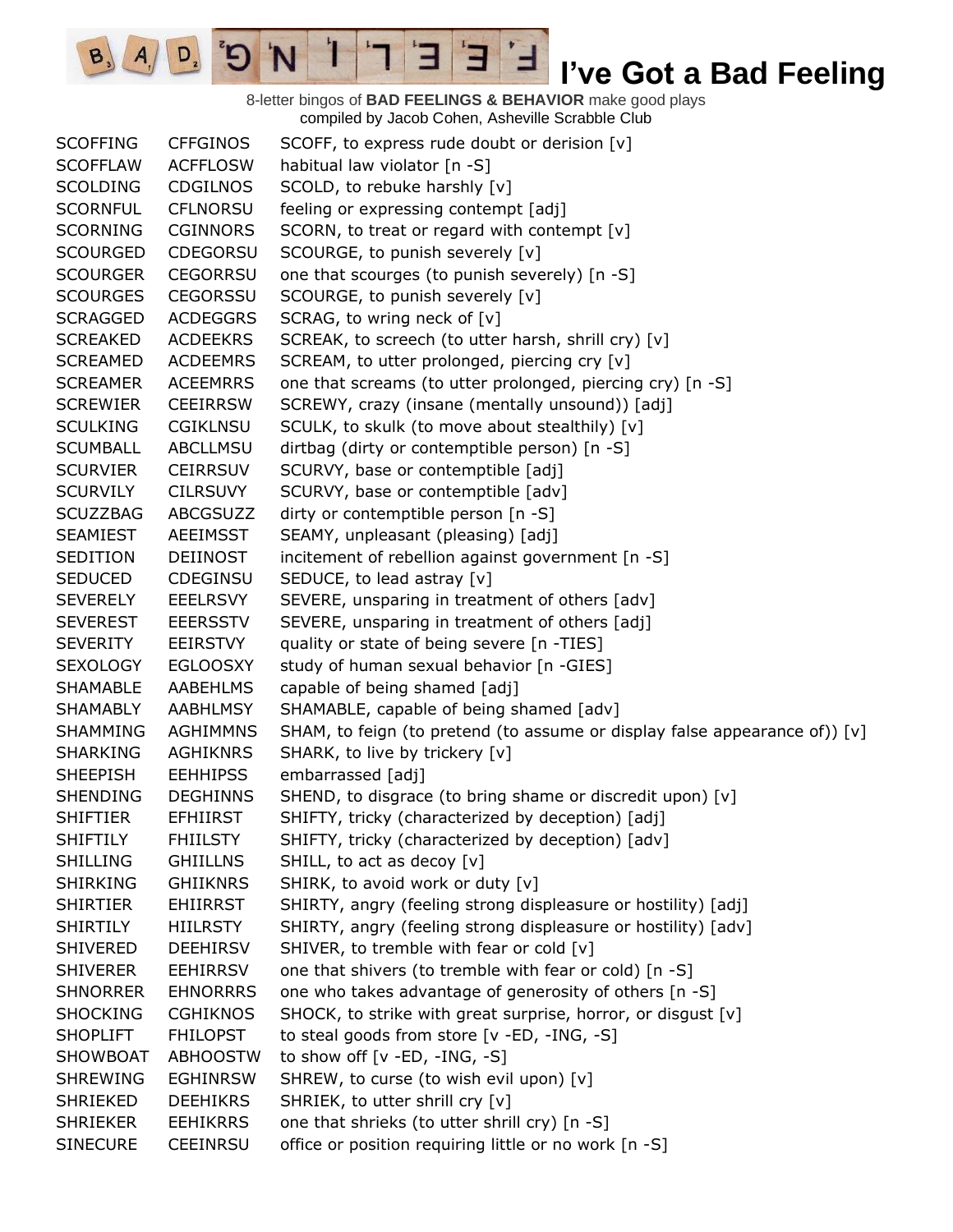# I've Got a Bad Feeling

8-letter bingos of **BAD FEELINGS & BEHAVIOR** make good plays
compiled by Jacob Cohen, Asheville Scrabble Club

| | | |
|---|---|---|
| SCOFFING | CFFGINOS | SCOFF, to express rude doubt or derision [v] |
| SCOFFLAW | ACFFLOSW | habitual law violator [n -S] |
| SCOLDING | CDGILNOS | SCOLD, to rebuke harshly [v] |
| SCORNFUL | CFLNORSU | feeling or expressing contempt [adj] |
| SCORNING | CGINNORS | SCORN, to treat or regard with contempt [v] |
| SCOURGED | CDEGORSU | SCOURGE, to punish severely [v] |
| SCOURGER | CEGORRSU | one that scourges (to punish severely) [n -S] |
| SCOURGES | CEGORSSU | SCOURGE, to punish severely [v] |
| SCRAGGED | ACDEGGRS | SCRAG, to wring neck of [v] |
| SCREAKED | ACDEEKRS | SCREAK, to screech (to utter harsh, shrill cry) [v] |
| SCREAMED | ACDEEMRS | SCREAM, to utter prolonged, piercing cry [v] |
| SCREAMER | ACEEMRRS | one that screams (to utter prolonged, piercing cry) [n -S] |
| SCREWIER | CEEIRRSW | SCREWY, crazy (insane (mentally unsound)) [adj] |
| SCULKING | CGIKLNSU | SCULK, to skulk (to move about stealthily) [v] |
| SCUMBALL | ABCLLMSU | dirtbag (dirty or contemptible person) [n -S] |
| SCURVIER | CEIRRSUV | SCURVY, base or contemptible [adj] |
| SCURVILY | CILRSUVY | SCURVY, base or contemptible [adv] |
| SCUZZBAG | ABCGSUZZ | dirty or contemptible person [n -S] |
| SEAMIEST | AEEIMSST | SEAMY, unpleasant (pleasing) [adj] |
| SEDITION | DEIINOST | incitement of rebellion against government [n -S] |
| SEDUCED | CDEGINSU | SEDUCE, to lead astray [v] |
| SEVERELY | EEELRSVY | SEVERE, unsparing in treatment of others [adv] |
| SEVEREST | EEERSSTV | SEVERE, unsparing in treatment of others [adj] |
| SEVERITY | EEIRSTVY | quality or state of being severe [n -TIES] |
| SEXOLOGY | EGLOOSXY | study of human sexual behavior [n -GIES] |
| SHAMABLE | AABEHLMS | capable of being shamed [adj] |
| SHAMABLY | AABHLMSY | SHAMABLE, capable of being shamed [adv] |
| SHAMMING | AGHIMMNS | SHAM, to feign (to pretend (to assume or display false appearance of)) [v] |
| SHARKING | AGHIKNRS | SHARK, to live by trickery [v] |
| SHEEPISH | EEHHIPSS | embarrassed [adj] |
| SHENDING | DEGHINNS | SHEND, to disgrace (to bring shame or discredit upon) [v] |
| SHIFTIER | EFHIIRST | SHIFTY, tricky (characterized by deception) [adj] |
| SHIFTILY | FHIILSTY | SHIFTY, tricky (characterized by deception) [adv] |
| SHILLING | GHIILLNS | SHILL, to act as decoy [v] |
| SHIRKING | GHIIKNRS | SHIRK, to avoid work or duty [v] |
| SHIRTIER | EHIIRRST | SHIRTY, angry (feeling strong displeasure or hostility) [adj] |
| SHIRTILY | HIILRSTY | SHIRTY, angry (feeling strong displeasure or hostility) [adv] |
| SHIVERED | DEEHIRSV | SHIVER, to tremble with fear or cold [v] |
| SHIVERER | EEHIRRSV | one that shivers (to tremble with fear or cold) [n -S] |
| SHNORRER | EHNORRRS | one who takes advantage of generosity of others [n -S] |
| SHOCKING | CGHIKNOS | SHOCK, to strike with great surprise, horror, or disgust [v] |
| SHOPLIFT | FHILOPST | to steal goods from store [v -ED, -ING, -S] |
| SHOWBOAT | ABHOOSTW | to show off [v -ED, -ING, -S] |
| SHREWING | EGHINRSW | SHREW, to curse (to wish evil upon) [v] |
| SHRIEKED | DEEHIKRS | SHRIEK, to utter shrill cry [v] |
| SHRIEKER | EEHIKRRS | one that shrieks (to utter shrill cry) [n -S] |
| SINECURE | CEEINRSU | office or position requiring little or no work [n -S] |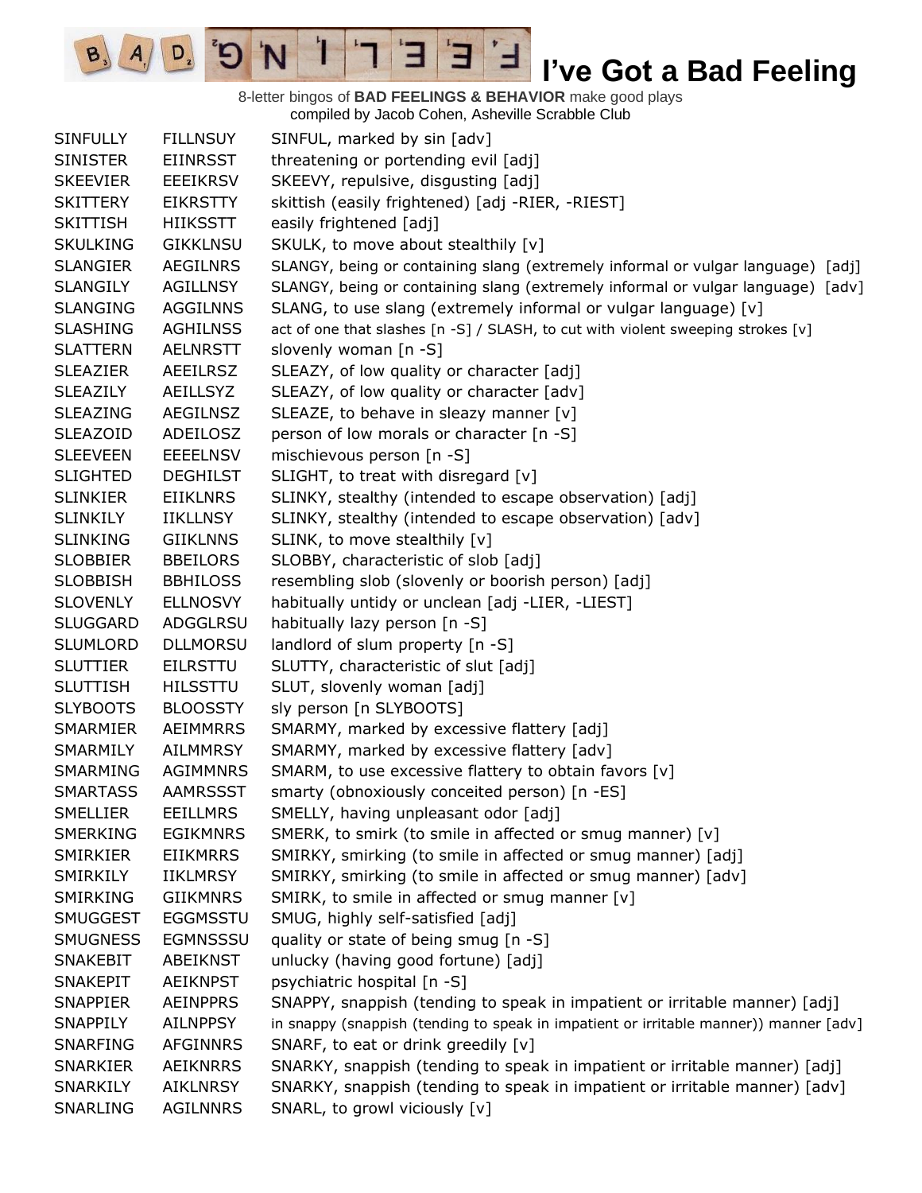# I've Got a Bad Feeling

8-letter bingos of **BAD FEELINGS & BEHAVIOR** make good plays
compiled by Jacob Cohen, Asheville Scrabble Club

| | | |
|---|---|---|
| SINFULLY | FILLNSUY | SINFUL, marked by sin [adv] |
| SINISTER | EIINRSST | threatening or portending evil [adj] |
| SKEEVIER | EEEIKRSV | SKEEVY, repulsive, disgusting [adj] |
| SKITTERY | EIKRSTTY | skittish (easily frightened) [adj -RIER, -RIEST] |
| SKITTISH | HIIKSSTT | easily frightened [adj] |
| SKULKING | GIKKLNSU | SKULK, to move about stealthily [v] |
| SLANGIER | AEGILNRS | SLANGY, being or containing slang (extremely informal or vulgar language) [adj] |
| SLANGILY | AGILLNSY | SLANGY, being or containing slang (extremely informal or vulgar language) [adv] |
| SLANGING | AGGILNNS | SLANG, to use slang (extremely informal or vulgar language) [v] |
| SLASHING | AGHILNSS | act of one that slashes [n -S] / SLASH, to cut with violent sweeping strokes [v] |
| SLATTERN | AELNRSTT | slovenly woman [n -S] |
| SLEAZIER | AEEILRSZ | SLEAZY, of low quality or character [adj] |
| SLEAZILY | AEILLSYZ | SLEAZY, of low quality or character [adv] |
| SLEAZING | AEGILNSZ | SLEAZE, to behave in sleazy manner [v] |
| SLEAZOID | ADEILOSZ | person of low morals or character [n -S] |
| SLEEVEEN | EEEELNSV | mischievous person [n -S] |
| SLIGHTED | DEGHILST | SLIGHT, to treat with disregard [v] |
| SLINKIER | EIIKLNRS | SLINKY, stealthy (intended to escape observation) [adj] |
| SLINKILY | IIKLLNSY | SLINKY, stealthy (intended to escape observation) [adv] |
| SLINKING | GIIKLNNS | SLINK, to move stealthily [v] |
| SLOBBIER | BBEILORS | SLOBBY, characteristic of slob [adj] |
| SLOBBISH | BBHILOSS | resembling slob (slovenly or boorish person) [adj] |
| SLOVENLY | ELLNOSVY | habitually untidy or unclean [adj -LIER, -LIEST] |
| SLUGGARD | ADGGLRSU | habitually lazy person [n -S] |
| SLUMLORD | DLLMORSU | landlord of slum property [n -S] |
| SLUTTIER | EILRSTTU | SLUTTY, characteristic of slut [adj] |
| SLUTTISH | HILSSTTU | SLUT, slovenly woman [adj] |
| SLYBOOTS | BLOOSSTY | sly person [n SLYBOOTS] |
| SMARMIER | AEIMMRRS | SMARMY, marked by excessive flattery [adj] |
| SMARMILY | AILMMRSY | SMARMY, marked by excessive flattery [adv] |
| SMARMING | AGIMMNRS | SMARM, to use excessive flattery to obtain favors [v] |
| SMARTASS | AAMRSSST | smarty (obnoxiously conceited person) [n -ES] |
| SMELLIER | EEILLMRS | SMELLY, having unpleasant odor [adj] |
| SMERKING | EGIKMNRS | SMERK, to smirk (to smile in affected or smug manner) [v] |
| SMIRKIER | EIIKMRRS | SMIRKY, smirking (to smile in affected or smug manner) [adj] |
| SMIRKILY | IIKLMRSY | SMIRKY, smirking (to smile in affected or smug manner) [adv] |
| SMIRKING | GIIKMNRS | SMIRK, to smile in affected or smug manner [v] |
| SMUGGEST | EGGMSSTU | SMUG, highly self-satisfied [adj] |
| SMUGNESS | EGMNSSSU | quality or state of being smug [n -S] |
| SNAKEBIT | ABEIKNST | unlucky (having good fortune) [adj] |
| SNAKEPIT | AEIKNPST | psychiatric hospital [n -S] |
| SNAPPIER | AEINPPRS | SNAPPY, snappish (tending to speak in impatient or irritable manner) [adj] |
| SNAPPILY | AILNPPSY | in snappy (snappish (tending to speak in impatient or irritable manner)) manner [adv] |
| SNARFING | AFGINNRS | SNARF, to eat or drink greedily [v] |
| SNARKIER | AEIKNRRS | SNARKY, snappish (tending to speak in impatient or irritable manner) [adj] |
| SNARKILY | AIKLNRSY | SNARKY, snappish (tending to speak in impatient or irritable manner) [adv] |
| SNARLING | AGILNNRS | SNARL, to growl viciously [v] |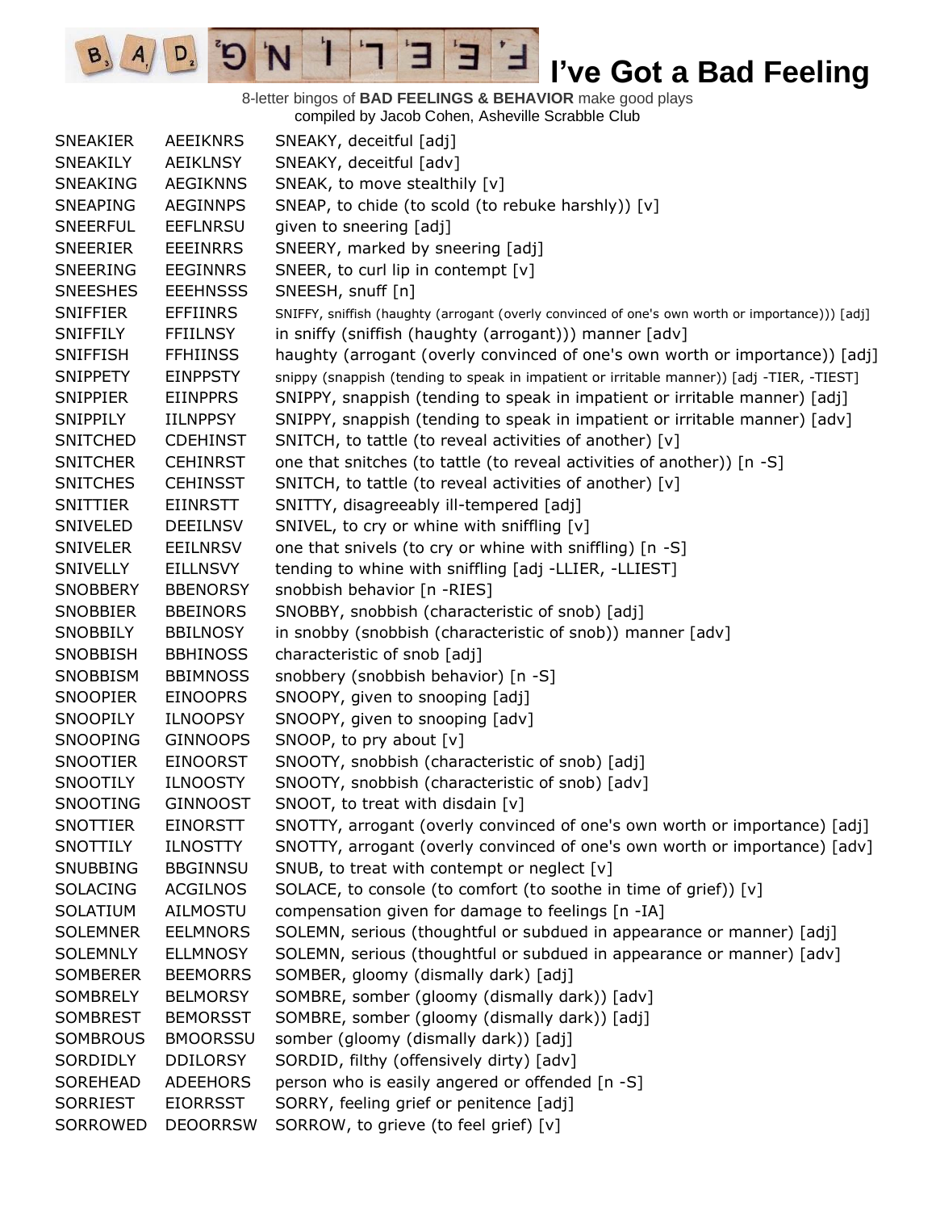# I've Got a Bad Feeling

8-letter bingos of **BAD FEELINGS & BEHAVIOR** make good plays
compiled by Jacob Cohen, Asheville Scrabble Club

| | | |
|---|---|---|
| SNEAKIER | AEEIKNRS | SNEAKY, deceitful [adj] |
| SNEAKILY | AEIKLNSY | SNEAKY, deceitful [adv] |
| SNEAKING | AEGIKNNS | SNEAK, to move stealthily [v] |
| SNEAPING | AEGINNPS | SNEAP, to chide (to scold (to rebuke harshly)) [v] |
| SNEERFUL | EEFLNRSU | given to sneering [adj] |
| SNEERIER | EEEINRRS | SNEERY, marked by sneering [adj] |
| SNEERING | EEGINNRS | SNEER, to curl lip in contempt [v] |
| SNEESHES | EEEHNSSS | SNEESH, snuff [n] |
| SNIFFIER | EFFIINRS | SNIFFY, sniffish (haughty (arrogant (overly convinced of one's own worth or importance))) [adj] |
| SNIFFILY | FFIILNSY | in sniffy (sniffish (haughty (arrogant))) manner [adv] |
| SNIFFISH | FFHIINSS | haughty (arrogant (overly convinced of one's own worth or importance)) [adj] |
| SNIPPETY | EINPPSTY | snippy (snappish (tending to speak in impatient or irritable manner)) [adj -TIER, -TIEST] |
| SNIPPIER | EIINPPRS | SNIPPY, snappish (tending to speak in impatient or irritable manner) [adj] |
| SNIPPILY | IILNPPSY | SNIPPY, snappish (tending to speak in impatient or irritable manner) [adv] |
| SNITCHED | CDEHINST | SNITCH, to tattle (to reveal activities of another) [v] |
| SNITCHER | CEHINRST | one that snitches (to tattle (to reveal activities of another)) [n -S] |
| SNITCHES | CEHINSST | SNITCH, to tattle (to reveal activities of another) [v] |
| SNITTIER | EIINRSTT | SNITTY, disagreeably ill-tempered [adj] |
| SNIVELED | DEEILNSV | SNIVEL, to cry or whine with sniffling [v] |
| SNIVELER | EEILNRSV | one that snivels (to cry or whine with sniffling) [n -S] |
| SNIVELLY | EILLNSVY | tending to whine with sniffling [adj -LLIER, -LLIEST] |
| SNOBBERY | BBENORSY | snobbish behavior [n -RIES] |
| SNOBBIER | BBEINORS | SNOBBY, snobbish (characteristic of snob) [adj] |
| SNOBBILY | BBILNOSY | in snobby (snobbish (characteristic of snob)) manner [adv] |
| SNOBBISH | BBHINOSS | characteristic of snob [adj] |
| SNOBBISM | BBIMNOSS | snobbery (snobbish behavior) [n -S] |
| SNOOPIER | EINOOPRS | SNOOPY, given to snooping [adj] |
| SNOOPILY | ILNOOPSY | SNOOPY, given to snooping [adv] |
| SNOOPING | GINNOOPS | SNOOP, to pry about [v] |
| SNOOTIER | EINOORST | SNOOTY, snobbish (characteristic of snob) [adj] |
| SNOOTILY | ILNOOSTY | SNOOTY, snobbish (characteristic of snob) [adv] |
| SNOOTING | GINNOOST | SNOOT, to treat with disdain [v] |
| SNOTTIER | EINORSTT | SNOTTY, arrogant (overly convinced of one's own worth or importance) [adj] |
| SNOTTILY | ILNOSTTY | SNOTTY, arrogant (overly convinced of one's own worth or importance) [adv] |
| SNUBBING | BBGINNSU | SNUB, to treat with contempt or neglect [v] |
| SOLACING | ACGILNOS | SOLACE, to console (to comfort (to soothe in time of grief)) [v] |
| SOLATIUM | AILMOSTU | compensation given for damage to feelings [n -IA] |
| SOLEMNER | EELMNORS | SOLEMN, serious (thoughtful or subdued in appearance or manner) [adj] |
| SOLEMNLY | ELLMNOSY | SOLEMN, serious (thoughtful or subdued in appearance or manner) [adv] |
| SOMBERER | BEEMORRS | SOMBER, gloomy (dismally dark) [adj] |
| SOMBRELY | BELMORSY | SOMBRE, somber (gloomy (dismally dark)) [adv] |
| SOMBREST | BEMORSST | SOMBRE, somber (gloomy (dismally dark)) [adj] |
| SOMBROUS | BMOORSSU | somber (gloomy (dismally dark)) [adj] |
| SORDIDLY | DDILORSY | SORDID, filthy (offensively dirty) [adv] |
| SOREHEAD | ADEEHORS | person who is easily angered or offended [n -S] |
| SORRIEST | EIORRSST | SORRY, feeling grief or penitence [adj] |
| SORROWED | DEOORRSW | SORROW, to grieve (to feel grief) [v] |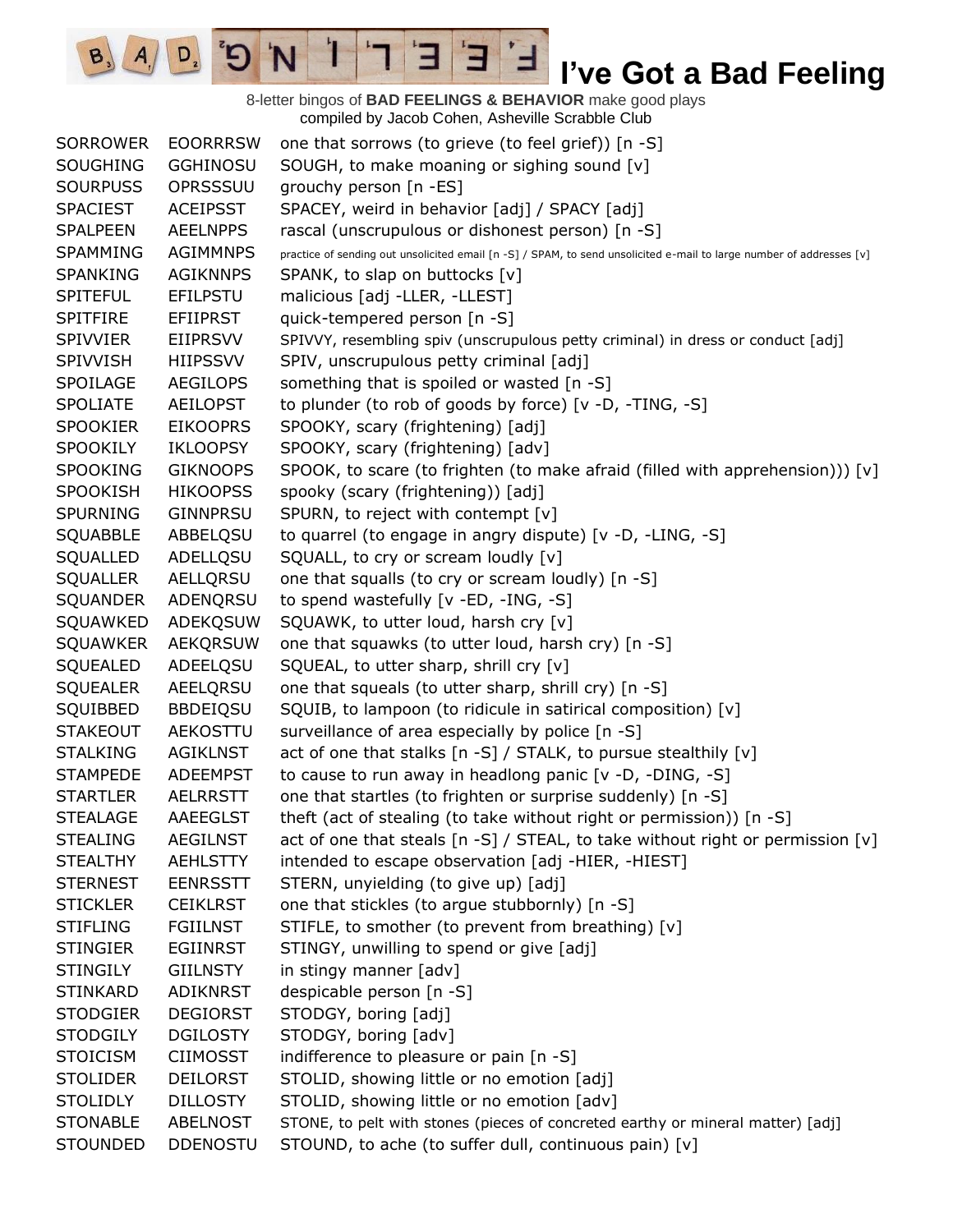# I've Got a Bad Feeling

8-letter bingos of **BAD FEELINGS & BEHAVIOR** make good plays
compiled by Jacob Cohen, Asheville Scrabble Club

| | | |
|---|---|---|
| SORROWER | EOORRRSW | one that sorrows (to grieve (to feel grief)) [n -S] |
| SOUGHING | GGHINOSU | SOUGH, to make moaning or sighing sound [v] |
| SOURPUSS | OPRSSSUU | grouchy person [n -ES] |
| SPACIEST | ACEIPSST | SPACEY, weird in behavior [adj] / SPACY [adj] |
| SPALPEEN | AEELNPPS | rascal (unscrupulous or dishonest person) [n -S] |
| SPAMMING | AGIMMNPS | practice of sending out unsolicited email [n -S] / SPAM, to send unsolicited e-mail to large number of addresses [v] |
| SPANKING | AGIKNNPS | SPANK, to slap on buttocks [v] |
| SPITEFUL | EFILPSTU | malicious [adj -LLER, -LLEST] |
| SPITFIRE | EFIIPRST | quick-tempered person [n -S] |
| SPIVVIER | EIIPRSVV | SPIVVY, resembling spiv (unscrupulous petty criminal) in dress or conduct [adj] |
| SPIVVISH | HIIPSSVV | SPIV, unscrupulous petty criminal [adj] |
| SPOILAGE | AEGILOPS | something that is spoiled or wasted [n -S] |
| SPOLIATE | AEILOPST | to plunder (to rob of goods by force) [v -D, -TING, -S] |
| SPOOKIER | EIKOOPRS | SPOOKY, scary (frightening) [adj] |
| SPOOKILY | IKLOOPSY | SPOOKY, scary (frightening) [adv] |
| SPOOKING | GIKNOOPS | SPOOK, to scare (to frighten (to make afraid (filled with apprehension))) [v] |
| SPOOKISH | HIKOOPSS | spooky (scary (frightening)) [adj] |
| SPURNING | GINNPRSU | SPURN, to reject with contempt [v] |
| SQUABBLE | ABBELQSU | to quarrel (to engage in angry dispute) [v -D, -LING, -S] |
| SQUALLED | ADELLQSU | SQUALL, to cry or scream loudly [v] |
| SQUALLER | AELLQRSU | one that squalls (to cry or scream loudly) [n -S] |
| SQUANDER | ADENQRSU | to spend wastefully [v -ED, -ING, -S] |
| SQUAWKED | ADEKQSUW | SQUAWK, to utter loud, harsh cry [v] |
| SQUAWKER | AEKQRSUW | one that squawks (to utter loud, harsh cry) [n -S] |
| SQUEALED | ADEELQSU | SQUEAL, to utter sharp, shrill cry [v] |
| SQUEALER | AEELQRSU | one that squeals (to utter sharp, shrill cry) [n -S] |
| SQUIBBED | BBDEIQSU | SQUIB, to lampoon (to ridicule in satirical composition) [v] |
| STAKEOUT | AEKOSTTU | surveillance of area especially by police [n -S] |
| STALKING | AGIKLNST | act of one that stalks [n -S] / STALK, to pursue stealthily [v] |
| STAMPEDE | ADEEMPST | to cause to run away in headlong panic [v -D, -DING, -S] |
| STARTLER | AELRRSTT | one that startles (to frighten or surprise suddenly) [n -S] |
| STEALAGE | AAEEGLST | theft (act of stealing (to take without right or permission)) [n -S] |
| STEALING | AEGILNST | act of one that steals [n -S] / STEAL, to take without right or permission [v] |
| STEALTHY | AEHLSTTY | intended to escape observation [adj -HIER, -HIEST] |
| STERNEST | EENRSSTT | STERN, unyielding (to give up) [adj] |
| STICKLER | CEIKLRST | one that stickles (to argue stubbornly) [n -S] |
| STIFLING | FGIILNST | STIFLE, to smother (to prevent from breathing) [v] |
| STINGIER | EGIINRST | STINGY, unwilling to spend or give [adj] |
| STINGILY | GIILNSTY | in stingy manner [adv] |
| STINKARD | ADIKNRST | despicable person [n -S] |
| STODGIER | DEGIORST | STODGY, boring [adj] |
| STODGILY | DGILOSTY | STODGY, boring [adv] |
| STOICISM | CIIMOSST | indifference to pleasure or pain [n -S] |
| STOLIDER | DEILORST | STOLID, showing little or no emotion [adj] |
| STOLIDLY | DILLOSTY | STOLID, showing little or no emotion [adv] |
| STONABLE | ABELNOST | STONE, to pelt with stones (pieces of concreted earthy or mineral matter) [adj] |
| STOUNDED | DDENOSTU | STOUND, to ache (to suffer dull, continuous pain) [v] |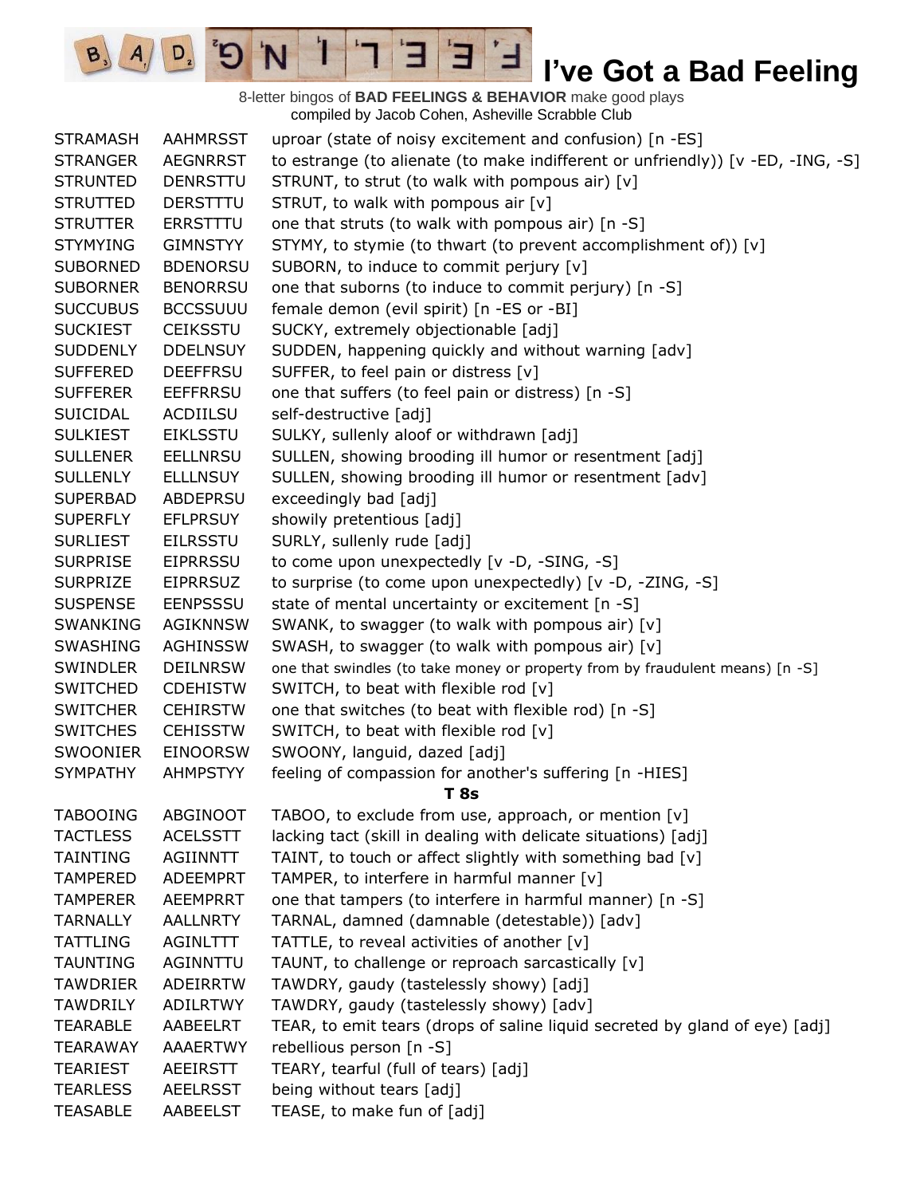# I've Got a Bad Feeling

8-letter bingos of **BAD FEELINGS & BEHAVIOR** make good plays
compiled by Jacob Cohen, Asheville Scrabble Club

| | | |
|---|---|---|
| STRAMASH | AAHMRSST | uproar (state of noisy excitement and confusion) [n -ES] |
| STRANGER | AEGNRRST | to estrange (to alienate (to make indifferent or unfriendly)) [v -ED, -ING, -S] |
| STRUNTED | DENRSTTU | STRUNT, to strut (to walk with pompous air) [v] |
| STRUTTED | DERSTTTU | STRUT, to walk with pompous air [v] |
| STRUTTER | ERRSTTTU | one that struts (to walk with pompous air) [n -S] |
| STYMYING | GIMNSTYY | STYMY, to stymie (to thwart (to prevent accomplishment of)) [v] |
| SUBORNED | BDENORSU | SUBORN, to induce to commit perjury [v] |
| SUBORNER | BENORRSU | one that suborns (to induce to commit perjury) [n -S] |
| SUCCUBUS | BCCSSUUU | female demon (evil spirit) [n -ES or -BI] |
| SUCKIEST | CEIKSSTU | SUCKY, extremely objectionable [adj] |
| SUDDENLY | DDELNSUY | SUDDEN, happening quickly and without warning [adv] |
| SUFFERED | DEEFFRSU | SUFFER, to feel pain or distress [v] |
| SUFFERER | EEFFRRSU | one that suffers (to feel pain or distress) [n -S] |
| SUICIDAL | ACDIILSU | self-destructive [adj] |
| SULKIEST | EIKLSSTU | SULKY, sullenly aloof or withdrawn [adj] |
| SULLENER | EELLNRSU | SULLEN, showing brooding ill humor or resentment [adj] |
| SULLENLY | ELLLNSUY | SULLEN, showing brooding ill humor or resentment [adv] |
| SUPERBAD | ABDEPRSU | exceedingly bad [adj] |
| SUPERFLY | EFLPRSUY | showily pretentious [adj] |
| SURLIEST | EILRSSTU | SURLY, sullenly rude [adj] |
| SURPRISE | EIPRRSSU | to come upon unexpectedly [v -D, -SING, -S] |
| SURPRIZE | EIPRRSUZ | to surprise (to come upon unexpectedly) [v -D, -ZING, -S] |
| SUSPENSE | EENPSSSU | state of mental uncertainty or excitement [n -S] |
| SWANKING | AGIKNNSW | SWANK, to swagger (to walk with pompous air) [v] |
| SWASHING | AGHINSSW | SWASH, to swagger (to walk with pompous air) [v] |
| SWINDLER | DEILNRSW | one that swindles (to take money or property from by fraudulent means) [n -S] |
| SWITCHED | CDEHISTW | SWITCH, to beat with flexible rod [v] |
| SWITCHER | CEHIRSTW | one that switches (to beat with flexible rod) [n -S] |
| SWITCHES | CEHISSTW | SWITCH, to beat with flexible rod [v] |
| SWOONIER | EINOORSW | SWOONY, languid, dazed [adj] |
| SYMPATHY | AHMPSTYY | feeling of compassion for another's suffering [n -HIES] |

**T 8s**

| | | |
|---|---|---|
| TABOOING | ABGINOOT | TABOO, to exclude from use, approach, or mention [v] |
| TACTLESS | ACELSSTT | lacking tact (skill in dealing with delicate situations) [adj] |
| TAINTING | AGIINNTT | TAINT, to touch or affect slightly with something bad [v] |
| TAMPERED | ADEEMPRT | TAMPER, to interfere in harmful manner [v] |
| TAMPERER | AEEMPRRT | one that tampers (to interfere in harmful manner) [n -S] |
| TARNALLY | AALLNRTY | TARNAL, damned (damnable (detestable)) [adv] |
| TATTLING | AGINLTTT | TATTLE, to reveal activities of another [v] |
| TAUNTING | AGINNTTU | TAUNT, to challenge or reproach sarcastically [v] |
| TAWDRIER | ADEIRRTW | TAWDRY, gaudy (tastelessly showy) [adj] |
| TAWDRILY | ADILRTWY | TAWDRY, gaudy (tastelessly showy) [adv] |
| TEARABLE | AABEELRT | TEAR, to emit tears (drops of saline liquid secreted by gland of eye) [adj] |
| TEARAWAY | AAAERTWY | rebellious person [n -S] |
| TEARIEST | AEEIRSTT | TEARY, tearful (full of tears) [adj] |
| TEARLESS | AEELRSST | being without tears [adj] |
| TEASABLE | AABEELST | TEASE, to make fun of [adj] |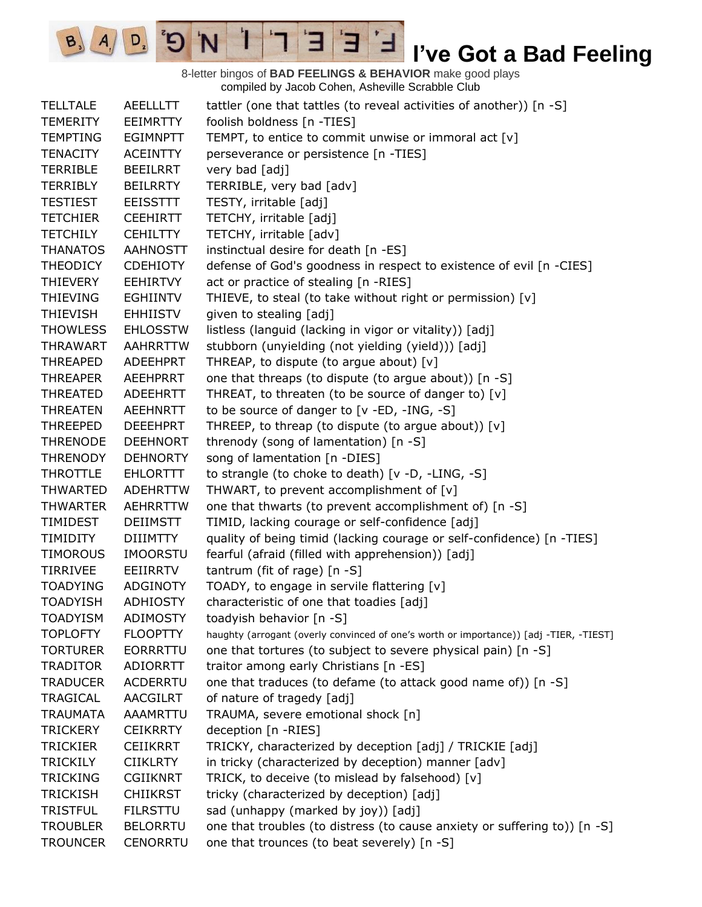# I've Got a Bad Feeling

8-letter bingos of **BAD FEELINGS & BEHAVIOR** make good plays
compiled by Jacob Cohen, Asheville Scrabble Club

| | | |
|---|---|---|
| TELLTALE | AEELLLTT | tattler (one that tattles (to reveal activities of another)) [n -S] |
| TEMERITY | EEIMRTTY | foolish boldness [n -TIES] |
| TEMPTING | EGIMNPTT | TEMPT, to entice to commit unwise or immoral act [v] |
| TENACITY | ACEINTTY | perseverance or persistence [n -TIES] |
| TERRIBLE | BEEILRRT | very bad [adj] |
| TERRIBLY | BEILRRTY | TERRIBLE, very bad [adv] |
| TESTIEST | EEISSTTT | TESTY, irritable [adj] |
| TETCHIER | CEEHIRTT | TETCHY, irritable [adj] |
| TETCHILY | CEHILTTY | TETCHY, irritable [adv] |
| THANATOS | AAHNOSTT | instinctual desire for death [n -ES] |
| THEODICY | CDEHIOTY | defense of God's goodness in respect to existence of evil [n -CIES] |
| THIEVERY | EEHIRTVY | act or practice of stealing [n -RIES] |
| THIEVING | EGHIINTV | THIEVE, to steal (to take without right or permission) [v] |
| THIEVISH | EHHIISTV | given to stealing [adj] |
| THOWLESS | EHLOSSTW | listless (languid (lacking in vigor or vitality)) [adj] |
| THRAWART | AAHRRTTW | stubborn (unyielding (not yielding (yield))) [adj] |
| THREAPED | ADEEHPRT | THREAP, to dispute (to argue about) [v] |
| THREAPER | AEEHPRRT | one that threaps (to dispute (to argue about)) [n -S] |
| THREATED | ADEEHRTT | THREAT, to threaten (to be source of danger to) [v] |
| THREATEN | AEEHNRTT | to be source of danger to [v -ED, -ING, -S] |
| THREEPED | DEEEHPRT | THREEP, to threap (to dispute (to argue about)) [v] |
| THRENODE | DEEHNORT | threnody (song of lamentation) [n -S] |
| THRENODY | DEHNORTY | song of lamentation [n -DIES] |
| THROTTLE | EHLORTTT | to strangle (to choke to death) [v -D, -LING, -S] |
| THWARTED | ADEHRTTW | THWART, to prevent accomplishment of [v] |
| THWARTER | AEHRRTTW | one that thwarts (to prevent accomplishment of) [n -S] |
| TIMIDEST | DEIIMSTT | TIMID, lacking courage or self-confidence [adj] |
| TIMIDITY | DIIIMTTY | quality of being timid (lacking courage or self-confidence) [n -TIES] |
| TIMOROUS | IMOORSTU | fearful (afraid (filled with apprehension)) [adj] |
| TIRRIVEE | EEIIRRTV | tantrum (fit of rage) [n -S] |
| TOADYING | ADGINOTY | TOADY, to engage in servile flattering [v] |
| TOADYISH | ADHIOSTY | characteristic of one that toadies [adj] |
| TOADYISM | ADIMOSTY | toadyish behavior [n -S] |
| TOPLOFTY | FLOOPTTY | haughty (arrogant (overly convinced of one's worth or importance)) [adj -TIER, -TIEST] |
| TORTURER | EORRRTTU | one that tortures (to subject to severe physical pain) [n -S] |
| TRADITOR | ADIORRTT | traitor among early Christians [n -ES] |
| TRADUCER | ACDERRTU | one that traduces (to defame (to attack good name of)) [n -S] |
| TRAGICAL | AACGILRT | of nature of tragedy [adj] |
| TRAUMATA | AAAMRTTU | TRAUMA, severe emotional shock [n] |
| TRICKERY | CEIKRRTY | deception [n -RIES] |
| TRICKIER | CEIIKRRT | TRICKY, characterized by deception [adj] / TRICKIE [adj] |
| TRICKILY | CIIKLRTY | in tricky (characterized by deception) manner [adv] |
| TRICKING | CGIIKNRT | TRICK, to deceive (to mislead by falsehood) [v] |
| TRICKISH | CHIIKRST | tricky (characterized by deception) [adj] |
| TRISTFUL | FILRSTTU | sad (unhappy (marked by joy)) [adj] |
| TROUBLER | BELORRTU | one that troubles (to distress (to cause anxiety or suffering to)) [n -S] |
| TROUNCER | CENORRTU | one that trounces (to beat severely) [n -S] |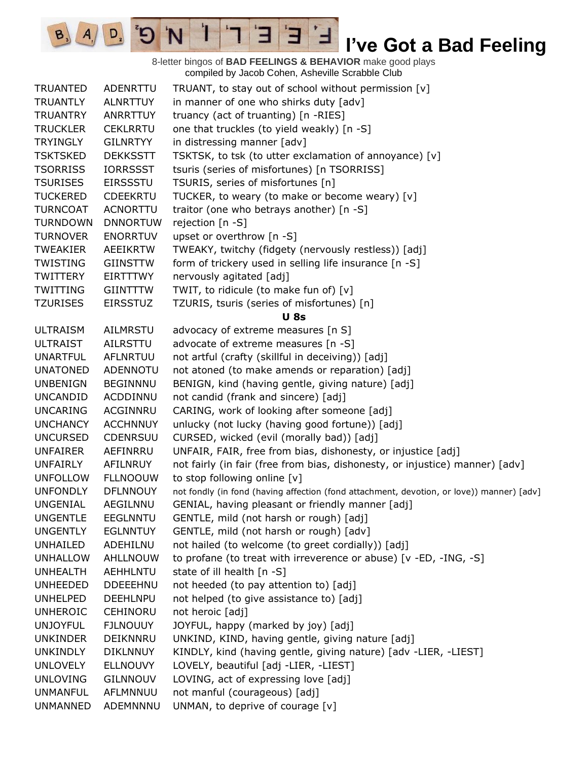# I've Got a Bad Feeling

8-letter bingos of **BAD FEELINGS & BEHAVIOR** make good plays
compiled by Jacob Cohen, Asheville Scrabble Club

| | | |
|---|---|---|
| TRUANTED | ADENRTTU | TRUANT, to stay out of school without permission [v] |
| TRUANTLY | ALNRTTUY | in manner of one who shirks duty [adv] |
| TRUANTRY | ANRRTTUY | truancy (act of truanting) [n -RIES] |
| TRUCKLER | CEKLRRTU | one that truckles (to yield weakly) [n -S] |
| TRYINGLY | GILNRTYY | in distressing manner [adv] |
| TSKTSKED | DEKKSSTT | TSKTSK, to tsk (to utter exclamation of annoyance) [v] |
| TSORRISS | IORRSSST | tsuris (series of misfortunes) [n TSORRISS] |
| TSURISES | EIRSSSTU | TSURIS, series of misfortunes [n] |
| TUCKERED | CDEEKRTU | TUCKER, to weary (to make or become weary) [v] |
| TURNCOAT | ACNORTTU | traitor (one who betrays another) [n -S] |
| TURNDOWN | DNNORTUW | rejection [n -S] |
| TURNOVER | ENORRTUV | upset or overthrow [n -S] |
| TWEAKIER | AEEIKRTW | TWEAKY, twitchy (fidgety (nervously restless)) [adj] |
| TWISTING | GIINSTTW | form of trickery used in selling life insurance [n -S] |
| TWITTERY | EIRTTTWY | nervously agitated [adj] |
| TWITTING | GIINTTTW | TWIT, to ridicule (to make fun of) [v] |
| TZURISES | EIRSSTUZ | TZURIS, tsuris (series of misfortunes) [n] |
| | | **U 8s** |
| ULTRAISM | AILMRSTU | advocacy of extreme measures [n S] |
| ULTRAIST | AILRSTTU | advocate of extreme measures [n -S] |
| UNARTFUL | AFLNRTUU | not artful (crafty (skillful in deceiving)) [adj] |
| UNATONED | ADENNOTU | not atoned (to make amends or reparation) [adj] |
| UNBENIGN | BEGINNNU | BENIGN, kind (having gentle, giving nature) [adj] |
| UNCANDID | ACDDINNU | not candid (frank and sincere) [adj] |
| UNCARING | ACGINNRU | CARING, work of looking after someone [adj] |
| UNCHANCY | ACCHNNUY | unlucky (not lucky (having good fortune)) [adj] |
| UNCURSED | CDENRSUU | CURSED, wicked (evil (morally bad)) [adj] |
| UNFAIRER | AEFINRRU | UNFAIR, FAIR, free from bias, dishonesty, or injustice [adj] |
| UNFAIRLY | AFILNRUY | not fairly (in fair (free from bias, dishonesty, or injustice) manner) [adv] |
| UNFOLLOW | FLLNOOUW | to stop following online [v] |
| UNFONDLY | DFLNNOUY | not fondly (in fond (having affection (fond attachment, devotion, or love)) manner) [adv] |
| UNGENIAL | AEGILNNU | GENIAL, having pleasant or friendly manner [adj] |
| UNGENTLE | EEGLNNTU | GENTLE, mild (not harsh or rough) [adj] |
| UNGENTLY | EGLNNTUY | GENTLE, mild (not harsh or rough) [adv] |
| UNHAILED | ADEHILNU | not hailed (to welcome (to greet cordially)) [adj] |
| UNHALLOW | AHLLNOUW | to profane (to treat with irreverence or abuse) [v -ED, -ING, -S] |
| UNHEALTH | AEHHLNTU | state of ill health [n -S] |
| UNHEEDED | DDEEEHNU | not heeded (to pay attention to) [adj] |
| UNHELPED | DEEHLNPU | not helped (to give assistance to) [adj] |
| UNHEROIC | CEHINORU | not heroic [adj] |
| UNJOYFUL | FJLNOUUY | JOYFUL, happy (marked by joy) [adj] |
| UNKINDER | DEIKNNRU | UNKIND, KIND, having gentle, giving nature [adj] |
| UNKINDLY | DIKLNNUY | KINDLY, kind (having gentle, giving nature) [adv -LIER, -LIEST] |
| UNLOVELY | ELLNOUVY | LOVELY, beautiful [adj -LIER, -LIEST] |
| UNLOVING | GILNNOUV | LOVING, act of expressing love [adj] |
| UNMANFUL | AFLMNNUU | not manful (courageous) [adj] |
| UNMANNED | ADEMNNNU | UNMAN, to deprive of courage [v] |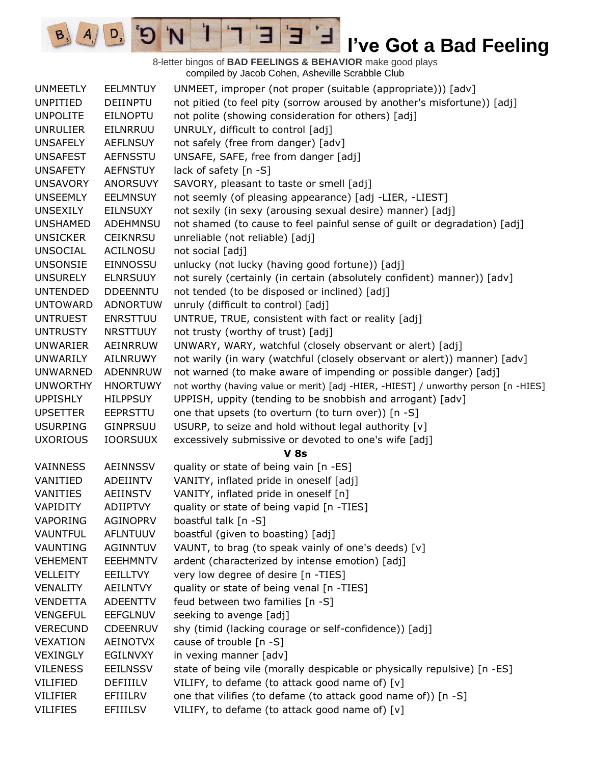# I've Got a Bad Feeling

8-letter bingos of **BAD FEELINGS & BEHAVIOR** make good plays
compiled by Jacob Cohen, Asheville Scrabble Club

| | | |
|---|---|---|
| UNMEETLY | EELMNTUY | UNMEET, improper (not proper (suitable (appropriate))) [adv] |
| UNPITIED | DEIINPTU | not pitied (to feel pity (sorrow aroused by another's misfortune)) [adj] |
| UNPOLITE | EILNOPTU | not polite (showing consideration for others) [adj] |
| UNRULIER | EILNRRUU | UNRULY, difficult to control [adj] |
| UNSAFELY | AEFLNSUY | not safely (free from danger) [adv] |
| UNSAFEST | AEFNSSTU | UNSAFE, SAFE, free from danger [adj] |
| UNSAFETY | AEFNSTUY | lack of safety [n -S] |
| UNSAVORY | ANORSUVY | SAVORY, pleasant to taste or smell [adj] |
| UNSEEMLY | EELMNSUY | not seemly (of pleasing appearance) [adj -LIER, -LIEST] |
| UNSEXILY | EILNSUXY | not sexily (in sexy (arousing sexual desire) manner) [adj] |
| UNSHAMED | ADEHMNSU | not shamed (to cause to feel painful sense of guilt or degradation) [adj] |
| UNSICKER | CEIKNRSU | unreliable (not reliable) [adj] |
| UNSOCIAL | ACILNOSU | not social [adj] |
| UNSONSIE | EINNOSSU | unlucky (not lucky (having good fortune)) [adj] |
| UNSURELY | ELNRSUUY | not surely (certainly (in certain (absolutely confident) manner)) [adv] |
| UNTENDED | DDEENNTU | not tended (to be disposed or inclined) [adj] |
| UNTOWARD | ADNORTUW | unruly (difficult to control) [adj] |
| UNTRUEST | ENRSTTUU | UNTRUE, TRUE, consistent with fact or reality [adj] |
| UNTRUSTY | NRSTTUUY | not trusty (worthy of trust) [adj] |
| UNWARIER | AEINRRUW | UNWARY, WARY, watchful (closely observant or alert) [adj] |
| UNWARILY | AILNRUWY | not warily (in wary (watchful (closely observant or alert)) manner) [adv] |
| UNWARNED | ADENNRUW | not warned (to make aware of impending or possible danger) [adj] |
| UNWORTHY | HNORTUWY | not worthy (having value or merit) [adj -HIER, -HIEST] / unworthy person [n -HIES] |
| UPPISHLY | HILPPSUY | UPPISH, uppity (tending to be snobbish and arrogant) [adv] |
| UPSETTER | EEPRSTTU | one that upsets (to overturn (to turn over)) [n -S] |
| USURPING | GINPRSUU | USURP, to seize and hold without legal authority [v] |
| UXORIOUS | IOORSUUX | excessively submissive or devoted to one's wife [adj] |
| | | **V 8s** |
| VAINNESS | AEINNSSV | quality or state of being vain [n -ES] |
| VANITIED | ADEIINTV | VANITY, inflated pride in oneself [adj] |
| VANITIES | AEIINSTV | VANITY, inflated pride in oneself [n] |
| VAPIDITY | ADIIPTVY | quality or state of being vapid [n -TIES] |
| VAPORING | AGINOPRV | boastful talk [n -S] |
| VAUNTFUL | AFLNTUUV | boastful (given to boasting) [adj] |
| VAUNTING | AGINNTUV | VAUNT, to brag (to speak vainly of one's deeds) [v] |
| VEHEMENT | EEEHMNTV | ardent (characterized by intense emotion) [adj] |
| VELLEITY | EEILLTVY | very low degree of desire [n -TIES] |
| VENALITY | AEILNTVY | quality or state of being venal [n -TIES] |
| VENDETTA | ADEENTTV | feud between two families [n -S] |
| VENGEFUL | EEFGLNUV | seeking to avenge [adj] |
| VERECUND | CDEENRUV | shy (timid (lacking courage or self-confidence)) [adj] |
| VEXATION | AEINOTVX | cause of trouble [n -S] |
| VEXINGLY | EGILNVXY | in vexing manner [adv] |
| VILENESS | EEILNSSV | state of being vile (morally despicable or physically repulsive) [n -ES] |
| VILIFIED | DEFIIILV | VILIFY, to defame (to attack good name of) [v] |
| VILIFIER | EFIIILRV | one that vilifies (to defame (to attack good name of)) [n -S] |
| VILIFIES | EFIIILSV | VILIFY, to defame (to attack good name of) [v] |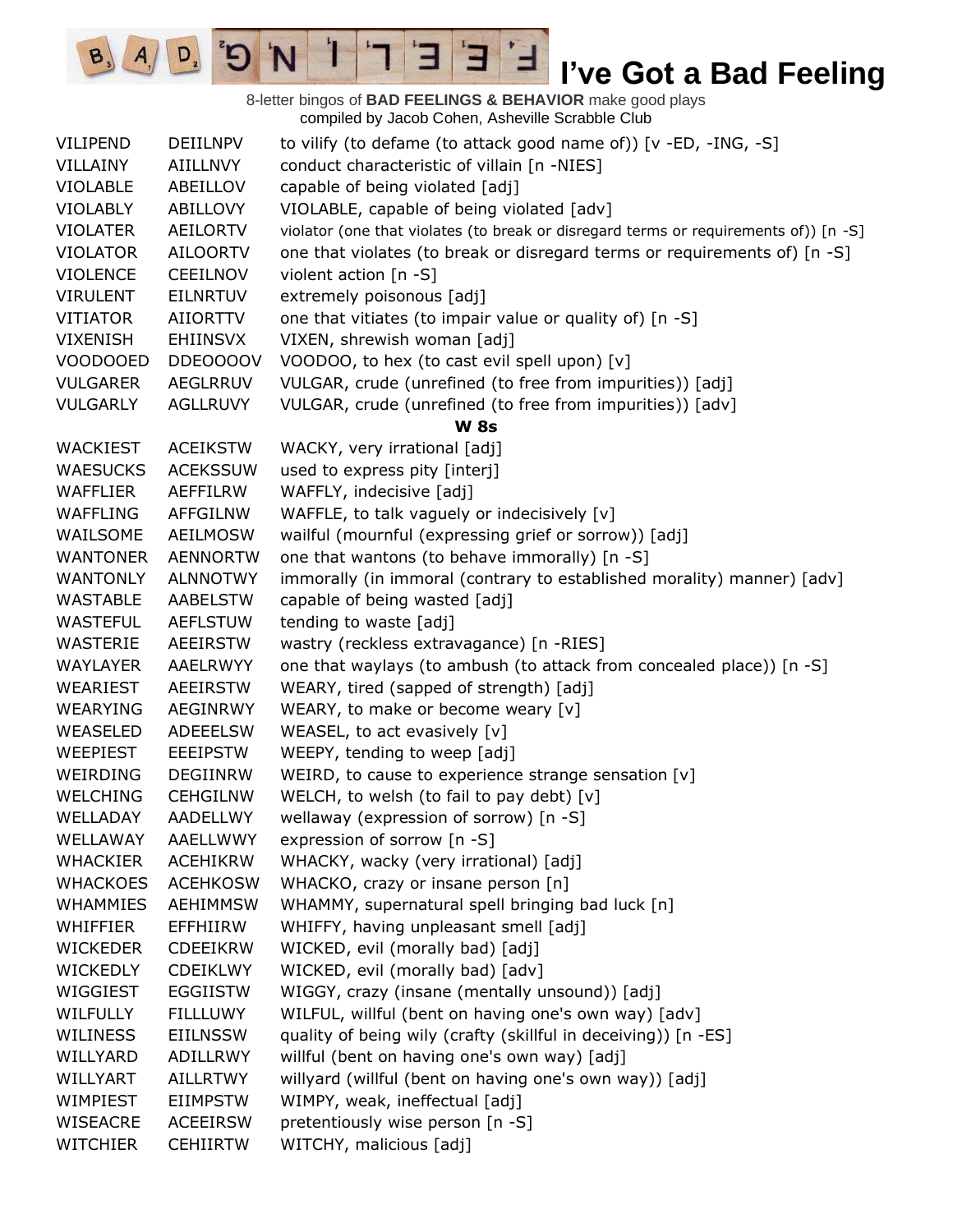# I've Got a Bad Feeling

8-letter bingos of **BAD FEELINGS & BEHAVIOR** make good plays
compiled by Jacob Cohen, Asheville Scrabble Club

| | | |
|---|---|---|
| VILIPEND | DEIILNPV | to vilify (to defame (to attack good name of)) [v -ED, -ING, -S] |
| VILLAINY | AIILLNVY | conduct characteristic of villain [n -NIES] |
| VIOLABLE | ABEILLOV | capable of being violated [adj] |
| VIOLABLY | ABILLOVY | VIOLABLE, capable of being violated [adv] |
| VIOLATER | AEILORTV | violator (one that violates (to break or disregard terms or requirements of)) [n -S] |
| VIOLATOR | AILOORTV | one that violates (to break or disregard terms or requirements of) [n -S] |
| VIOLENCE | CEEILNOV | violent action [n -S] |
| VIRULENT | EILNRTUV | extremely poisonous [adj] |
| VITIATOR | AIIORTTV | one that vitiates (to impair value or quality of) [n -S] |
| VIXENISH | EHIINSVX | VIXEN, shrewish woman [adj] |
| VOODOOED | DDEOOOOV | VOODOO, to hex (to cast evil spell upon) [v] |
| VULGARER | AEGLRRUV | VULGAR, crude (unrefined (to free from impurities)) [adj] |
| VULGARLY | AGLLRUVY | VULGAR, crude (unrefined (to free from impurities)) [adv] |
| | | **W 8s** |
| WACKIEST | ACEIKSTW | WACKY, very irrational [adj] |
| WAESUCKS | ACEKSSUW | used to express pity [interj] |
| WAFFLIER | AEFFILRW | WAFFLY, indecisive [adj] |
| WAFFLING | AFFGILNW | WAFFLE, to talk vaguely or indecisively [v] |
| WAILSOME | AEILMOSW | wailful (mournful (expressing grief or sorrow)) [adj] |
| WANTONER | AENNORTW | one that wantons (to behave immorally) [n -S] |
| WANTONLY | ALNNOTWY | immorally (in immoral (contrary to established morality) manner) [adv] |
| WASTABLE | AABELSTW | capable of being wasted [adj] |
| WASTEFUL | AEFLSTUW | tending to waste [adj] |
| WASTERIE | AEEIRSTW | wastry (reckless extravagance) [n -RIES] |
| WAYLAYER | AAELRWYY | one that waylays (to ambush (to attack from concealed place)) [n -S] |
| WEARIEST | AEEIRSTW | WEARY, tired (sapped of strength) [adj] |
| WEARYING | AEGINRWY | WEARY, to make or become weary [v] |
| WEASELED | ADEEELSW | WEASEL, to act evasively [v] |
| WEEPIEST | EEEIPSTW | WEEPY, tending to weep [adj] |
| WEIRDING | DEGIINRW | WEIRD, to cause to experience strange sensation [v] |
| WELCHING | CEHGILNW | WELCH, to welsh (to fail to pay debt) [v] |
| WELLADAY | AADELLWY | wellaway (expression of sorrow) [n -S] |
| WELLAWAY | AAELLWWY | expression of sorrow [n -S] |
| WHACKIER | ACEHIKRW | WHACKY, wacky (very irrational) [adj] |
| WHACKOES | ACEHKOSW | WHACKO, crazy or insane person [n] |
| WHAMMIES | AEHIMMSW | WHAMMY, supernatural spell bringing bad luck [n] |
| WHIFFIER | EFFHIIRW | WHIFFY, having unpleasant smell [adj] |
| WICKEDER | CDEEIKRW | WICKED, evil (morally bad) [adj] |
| WICKEDLY | CDEIKLWY | WICKED, evil (morally bad) [adv] |
| WIGGIEST | EGGIISTW | WIGGY, crazy (insane (mentally unsound)) [adj] |
| WILFULLY | FILLLUWY | WILFUL, willful (bent on having one's own way) [adv] |
| WILINESS | EIILNSSW | quality of being wily (crafty (skillful in deceiving)) [n -ES] |
| WILLYARD | ADILLRWY | willful (bent on having one's own way) [adj] |
| WILLYART | AILLRTWY | willyard (willful (bent on having one's own way)) [adj] |
| WIMPIEST | EIIMPSTW | WIMPY, weak, ineffectual [adj] |
| WISEACRE | ACEEIRSW | pretentiously wise person [n -S] |
| WITCHIER | CEHIIRTW | WITCHY, malicious [adj] |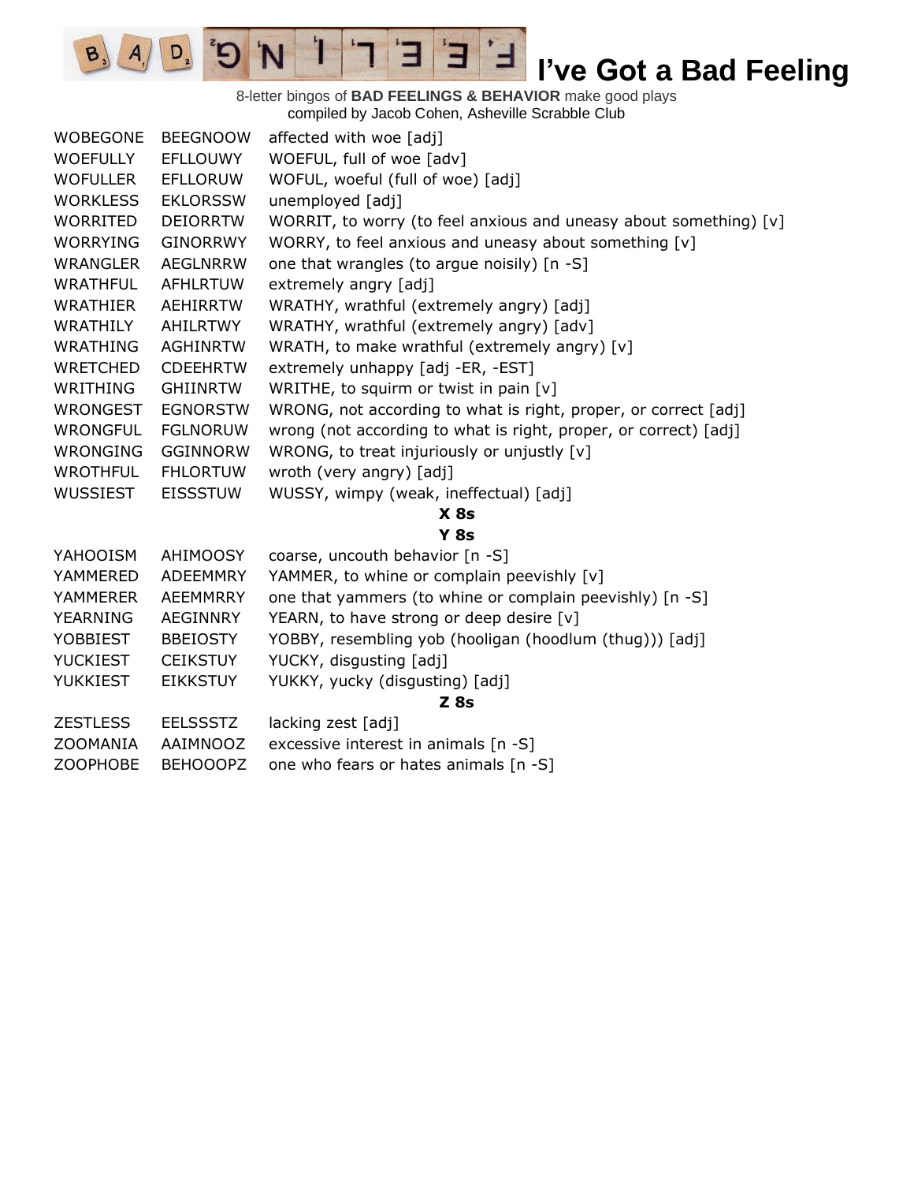# I've Got a Bad Feeling

8-letter bingos of **BAD FEELINGS & BEHAVIOR** make good plays
compiled by Jacob Cohen, Asheville Scrabble Club

| | | |
|---|---|---|
| WOBEGONE | BEEGNOOW | affected with woe [adj] |
| WOEFULLY | EFLLOUWY | WOEFUL, full of woe [adv] |
| WOFULLER | EFLLORUW | WOFUL, woeful (full of woe) [adj] |
| WORKLESS | EKLORSSW | unemployed [adj] |
| WORRITED | DEIORRTW | WORRIT, to worry (to feel anxious and uneasy about something) [v] |
| WORRYING | GINORRWY | WORRY, to feel anxious and uneasy about something [v] |
| WRANGLER | AEGLNRRW | one that wrangles (to argue noisily) [n -S] |
| WRATHFUL | AFHLRTUW | extremely angry [adj] |
| WRATHIER | AEHIRRTW | WRATHY, wrathful (extremely angry) [adj] |
| WRATHILY | AHILRTWY | WRATHY, wrathful (extremely angry) [adv] |
| WRATHING | AGHINRTW | WRATH, to make wrathful (extremely angry) [v] |
| WRETCHED | CDEEHRTW | extremely unhappy [adj -ER, -EST] |
| WRITHING | GHIINRTW | WRITHE, to squirm or twist in pain [v] |
| WRONGEST | EGNORSTW | WRONG, not according to what is right, proper, or correct [adj] |
| WRONGFUL | FGLNORUW | wrong (not according to what is right, proper, or correct) [adj] |
| WRONGING | GGINNORW | WRONG, to treat injuriously or unjustly [v] |
| WROTHFUL | FHLORTUW | wroth (very angry) [adj] |
| WUSSIEST | EISSSTUW | WUSSY, wimpy (weak, ineffectual) [adj] |
| | | **X 8s** |
| | | **Y 8s** |
| YAHOOISM | AHIMOOSY | coarse, uncouth behavior [n -S] |
| YAMMERED | ADEEMMRY | YAMMER, to whine or complain peevishly [v] |
| YAMMERER | AEEMMRRY | one that yammers (to whine or complain peevishly) [n -S] |
| YEARNING | AEGINNRY | YEARN, to have strong or deep desire [v] |
| YOBBIEST | BBEIOSTY | YOBBY, resembling yob (hooligan (hoodlum (thug))) [adj] |
| YUCKIEST | CEIKSTUY | YUCKY, disgusting [adj] |
| YUKKIEST | EIKKSTUY | YUKKY, yucky (disgusting) [adj] |
| | | **Z 8s** |
| ZESTLESS | EELSSSTZ | lacking zest [adj] |
| ZOOMANIA | AAIMNOOZ | excessive interest in animals [n -S] |
| ZOOPHOBE | BEHOOOPZ | one who fears or hates animals [n -S] |